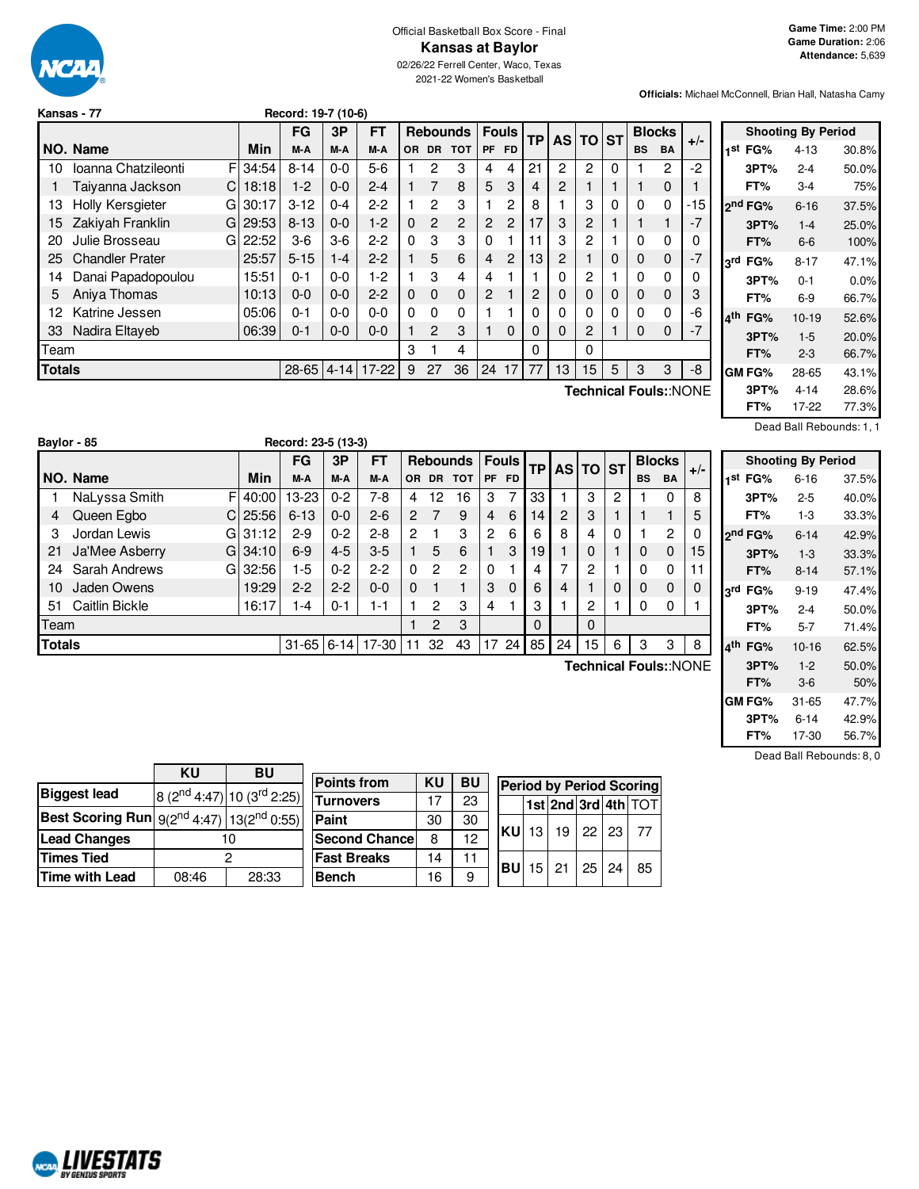Official Basketball Box Score - Final

# Kansas at Baylor

02/26/22 Ferrell Center, Waco, Texas

2021-22 Women's Basketball

**Game Time:** 2:00 PM
**Game Duration:** 2:06
**Attendance:** 5,639

**Officials:** Michael McConnell, Brian Hall, Natasha Camy

**Kansas - 77** Record: 19-7 (10-6)

| NO. | Name | | Min | FG M-A | 3P M-A | FT M-A | OR | DR | TOT | PF | FD | TP | AS | TO | ST | BS | BA | +/- |
|---|---|---|---|---|---|---|---|---|---|---|---|---|---|---|---|---|---|---|
| 10 | Ioanna Chatzileonti | F | 34:54 | 8-14 | 0-0 | 5-6 | 1 | 2 | 3 | 4 | 4 | 21 | 2 | 2 | 0 | 1 | 2 | -2 |
| 1 | Taiyanna Jackson | C | 18:18 | 1-2 | 0-0 | 2-4 | 1 | 7 | 8 | 5 | 3 | 4 | 2 | 1 | 1 | 1 | 0 | 1 |
| 13 | Holly Kersgieter | G | 30:17 | 3-12 | 0-4 | 2-2 | 1 | 2 | 3 | 1 | 2 | 8 | 1 | 3 | 0 | 0 | 0 | -15 |
| 15 | Zakiyah Franklin | G | 29:53 | 8-13 | 0-0 | 1-2 | 0 | 2 | 2 | 2 | 2 | 17 | 3 | 2 | 1 | 1 | 1 | -7 |
| 20 | Julie Brosseau | G | 22:52 | 3-6 | 3-6 | 2-2 | 0 | 3 | 3 | 0 | 1 | 11 | 3 | 2 | 1 | 0 | 0 | 0 |
| 25 | Chandler Prater | | 25:57 | 5-15 | 1-4 | 2-2 | 1 | 5 | 6 | 4 | 2 | 13 | 2 | 1 | 0 | 0 | 0 | -7 |
| 14 | Danai Papadopoulou | | 15:51 | 0-1 | 0-0 | 1-2 | 1 | 3 | 4 | 4 | 1 | 1 | 0 | 2 | 1 | 0 | 0 | 0 |
| 5 | Aniya Thomas | | 10:13 | 0-0 | 0-0 | 2-2 | 0 | 0 | 0 | 2 | 1 | 2 | 0 | 0 | 0 | 0 | 0 | 3 |
| 12 | Katrine Jessen | | 05:06 | 0-1 | 0-0 | 0-0 | 0 | 0 | 0 | 1 | 1 | 0 | 0 | 0 | 0 | 0 | 0 | -6 |
| 33 | Nadira Eltayeb | | 06:39 | 0-1 | 0-0 | 0-0 | 1 | 2 | 3 | 1 | 0 | 0 | 0 | 2 | 1 | 0 | 0 | -7 |
| | Team | | | | | | 3 | 1 | 4 | | | 0 | | 0 | | | | |
| | **Totals** | | | 28-65 | 4-14 | 17-22 | 9 | 27 | 36 | 24 | 17 | 77 | 13 | 15 | 5 | 3 | 3 | -8 |

Technical Fouls::NONE

| Shooting By Period | | |
|---|---|---|
| 1st FG% | 4-13 | 30.8% |
| 3PT% | 2-4 | 50.0% |
| FT% | 3-4 | 75% |
| 2nd FG% | 6-16 | 37.5% |
| 3PT% | 1-4 | 25.0% |
| FT% | 6-6 | 100% |
| 3rd FG% | 8-17 | 47.1% |
| 3PT% | 0-1 | 0.0% |
| FT% | 6-9 | 66.7% |
| 4th FG% | 10-19 | 52.6% |
| 3PT% | 1-5 | 20.0% |
| FT% | 2-3 | 66.7% |
| GM FG% | 28-65 | 43.1% |
| 3PT% | 4-14 | 28.6% |
| FT% | 17-22 | 77.3% |

Dead Ball Rebounds: 1, 1

**Baylor - 85** Record: 23-5 (13-3)

| NO. | Name | | Min | FG M-A | 3P M-A | FT M-A | OR | DR | TOT | PF | FD | TP | AS | TO | ST | BS | BA | +/- |
|---|---|---|---|---|---|---|---|---|---|---|---|---|---|---|---|---|---|---|
| 1 | NaLyssa Smith | F | 40:00 | 13-23 | 0-2 | 7-8 | 4 | 12 | 16 | 3 | 7 | 33 | 1 | 3 | 2 | 1 | 0 | 8 |
| 4 | Queen Egbo | C | 25:56 | 6-13 | 0-0 | 2-6 | 2 | 7 | 9 | 4 | 6 | 14 | 2 | 3 | 1 | 1 | 1 | 5 |
| 3 | Jordan Lewis | G | 31:12 | 2-9 | 0-2 | 2-8 | 2 | 1 | 3 | 2 | 6 | 6 | 8 | 4 | 0 | 1 | 2 | 0 |
| 21 | Ja'Mee Asberry | G | 34:10 | 6-9 | 4-5 | 3-5 | 1 | 5 | 6 | 1 | 3 | 19 | 1 | 0 | 1 | 0 | 0 | 15 |
| 24 | Sarah Andrews | G | 32:56 | 1-5 | 0-2 | 2-2 | 0 | 2 | 2 | 0 | 1 | 4 | 7 | 2 | 1 | 0 | 0 | 11 |
| 10 | Jaden Owens | | 19:29 | 2-2 | 2-2 | 0-0 | 0 | 1 | 1 | 3 | 0 | 6 | 4 | 1 | 0 | 0 | 0 | 0 |
| 51 | Caitlin Bickle | | 16:17 | 1-4 | 0-1 | 1-1 | 1 | 2 | 3 | 4 | 1 | 3 | 1 | 2 | 1 | 0 | 0 | 1 |
| | Team | | | | | | 1 | 2 | 3 | | | 0 | | 0 | | | | |
| | **Totals** | | | 31-65 | 6-14 | 17-30 | 11 | 32 | 43 | 17 | 24 | 85 | 24 | 15 | 6 | 3 | 3 | 8 |

Technical Fouls::NONE

| Shooting By Period | | |
|---|---|---|
| 1st FG% | 6-16 | 37.5% |
| 3PT% | 2-5 | 40.0% |
| FT% | 1-3 | 33.3% |
| 2nd FG% | 6-14 | 42.9% |
| 3PT% | 1-3 | 33.3% |
| FT% | 8-14 | 57.1% |
| 3rd FG% | 9-19 | 47.4% |
| 3PT% | 2-4 | 50.0% |
| FT% | 5-7 | 71.4% |
| 4th FG% | 10-16 | 62.5% |
| 3PT% | 1-2 | 50.0% |
| FT% | 3-6 | 50% |
| GM FG% | 31-65 | 47.7% |
| 3PT% | 6-14 | 42.9% |
| FT% | 17-30 | 56.7% |

Dead Ball Rebounds: 8, 0

| | KU | BU |
|---|---|---|
| Biggest lead | 8 (2nd 4:47) | 10 (3rd 2:25) |
| Best Scoring Run | 9(2nd 4:47) | 13(2nd 0:55) |
| Lead Changes | 10 | |
| Times Tied | 2 | |
| Time with Lead | 08:46 | 28:33 |

| Points from | KU | BU |
|---|---|---|
| Turnovers | 17 | 23 |
| Paint | 30 | 30 |
| Second Chance | 8 | 12 |
| Fast Breaks | 14 | 11 |
| Bench | 16 | 9 |

| Period by Period Scoring | 1st | 2nd | 3rd | 4th | TOT |
|---|---|---|---|---|---|
| KU | 13 | 19 | 22 | 23 | 77 |
| BU | 15 | 21 | 25 | 24 | 85 |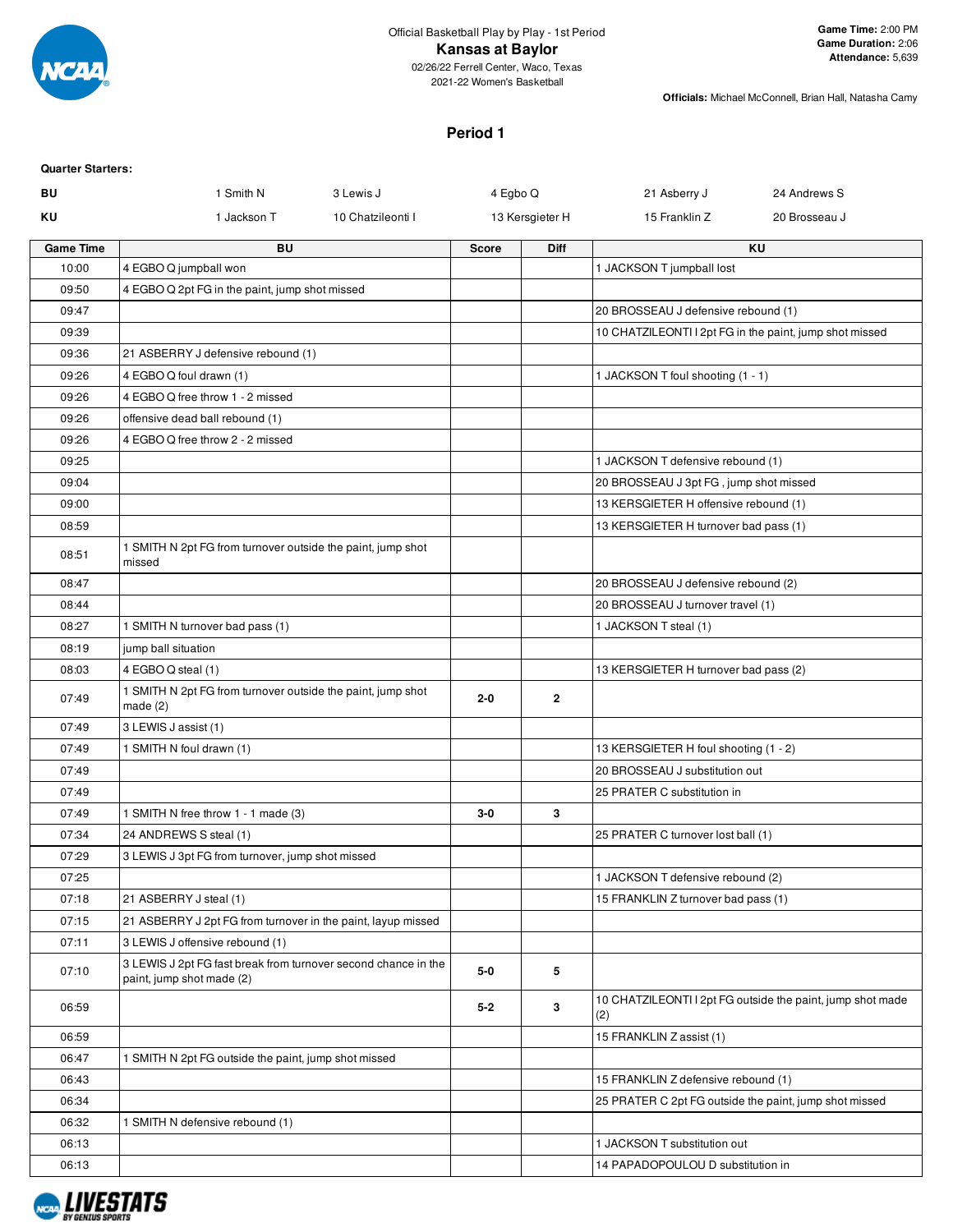Official Basketball Play by Play - 1st Period

# Kansas at Baylor

02/26/22 Ferrell Center, Waco, Texas
2021-22 Women's Basketball

**Game Time:** 2:00 PM
**Game Duration:** 2:06
**Attendance:** 5,639

**Officials:** Michael McConnell, Brian Hall, Natasha Camy

## Period 1

**Quarter Starters:**

| | | | | | |
|---|---|---|---|---|---|
| **BU** | 1 Smith N | 3 Lewis J | 4 Egbo Q | 21 Asberry J | 24 Andrews S |
| **KU** | 1 Jackson T | 10 Chatzileonti I | 13 Kersgieter H | 15 Franklin Z | 20 Brosseau J |

| Game Time | BU | Score | Diff | KU |
|---|---|---|---|---|
| 10:00 | 4 EGBO Q jumpball won | | | 1 JACKSON T jumpball lost |
| 09:50 | 4 EGBO Q 2pt FG in the paint, jump shot missed | | | |
| 09:47 | | | | 20 BROSSEAU J defensive rebound (1) |
| 09:39 | | | | 10 CHATZILEONTI I 2pt FG in the paint, jump shot missed |
| 09:36 | 21 ASBERRY J defensive rebound (1) | | | |
| 09:26 | 4 EGBO Q foul drawn (1) | | | 1 JACKSON T foul shooting (1 - 1) |
| 09:26 | 4 EGBO Q free throw 1 - 2 missed | | | |
| 09:26 | offensive dead ball rebound (1) | | | |
| 09:26 | 4 EGBO Q free throw 2 - 2 missed | | | |
| 09:25 | | | | 1 JACKSON T defensive rebound (1) |
| 09:04 | | | | 20 BROSSEAU J 3pt FG , jump shot missed |
| 09:00 | | | | 13 KERSGIETER H offensive rebound (1) |
| 08:59 | | | | 13 KERSGIETER H turnover bad pass (1) |
| 08:51 | 1 SMITH N 2pt FG from turnover outside the paint, jump shot missed | | | |
| 08:47 | | | | 20 BROSSEAU J defensive rebound (2) |
| 08:44 | | | | 20 BROSSEAU J turnover travel (1) |
| 08:27 | 1 SMITH N turnover bad pass (1) | | | 1 JACKSON T steal (1) |
| 08:19 | jump ball situation | | | |
| 08:03 | 4 EGBO Q steal (1) | | | 13 KERSGIETER H turnover bad pass (2) |
| 07:49 | 1 SMITH N 2pt FG from turnover outside the paint, jump shot made (2) | 2-0 | 2 | |
| 07:49 | 3 LEWIS J assist (1) | | | |
| 07:49 | 1 SMITH N foul drawn (1) | | | 13 KERSGIETER H foul shooting (1 - 2) |
| 07:49 | | | | 20 BROSSEAU J substitution out |
| 07:49 | | | | 25 PRATER C substitution in |
| 07:49 | 1 SMITH N free throw 1 - 1 made (3) | 3-0 | 3 | |
| 07:34 | 24 ANDREWS S steal (1) | | | 25 PRATER C turnover lost ball (1) |
| 07:29 | 3 LEWIS J 3pt FG from turnover, jump shot missed | | | |
| 07:25 | | | | 1 JACKSON T defensive rebound (2) |
| 07:18 | 21 ASBERRY J steal (1) | | | 15 FRANKLIN Z turnover bad pass (1) |
| 07:15 | 21 ASBERRY J 2pt FG from turnover in the paint, layup missed | | | |
| 07:11 | 3 LEWIS J offensive rebound (1) | | | |
| 07:10 | 3 LEWIS J 2pt FG fast break from turnover second chance in the paint, jump shot made (2) | 5-0 | 5 | |
| 06:59 | | 5-2 | 3 | 10 CHATZILEONTI I 2pt FG outside the paint, jump shot made (2) |
| 06:59 | | | | 15 FRANKLIN Z assist (1) |
| 06:47 | 1 SMITH N 2pt FG outside the paint, jump shot missed | | | |
| 06:43 | | | | 15 FRANKLIN Z defensive rebound (1) |
| 06:34 | | | | 25 PRATER C 2pt FG outside the paint, jump shot missed |
| 06:32 | 1 SMITH N defensive rebound (1) | | | |
| 06:13 | | | | 1 JACKSON T substitution out |
| 06:13 | | | | 14 PAPADOPOULOU D substitution in |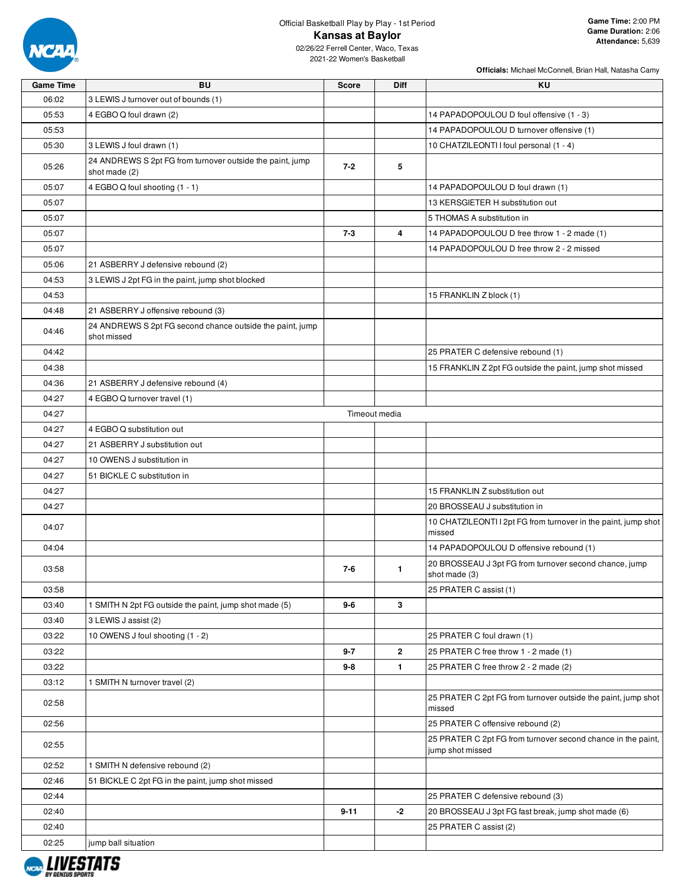Official Basketball Play by Play - 1st Period

# Kansas at Baylor

02/26/22 Ferrell Center, Waco, Texas
2021-22 Women's Basketball

**Game Time:** 2:00 PM
**Game Duration:** 2:06
**Attendance:** 5,639

**Officials:** Michael McConnell, Brian Hall, Natasha Camy

| Game Time | BU | Score | Diff | KU |
|---|---|---|---|---|
| 06:02 | 3 LEWIS J turnover out of bounds (1) | | | |
| 05:53 | 4 EGBO Q foul drawn (2) | | | 14 PAPADOPOULOU D foul offensive (1 - 3) |
| 05:53 | | | | 14 PAPADOPOULOU D turnover offensive (1) |
| 05:30 | 3 LEWIS J foul drawn (1) | | | 10 CHATZILEONTI I foul personal (1 - 4) |
| 05:26 | 24 ANDREWS S 2pt FG from turnover outside the paint, jump shot made (2) | 7-2 | 5 | |
| 05:07 | 4 EGBO Q foul shooting (1 - 1) | | | 14 PAPADOPOULOU D foul drawn (1) |
| 05:07 | | | | 13 KERSGIETER H substitution out |
| 05:07 | | | | 5 THOMAS A substitution in |
| 05:07 | | 7-3 | 4 | 14 PAPADOPOULOU D free throw 1 - 2 made (1) |
| 05:07 | | | | 14 PAPADOPOULOU D free throw 2 - 2 missed |
| 05:06 | 21 ASBERRY J defensive rebound (2) | | | |
| 04:53 | 3 LEWIS J 2pt FG in the paint, jump shot blocked | | | |
| 04:53 | | | | 15 FRANKLIN Z block (1) |
| 04:48 | 21 ASBERRY J offensive rebound (3) | | | |
| 04:46 | 24 ANDREWS S 2pt FG second chance outside the paint, jump shot missed | | | |
| 04:42 | | | | 25 PRATER C defensive rebound (1) |
| 04:38 | | | | 15 FRANKLIN Z 2pt FG outside the paint, jump shot missed |
| 04:36 | 21 ASBERRY J defensive rebound (4) | | | |
| 04:27 | 4 EGBO Q turnover travel (1) | | | |
| 04:27 | | Timeout media | | |
| 04:27 | 4 EGBO Q substitution out | | | |
| 04:27 | 21 ASBERRY J substitution out | | | |
| 04:27 | 10 OWENS J substitution in | | | |
| 04:27 | 51 BICKLE C substitution in | | | |
| 04:27 | | | | 15 FRANKLIN Z substitution out |
| 04:27 | | | | 20 BROSSEAU J substitution in |
| 04:07 | | | | 10 CHATZILEONTI I 2pt FG from turnover in the paint, jump shot missed |
| 04:04 | | | | 14 PAPADOPOULOU D offensive rebound (1) |
| 03:58 | | 7-6 | 1 | 20 BROSSEAU J 3pt FG from turnover second chance, jump shot made (3) |
| 03:58 | | | | 25 PRATER C assist (1) |
| 03:40 | 1 SMITH N 2pt FG outside the paint, jump shot made (5) | 9-6 | 3 | |
| 03:40 | 3 LEWIS J assist (2) | | | |
| 03:22 | 10 OWENS J foul shooting (1 - 2) | | | 25 PRATER C foul drawn (1) |
| 03:22 | | 9-7 | 2 | 25 PRATER C free throw 1 - 2 made (1) |
| 03:22 | | 9-8 | 1 | 25 PRATER C free throw 2 - 2 made (2) |
| 03:12 | 1 SMITH N turnover travel (2) | | | |
| 02:58 | | | | 25 PRATER C 2pt FG from turnover outside the paint, jump shot missed |
| 02:56 | | | | 25 PRATER C offensive rebound (2) |
| 02:55 | | | | 25 PRATER C 2pt FG from turnover second chance in the paint, jump shot missed |
| 02:52 | 1 SMITH N defensive rebound (2) | | | |
| 02:46 | 51 BICKLE C 2pt FG in the paint, jump shot missed | | | |
| 02:44 | | | | 25 PRATER C defensive rebound (3) |
| 02:40 | | 9-11 | -2 | 20 BROSSEAU J 3pt FG fast break, jump shot made (6) |
| 02:40 | | | | 25 PRATER C assist (2) |
| 02:25 | jump ball situation | | | |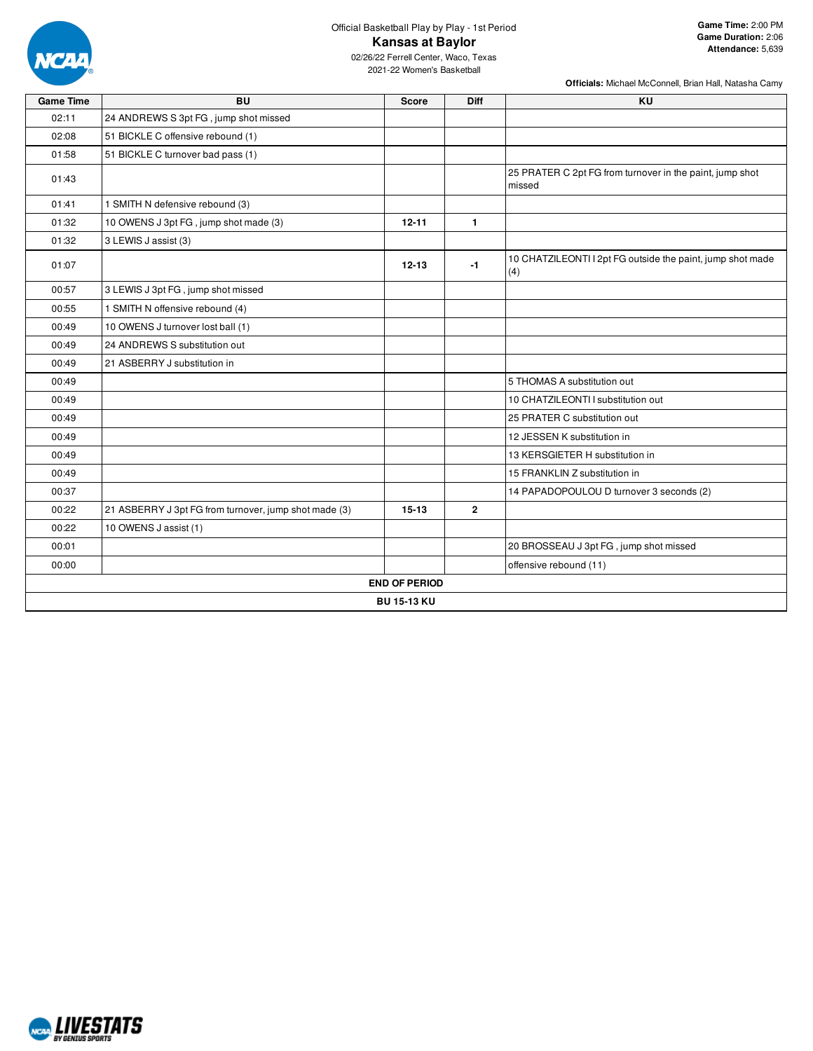Official Basketball Play by Play - 1st Period

# Kansas at Baylor

02/26/22 Ferrell Center, Waco, Texas
2021-22 Women's Basketball

**Game Time:** 2:00 PM
**Game Duration:** 2:06
**Attendance:** 5,639

**Officials:** Michael McConnell, Brian Hall, Natasha Camy

| Game Time | BU | Score | Diff | KU |
|---|---|---|---|---|
| 02:11 | 24 ANDREWS S 3pt FG , jump shot missed | | | |
| 02:08 | 51 BICKLE C offensive rebound (1) | | | |
| 01:58 | 51 BICKLE C turnover bad pass (1) | | | |
| 01:43 | | | | 25 PRATER C 2pt FG from turnover in the paint, jump shot missed |
| 01:41 | 1 SMITH N defensive rebound (3) | | | |
| 01:32 | 10 OWENS J 3pt FG , jump shot made (3) | **12-11** | **1** | |
| 01:32 | 3 LEWIS J assist (3) | | | |
| 01:07 | | **12-13** | **-1** | 10 CHATZILEONTI I 2pt FG outside the paint, jump shot made (4) |
| 00:57 | 3 LEWIS J 3pt FG , jump shot missed | | | |
| 00:55 | 1 SMITH N offensive rebound (4) | | | |
| 00:49 | 10 OWENS J turnover lost ball (1) | | | |
| 00:49 | 24 ANDREWS S substitution out | | | |
| 00:49 | 21 ASBERRY J substitution in | | | |
| 00:49 | | | | 5 THOMAS A substitution out |
| 00:49 | | | | 10 CHATZILEONTI I substitution out |
| 00:49 | | | | 25 PRATER C substitution out |
| 00:49 | | | | 12 JESSEN K substitution in |
| 00:49 | | | | 13 KERSGIETER H substitution in |
| 00:49 | | | | 15 FRANKLIN Z substitution in |
| 00:37 | | | | 14 PAPADOPOULOU D turnover 3 seconds (2) |
| 00:22 | 21 ASBERRY J 3pt FG from turnover, jump shot made (3) | **15-13** | **2** | |
| 00:22 | 10 OWENS J assist (1) | | | |
| 00:01 | | | | 20 BROSSEAU J 3pt FG , jump shot missed |
| 00:00 | | | | offensive rebound (11) |
| **END OF PERIOD** | | | | |
| **BU 15-13 KU** | | | | |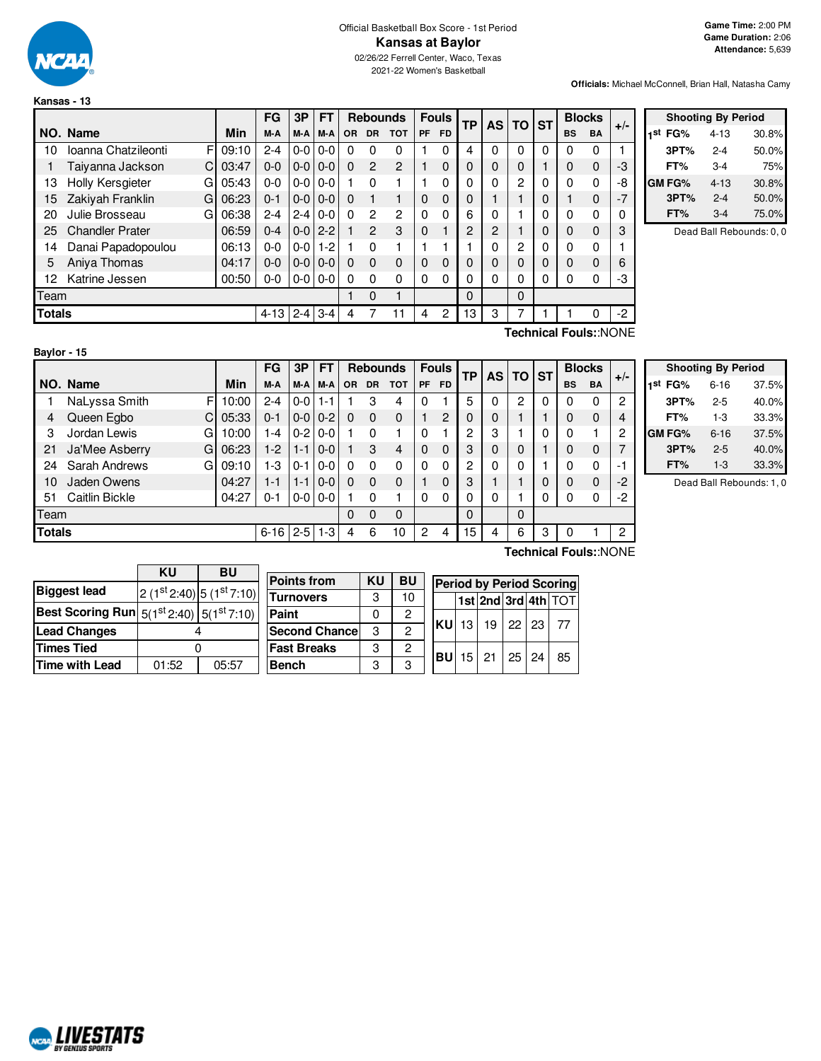Official Basketball Box Score - 1st Period

# Kansas at Baylor

02/26/22 Ferrell Center, Waco, Texas

2021-22 Women's Basketball

**Game Time:** 2:00 PM
**Game Duration:** 2:06
**Attendance:** 5,639

**Officials:** Michael McConnell, Brian Hall, Natasha Camy

## Kansas - 13

| NO. | Name | | Min | FG M-A | 3P M-A | FT M-A | OR | DR | TOT | PF | FD | TP | AS | TO | ST | BS | BA | +/- |
|---|---|---|---|---|---|---|---|---|---|---|---|---|---|---|---|---|---|---|
| 10 | Ioanna Chatzileonti | F | 09:10 | 2-4 | 0-0 | 0-0 | 0 | 0 | 0 | 1 | 0 | 4 | 0 | 0 | 0 | 0 | 0 | 1 |
| 1 | Taiyanna Jackson | C | 03:47 | 0-0 | 0-0 | 0-0 | 0 | 2 | 2 | 1 | 0 | 0 | 0 | 0 | 1 | 0 | 0 | -3 |
| 13 | Holly Kersgieter | G | 05:43 | 0-0 | 0-0 | 0-0 | 1 | 0 | 1 | 1 | 0 | 0 | 0 | 2 | 0 | 0 | 0 | -8 |
| 15 | Zakiyah Franklin | G | 06:23 | 0-1 | 0-0 | 0-0 | 0 | 1 | 1 | 0 | 0 | 0 | 1 | 1 | 0 | 1 | 0 | -7 |
| 20 | Julie Brosseau | G | 06:38 | 2-4 | 2-4 | 0-0 | 0 | 2 | 2 | 0 | 0 | 6 | 0 | 1 | 0 | 0 | 0 | 0 |
| 25 | Chandler Prater | | 06:59 | 0-4 | 0-0 | 2-2 | 1 | 2 | 3 | 0 | 1 | 2 | 2 | 1 | 0 | 0 | 0 | 3 |
| 14 | Danai Papadopoulou | | 06:13 | 0-0 | 0-0 | 1-2 | 1 | 0 | 1 | 1 | 1 | 1 | 0 | 2 | 0 | 0 | 0 | 1 |
| 5 | Aniya Thomas | | 04:17 | 0-0 | 0-0 | 0-0 | 0 | 0 | 0 | 0 | 0 | 0 | 0 | 0 | 0 | 0 | 0 | 6 |
| 12 | Katrine Jessen | | 00:50 | 0-0 | 0-0 | 0-0 | 0 | 0 | 0 | 0 | 0 | 0 | 0 | 0 | 0 | 0 | 0 | -3 |
| Team | | | | | | | 1 | 0 | 1 | | | 0 | | 0 | | | | |
| Totals | | | | 4-13 | 2-4 | 3-4 | 4 | 7 | 11 | 4 | 2 | 13 | 3 | 7 | 1 | 1 | 0 | -2 |

Technical Fouls::NONE

| Shooting By Period | | |
|---|---|---|
| 1st FG% | 4-13 | 30.8% |
| 3PT% | 2-4 | 50.0% |
| FT% | 3-4 | 75% |
| GM FG% | 4-13 | 30.8% |
| 3PT% | 2-4 | 50.0% |
| FT% | 3-4 | 75.0% |

Dead Ball Rebounds: 0, 0

## Baylor - 15

| NO. | Name | | Min | FG M-A | 3P M-A | FT M-A | OR | DR | TOT | PF | FD | TP | AS | TO | ST | BS | BA | +/- |
|---|---|---|---|---|---|---|---|---|---|---|---|---|---|---|---|---|---|---|
| 1 | NaLyssa Smith | F | 10:00 | 2-4 | 0-0 | 1-1 | 1 | 3 | 4 | 0 | 1 | 5 | 0 | 2 | 0 | 0 | 0 | 2 |
| 4 | Queen Egbo | C | 05:33 | 0-1 | 0-0 | 0-2 | 0 | 0 | 0 | 1 | 2 | 0 | 0 | 1 | 1 | 0 | 0 | 4 |
| 3 | Jordan Lewis | G | 10:00 | 1-4 | 0-2 | 0-0 | 1 | 0 | 1 | 0 | 1 | 2 | 3 | 1 | 0 | 0 | 1 | 2 |
| 21 | Ja'Mee Asberry | G | 06:23 | 1-2 | 1-1 | 0-0 | 1 | 3 | 4 | 0 | 0 | 3 | 0 | 0 | 1 | 0 | 0 | 7 |
| 24 | Sarah Andrews | G | 09:10 | 1-3 | 0-1 | 0-0 | 0 | 0 | 0 | 0 | 0 | 2 | 0 | 0 | 1 | 0 | 0 | -1 |
| 10 | Jaden Owens | | 04:27 | 1-1 | 1-1 | 0-0 | 0 | 0 | 0 | 1 | 0 | 3 | 1 | 1 | 0 | 0 | 0 | -2 |
| 51 | Caitlin Bickle | | 04:27 | 0-1 | 0-0 | 0-0 | 1 | 0 | 1 | 0 | 0 | 0 | 0 | 1 | 0 | 0 | 0 | -2 |
| Team | | | | | | | 0 | 0 | 0 | | | 0 | | 0 | | | | |
| Totals | | | | 6-16 | 2-5 | 1-3 | 4 | 6 | 10 | 2 | 4 | 15 | 4 | 6 | 3 | 0 | 1 | 2 |

Technical Fouls::NONE

| Shooting By Period | | |
|---|---|---|
| 1st FG% | 6-16 | 37.5% |
| 3PT% | 2-5 | 40.0% |
| FT% | 1-3 | 33.3% |
| GM FG% | 6-16 | 37.5% |
| 3PT% | 2-5 | 40.0% |
| FT% | 1-3 | 33.3% |

Dead Ball Rebounds: 1, 0

| | KU | BU |
|---|---|---|
| Biggest lead | 2 (1st 2:40) | 5 (1st 7:10) |
| Best Scoring Run | 5(1st 2:40) | 5(1st 7:10) |
| Lead Changes | 4 | |
| Times Tied | 0 | |
| Time with Lead | 01:52 | 05:57 |

| Points from | KU | BU |
|---|---|---|
| Turnovers | 3 | 10 |
| Paint | 0 | 2 |
| Second Chance | 3 | 2 |
| Fast Breaks | 3 | 2 |
| Bench | 3 | 3 |

| Period by Period Scoring | 1st | 2nd | 3rd | 4th | TOT |
|---|---|---|---|---|---|
| KU | 13 | 19 | 22 | 23 | 77 |
| BU | 15 | 21 | 25 | 24 | 85 |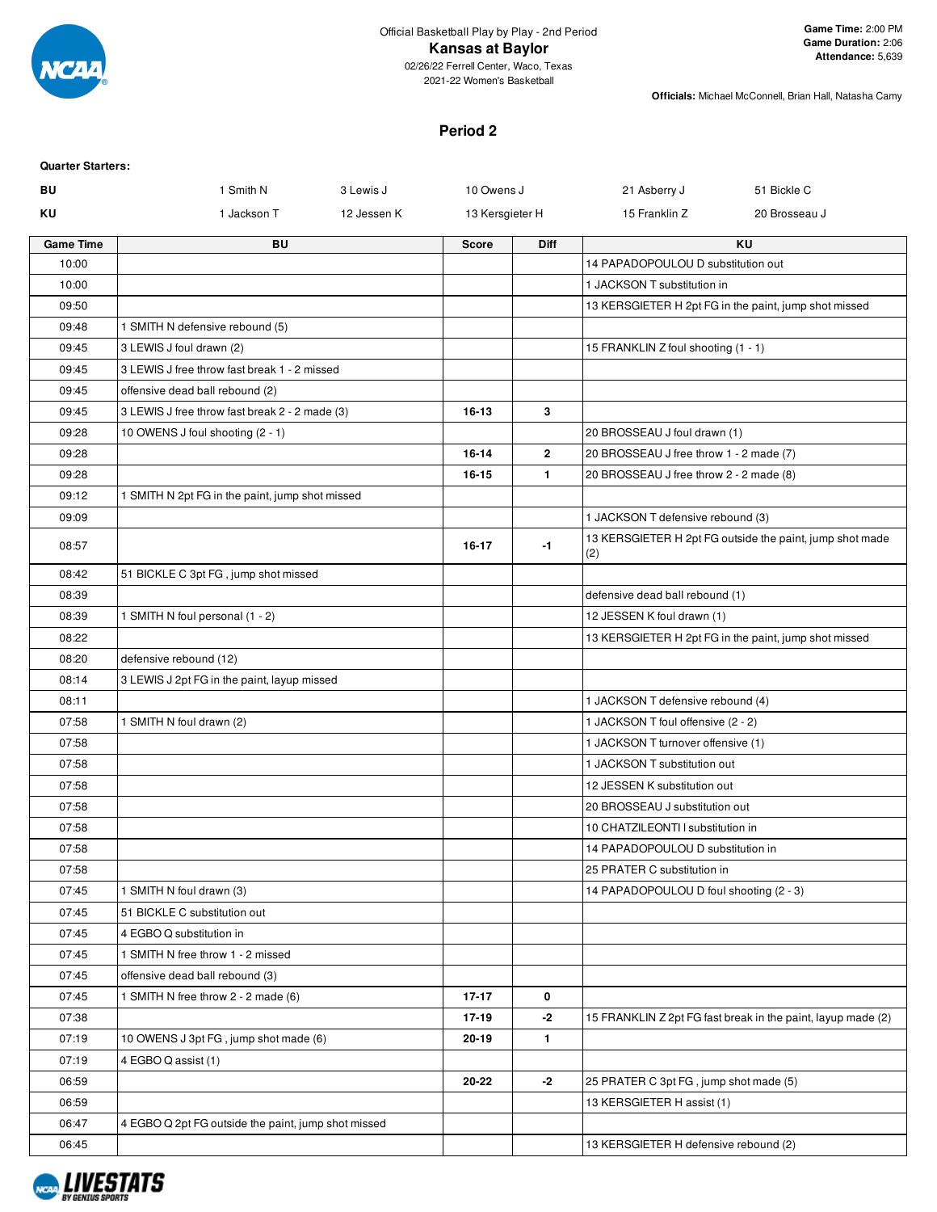Official Basketball Play by Play - 2nd Period

**Kansas at Baylor**

02/26/22 Ferrell Center, Waco, Texas

2021-22 Women's Basketball

**Game Time:** 2:00 PM
**Game Duration:** 2:06
**Attendance:** 5,639

**Officials:** Michael McConnell, Brian Hall, Natasha Camy

## Period 2

**Quarter Starters:**

| | | | | | |
|---|---|---|---|---|---|
| **BU** | 1 Smith N | 3 Lewis J | 10 Owens J | 21 Asberry J | 51 Bickle C |
| **KU** | 1 Jackson T | 12 Jessen K | 13 Kersgieter H | 15 Franklin Z | 20 Brosseau J |

| Game Time | BU | Score | Diff | KU |
|---|---|---|---|---|
| 10:00 | | | | 14 PAPADOPOULOU D substitution out |
| 10:00 | | | | 1 JACKSON T substitution in |
| 09:50 | | | | 13 KERSGIETER H 2pt FG in the paint, jump shot missed |
| 09:48 | 1 SMITH N defensive rebound (5) | | | |
| 09:45 | 3 LEWIS J foul drawn (2) | | | 15 FRANKLIN Z foul shooting (1 - 1) |
| 09:45 | 3 LEWIS J free throw fast break 1 - 2 missed | | | |
| 09:45 | offensive dead ball rebound (2) | | | |
| 09:45 | 3 LEWIS J free throw fast break 2 - 2 made (3) | 16-13 | 3 | |
| 09:28 | 10 OWENS J foul shooting (2 - 1) | | | 20 BROSSEAU J foul drawn (1) |
| 09:28 | | 16-14 | 2 | 20 BROSSEAU J free throw 1 - 2 made (7) |
| 09:28 | | 16-15 | 1 | 20 BROSSEAU J free throw 2 - 2 made (8) |
| 09:12 | 1 SMITH N 2pt FG in the paint, jump shot missed | | | |
| 09:09 | | | | 1 JACKSON T defensive rebound (3) |
| 08:57 | | 16-17 | -1 | 13 KERSGIETER H 2pt FG outside the paint, jump shot made (2) |
| 08:42 | 51 BICKLE C 3pt FG , jump shot missed | | | |
| 08:39 | | | | defensive dead ball rebound (1) |
| 08:39 | 1 SMITH N foul personal (1 - 2) | | | 12 JESSEN K foul drawn (1) |
| 08:22 | | | | 13 KERSGIETER H 2pt FG in the paint, jump shot missed |
| 08:20 | defensive rebound (12) | | | |
| 08:14 | 3 LEWIS J 2pt FG in the paint, layup missed | | | |
| 08:11 | | | | 1 JACKSON T defensive rebound (4) |
| 07:58 | 1 SMITH N foul drawn (2) | | | 1 JACKSON T foul offensive (2 - 2) |
| 07:58 | | | | 1 JACKSON T turnover offensive (1) |
| 07:58 | | | | 1 JACKSON T substitution out |
| 07:58 | | | | 12 JESSEN K substitution out |
| 07:58 | | | | 20 BROSSEAU J substitution out |
| 07:58 | | | | 10 CHATZILEONTI I substitution in |
| 07:58 | | | | 14 PAPADOPOULOU D substitution in |
| 07:58 | | | | 25 PRATER C substitution in |
| 07:45 | 1 SMITH N foul drawn (3) | | | 14 PAPADOPOULOU D foul shooting (2 - 3) |
| 07:45 | 51 BICKLE C substitution out | | | |
| 07:45 | 4 EGBO Q substitution in | | | |
| 07:45 | 1 SMITH N free throw 1 - 2 missed | | | |
| 07:45 | offensive dead ball rebound (3) | | | |
| 07:45 | 1 SMITH N free throw 2 - 2 made (6) | 17-17 | 0 | |
| 07:38 | | 17-19 | -2 | 15 FRANKLIN Z 2pt FG fast break in the paint, layup made (2) |
| 07:19 | 10 OWENS J 3pt FG , jump shot made (6) | 20-19 | 1 | |
| 07:19 | 4 EGBO Q assist (1) | | | |
| 06:59 | | 20-22 | -2 | 25 PRATER C 3pt FG , jump shot made (5) |
| 06:59 | | | | 13 KERSGIETER H assist (1) |
| 06:47 | 4 EGBO Q 2pt FG outside the paint, jump shot missed | | | |
| 06:45 | | | | 13 KERSGIETER H defensive rebound (2) |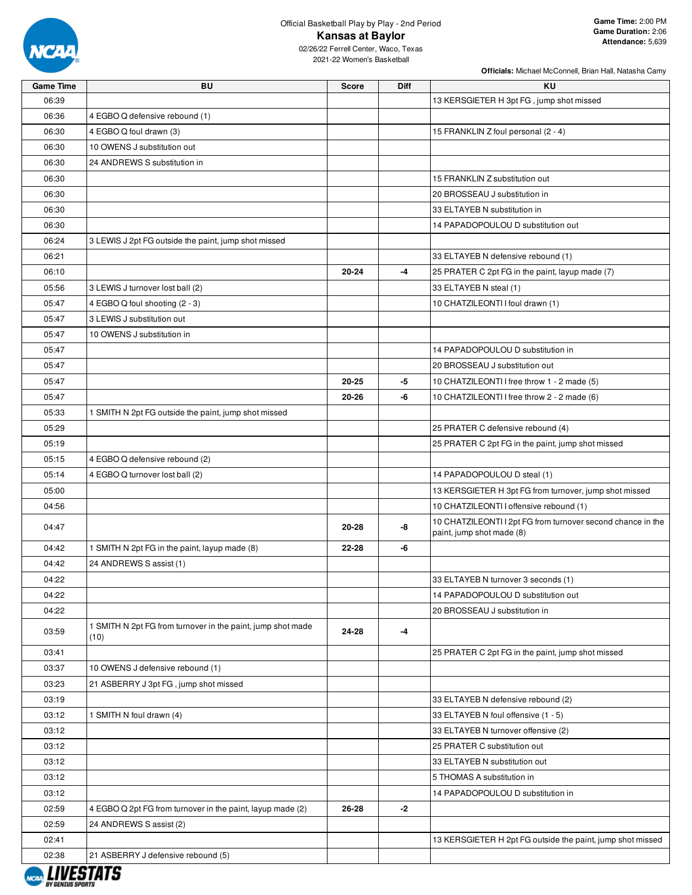Official Basketball Play by Play - 2nd Period

# Kansas at Baylor

02/26/22 Ferrell Center, Waco, Texas
2021-22 Women's Basketball

**Game Time:** 2:00 PM
**Game Duration:** 2:06
**Attendance:** 5,639

**Officials:** Michael McConnell, Brian Hall, Natasha Camy

| Game Time | BU | Score | Diff | KU |
|---|---|---|---|---|
| 06:39 | | | | 13 KERSGIETER H 3pt FG , jump shot missed |
| 06:36 | 4 EGBO Q defensive rebound (1) | | | |
| 06:30 | 4 EGBO Q foul drawn (3) | | | 15 FRANKLIN Z foul personal (2 - 4) |
| 06:30 | 10 OWENS J substitution out | | | |
| 06:30 | 24 ANDREWS S substitution in | | | |
| 06:30 | | | | 15 FRANKLIN Z substitution out |
| 06:30 | | | | 20 BROSSEAU J substitution in |
| 06:30 | | | | 33 ELTAYEB N substitution in |
| 06:30 | | | | 14 PAPADOPOULOU D substitution out |
| 06:24 | 3 LEWIS J 2pt FG outside the paint, jump shot missed | | | |
| 06:21 | | | | 33 ELTAYEB N defensive rebound (1) |
| 06:10 | | 20-24 | -4 | 25 PRATER C 2pt FG in the paint, layup made (7) |
| 05:56 | 3 LEWIS J turnover lost ball (2) | | | 33 ELTAYEB N steal (1) |
| 05:47 | 4 EGBO Q foul shooting (2 - 3) | | | 10 CHATZILEONTI I foul drawn (1) |
| 05:47 | 3 LEWIS J substitution out | | | |
| 05:47 | 10 OWENS J substitution in | | | |
| 05:47 | | | | 14 PAPADOPOULOU D substitution in |
| 05:47 | | | | 20 BROSSEAU J substitution out |
| 05:47 | | 20-25 | -5 | 10 CHATZILEONTI I free throw 1 - 2 made (5) |
| 05:47 | | 20-26 | -6 | 10 CHATZILEONTI I free throw 2 - 2 made (6) |
| 05:33 | 1 SMITH N 2pt FG outside the paint, jump shot missed | | | |
| 05:29 | | | | 25 PRATER C defensive rebound (4) |
| 05:19 | | | | 25 PRATER C 2pt FG in the paint, jump shot missed |
| 05:15 | 4 EGBO Q defensive rebound (2) | | | |
| 05:14 | 4 EGBO Q turnover lost ball (2) | | | 14 PAPADOPOULOU D steal (1) |
| 05:00 | | | | 13 KERSGIETER H 3pt FG from turnover, jump shot missed |
| 04:56 | | | | 10 CHATZILEONTI I offensive rebound (1) |
| 04:47 | | 20-28 | -8 | 10 CHATZILEONTI I 2pt FG from turnover second chance in the paint, jump shot made (8) |
| 04:42 | 1 SMITH N 2pt FG in the paint, layup made (8) | 22-28 | -6 | |
| 04:42 | 24 ANDREWS S assist (1) | | | |
| 04:22 | | | | 33 ELTAYEB N turnover 3 seconds (1) |
| 04:22 | | | | 14 PAPADOPOULOU D substitution out |
| 04:22 | | | | 20 BROSSEAU J substitution in |
| 03:59 | 1 SMITH N 2pt FG from turnover in the paint, jump shot made (10) | 24-28 | -4 | |
| 03:41 | | | | 25 PRATER C 2pt FG in the paint, jump shot missed |
| 03:37 | 10 OWENS J defensive rebound (1) | | | |
| 03:23 | 21 ASBERRY J 3pt FG , jump shot missed | | | |
| 03:19 | | | | 33 ELTAYEB N defensive rebound (2) |
| 03:12 | 1 SMITH N foul drawn (4) | | | 33 ELTAYEB N foul offensive (1 - 5) |
| 03:12 | | | | 33 ELTAYEB N turnover offensive (2) |
| 03:12 | | | | 25 PRATER C substitution out |
| 03:12 | | | | 33 ELTAYEB N substitution out |
| 03:12 | | | | 5 THOMAS A substitution in |
| 03:12 | | | | 14 PAPADOPOULOU D substitution in |
| 02:59 | 4 EGBO Q 2pt FG from turnover in the paint, layup made (2) | 26-28 | -2 | |
| 02:59 | 24 ANDREWS S assist (2) | | | |
| 02:41 | | | | 13 KERSGIETER H 2pt FG outside the paint, jump shot missed |
| 02:38 | 21 ASBERRY J defensive rebound (5) | | | |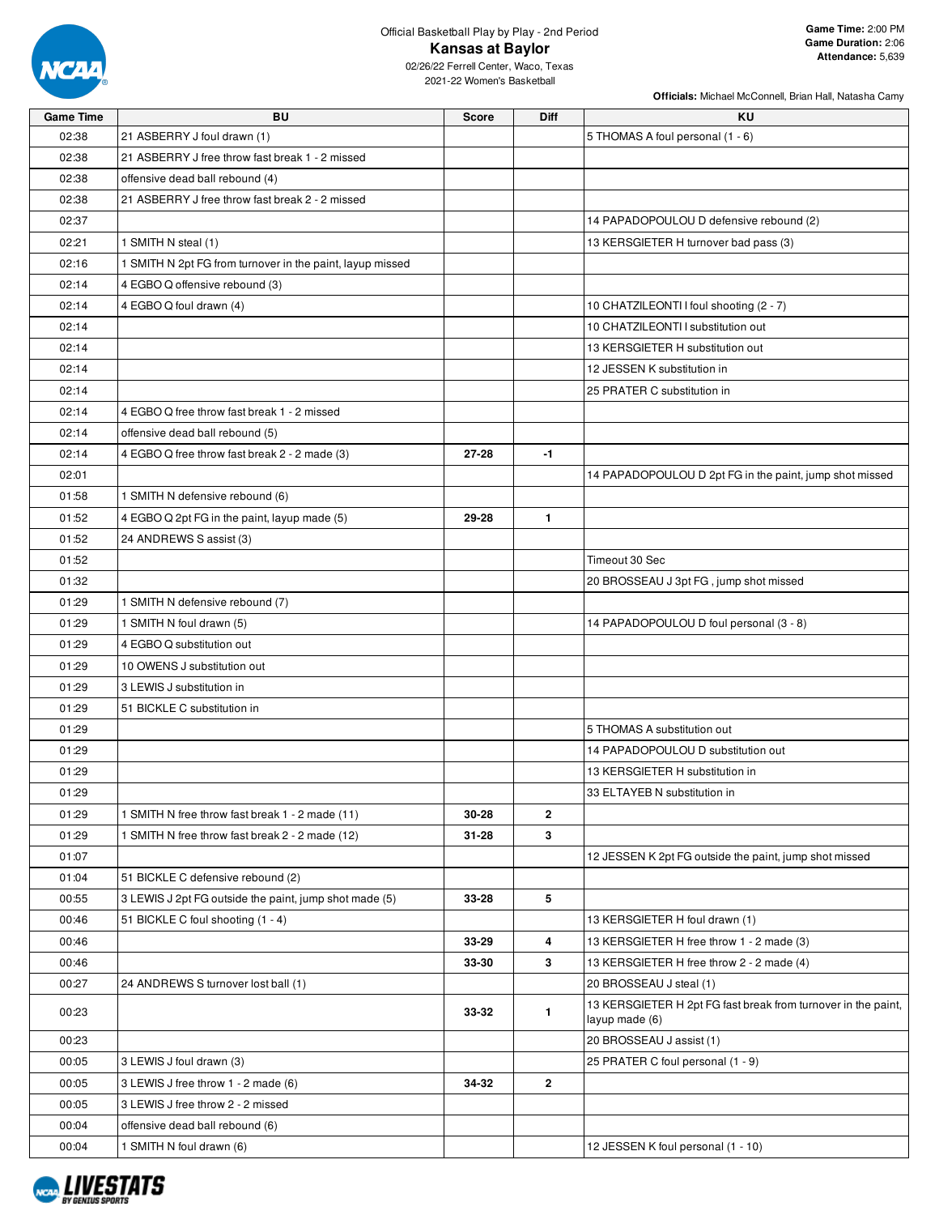Official Basketball Play by Play - 2nd Period

# Kansas at Baylor

02/26/22 Ferrell Center, Waco, Texas
2021-22 Women's Basketball

**Game Time:** 2:00 PM
**Game Duration:** 2:06
**Attendance:** 5,639

**Officials:** Michael McConnell, Brian Hall, Natasha Camy

| Game Time | BU | Score | Diff | KU |
|---|---|---|---|---|
| 02:38 | 21 ASBERRY J foul drawn (1) | | | 5 THOMAS A foul personal (1 - 6) |
| 02:38 | 21 ASBERRY J free throw fast break 1 - 2 missed | | | |
| 02:38 | offensive dead ball rebound (4) | | | |
| 02:38 | 21 ASBERRY J free throw fast break 2 - 2 missed | | | |
| 02:37 | | | | 14 PAPADOPOULOU D defensive rebound (2) |
| 02:21 | 1 SMITH N steal (1) | | | 13 KERSGIETER H turnover bad pass (3) |
| 02:16 | 1 SMITH N 2pt FG from turnover in the paint, layup missed | | | |
| 02:14 | 4 EGBO Q offensive rebound (3) | | | |
| 02:14 | 4 EGBO Q foul drawn (4) | | | 10 CHATZILEONTI I foul shooting (2 - 7) |
| 02:14 | | | | 10 CHATZILEONTI I substitution out |
| 02:14 | | | | 13 KERSGIETER H substitution out |
| 02:14 | | | | 12 JESSEN K substitution in |
| 02:14 | | | | 25 PRATER C substitution in |
| 02:14 | 4 EGBO Q free throw fast break 1 - 2 missed | | | |
| 02:14 | offensive dead ball rebound (5) | | | |
| 02:14 | 4 EGBO Q free throw fast break 2 - 2 made (3) | 27-28 | -1 | |
| 02:01 | | | | 14 PAPADOPOULOU D 2pt FG in the paint, jump shot missed |
| 01:58 | 1 SMITH N defensive rebound (6) | | | |
| 01:52 | 4 EGBO Q 2pt FG in the paint, layup made (5) | 29-28 | 1 | |
| 01:52 | 24 ANDREWS S assist (3) | | | |
| 01:52 | | | | Timeout 30 Sec |
| 01:32 | | | | 20 BROSSEAU J 3pt FG , jump shot missed |
| 01:29 | 1 SMITH N defensive rebound (7) | | | |
| 01:29 | 1 SMITH N foul drawn (5) | | | 14 PAPADOPOULOU D foul personal (3 - 8) |
| 01:29 | 4 EGBO Q substitution out | | | |
| 01:29 | 10 OWENS J substitution out | | | |
| 01:29 | 3 LEWIS J substitution in | | | |
| 01:29 | 51 BICKLE C substitution in | | | |
| 01:29 | | | | 5 THOMAS A substitution out |
| 01:29 | | | | 14 PAPADOPOULOU D substitution out |
| 01:29 | | | | 13 KERSGIETER H substitution in |
| 01:29 | | | | 33 ELTAYEB N substitution in |
| 01:29 | 1 SMITH N free throw fast break 1 - 2 made (11) | 30-28 | 2 | |
| 01:29 | 1 SMITH N free throw fast break 2 - 2 made (12) | 31-28 | 3 | |
| 01:07 | | | | 12 JESSEN K 2pt FG outside the paint, jump shot missed |
| 01:04 | 51 BICKLE C defensive rebound (2) | | | |
| 00:55 | 3 LEWIS J 2pt FG outside the paint, jump shot made (5) | 33-28 | 5 | |
| 00:46 | 51 BICKLE C foul shooting (1 - 4) | | | 13 KERSGIETER H foul drawn (1) |
| 00:46 | | 33-29 | 4 | 13 KERSGIETER H free throw 1 - 2 made (3) |
| 00:46 | | 33-30 | 3 | 13 KERSGIETER H free throw 2 - 2 made (4) |
| 00:27 | 24 ANDREWS S turnover lost ball (1) | | | 20 BROSSEAU J steal (1) |
| 00:23 | | 33-32 | 1 | 13 KERSGIETER H 2pt FG fast break from turnover in the paint, layup made (6) |
| 00:23 | | | | 20 BROSSEAU J assist (1) |
| 00:05 | 3 LEWIS J foul drawn (3) | | | 25 PRATER C foul personal (1 - 9) |
| 00:05 | 3 LEWIS J free throw 1 - 2 made (6) | 34-32 | 2 | |
| 00:05 | 3 LEWIS J free throw 2 - 2 missed | | | |
| 00:04 | offensive dead ball rebound (6) | | | |
| 00:04 | 1 SMITH N foul drawn (6) | | | 12 JESSEN K foul personal (1 - 10) |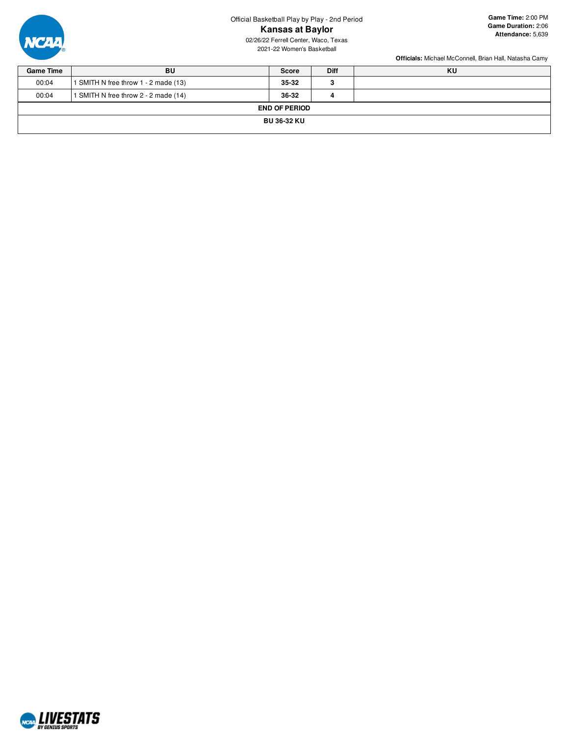Official Basketball Play by Play - 2nd Period

## Kansas at Baylor

02/26/22 Ferrell Center, Waco, Texas
2021-22 Women's Basketball

**Game Time:** 2:00 PM
**Game Duration:** 2:06
**Attendance:** 5,639

**Officials:** Michael McConnell, Brian Hall, Natasha Camy

| Game Time | BU | Score | Diff | KU |
|---|---|---|---|---|
| 00:04 | 1 SMITH N free throw 1 - 2 made (13) | **35-32** | **3** | |
| 00:04 | 1 SMITH N free throw 2 - 2 made (14) | **36-32** | **4** | |
| **END OF PERIOD** | | | | |
| **BU 36-32 KU** | | | | |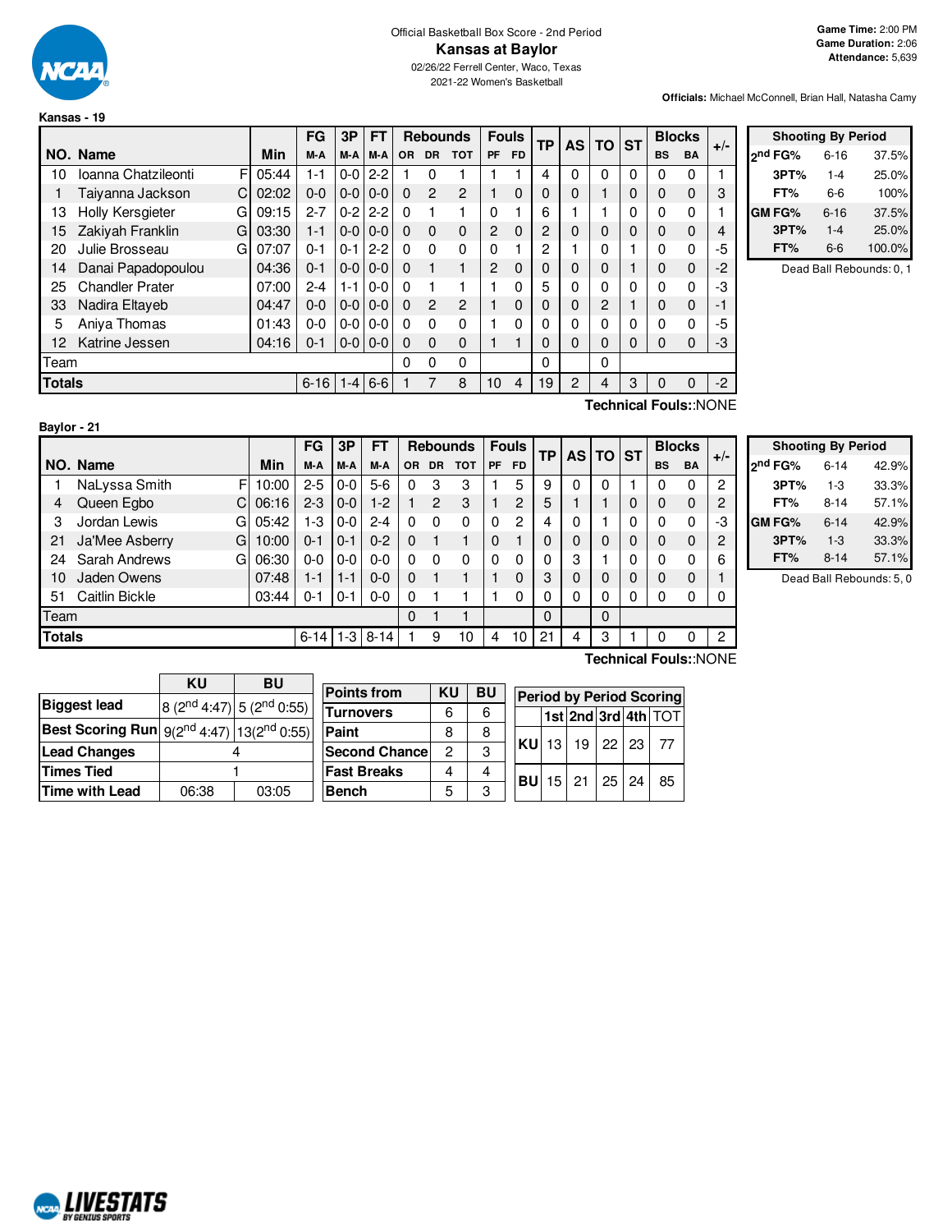Official Basketball Box Score - 2nd Period

# Kansas at Baylor

02/26/22 Ferrell Center, Waco, Texas

2021-22 Women's Basketball

**Game Time:** 2:00 PM
**Game Duration:** 2:06
**Attendance:** 5,639

**Officials:** Michael McConnell, Brian Hall, Natasha Camy

## Kansas - 19

| NO. | Name | | Min | FG M-A | 3P M-A | FT M-A | OR | DR | TOT | PF | FD | TP | AS | TO | ST | BS | BA | +/- |
|---|---|---|---|---|---|---|---|---|---|---|---|---|---|---|---|---|---|---|
| 10 | Ioanna Chatzileonti | F | 05:44 | 1-1 | 0-0 | 2-2 | 1 | 0 | 1 | 1 | 1 | 4 | 0 | 0 | 0 | 0 | 0 | 1 |
| 1 | Taiyanna Jackson | C | 02:02 | 0-0 | 0-0 | 0-0 | 0 | 2 | 2 | 1 | 0 | 0 | 0 | 1 | 0 | 0 | 0 | 3 |
| 13 | Holly Kersgieter | G | 09:15 | 2-7 | 0-2 | 2-2 | 0 | 1 | 1 | 0 | 1 | 6 | 1 | 1 | 0 | 0 | 0 | 1 |
| 15 | Zakiyah Franklin | G | 03:30 | 1-1 | 0-0 | 0-0 | 0 | 0 | 0 | 2 | 0 | 2 | 0 | 0 | 0 | 0 | 0 | 4 |
| 20 | Julie Brosseau | G | 07:07 | 0-1 | 0-1 | 2-2 | 0 | 0 | 0 | 0 | 1 | 2 | 1 | 0 | 1 | 0 | 0 | -5 |
| 14 | Danai Papadopoulou | | 04:36 | 0-1 | 0-0 | 0-0 | 0 | 1 | 1 | 2 | 0 | 0 | 0 | 0 | 1 | 0 | 0 | -2 |
| 25 | Chandler Prater | | 07:00 | 2-4 | 1-1 | 0-0 | 0 | 1 | 1 | 1 | 0 | 5 | 0 | 0 | 0 | 0 | 0 | -3 |
| 33 | Nadira Eltayeb | | 04:47 | 0-0 | 0-0 | 0-0 | 0 | 2 | 2 | 1 | 0 | 0 | 0 | 2 | 1 | 0 | 0 | -1 |
| 5 | Aniya Thomas | | 01:43 | 0-0 | 0-0 | 0-0 | 0 | 0 | 0 | 1 | 0 | 0 | 0 | 0 | 0 | 0 | 0 | -5 |
| 12 | Katrine Jessen | | 04:16 | 0-1 | 0-0 | 0-0 | 0 | 0 | 0 | 1 | 1 | 0 | 0 | 0 | 0 | 0 | 0 | -3 |
| Team | | | | | | | 0 | 0 | 0 | | | 0 | | 0 | | | | |
| **Totals** | | | | 6-16 | 1-4 | 6-6 | 1 | 7 | 8 | 10 | 4 | 19 | 2 | 4 | 3 | 0 | 0 | -2 |

Technical Fouls::NONE

| Shooting By Period | | |
|---|---|---|
| 2nd FG% | 6-16 | 37.5% |
| 3PT% | 1-4 | 25.0% |
| FT% | 6-6 | 100% |
| GM FG% | 6-16 | 37.5% |
| 3PT% | 1-4 | 25.0% |
| FT% | 6-6 | 100.0% |

Dead Ball Rebounds: 0, 1

## Baylor - 21

| NO. | Name | | Min | FG M-A | 3P M-A | FT M-A | OR | DR | TOT | PF | FD | TP | AS | TO | ST | BS | BA | +/- |
|---|---|---|---|---|---|---|---|---|---|---|---|---|---|---|---|---|---|---|
| 1 | NaLyssa Smith | F | 10:00 | 2-5 | 0-0 | 5-6 | 0 | 3 | 3 | 1 | 5 | 9 | 0 | 0 | 1 | 0 | 0 | 2 |
| 4 | Queen Egbo | C | 06:16 | 2-3 | 0-0 | 1-2 | 1 | 2 | 3 | 1 | 2 | 5 | 1 | 1 | 0 | 0 | 0 | 2 |
| 3 | Jordan Lewis | G | 05:42 | 1-3 | 0-0 | 2-4 | 0 | 0 | 0 | 0 | 2 | 4 | 0 | 1 | 0 | 0 | 0 | -3 |
| 21 | Ja'Mee Asberry | G | 10:00 | 0-1 | 0-1 | 0-2 | 0 | 1 | 1 | 0 | 1 | 0 | 0 | 0 | 0 | 0 | 0 | 2 |
| 24 | Sarah Andrews | G | 06:30 | 0-0 | 0-0 | 0-0 | 0 | 0 | 0 | 0 | 0 | 0 | 3 | 1 | 0 | 0 | 0 | 6 |
| 10 | Jaden Owens | | 07:48 | 1-1 | 1-1 | 0-0 | 0 | 1 | 1 | 1 | 0 | 3 | 0 | 0 | 0 | 0 | 0 | 1 |
| 51 | Caitlin Bickle | | 03:44 | 0-1 | 0-1 | 0-0 | 0 | 1 | 1 | 1 | 0 | 0 | 0 | 0 | 0 | 0 | 0 | 0 |
| Team | | | | | | | 0 | 1 | 1 | | | 0 | | 0 | | | | |
| **Totals** | | | | 6-14 | 1-3 | 8-14 | 1 | 9 | 10 | 4 | 10 | 21 | 4 | 3 | 1 | 0 | 0 | 2 |

Technical Fouls::NONE

| Shooting By Period | | |
|---|---|---|
| 2nd FG% | 6-14 | 42.9% |
| 3PT% | 1-3 | 33.3% |
| FT% | 8-14 | 57.1% |
| GM FG% | 6-14 | 42.9% |
| 3PT% | 1-3 | 33.3% |
| FT% | 8-14 | 57.1% |

Dead Ball Rebounds: 5, 0

| | KU | BU |
|---|---|---|
| **Biggest lead** | 8 (2nd 4:47) | 5 (2nd 0:55) |
| **Best Scoring Run** | 9(2nd 4:47) | 13(2nd 0:55) |
| **Lead Changes** | 4 | |
| **Times Tied** | 1 | |
| **Time with Lead** | 06:38 | 03:05 |

| Points from | KU | BU |
|---|---|---|
| Turnovers | 6 | 6 |
| Paint | 8 | 8 |
| Second Chance | 2 | 3 |
| Fast Breaks | 4 | 4 |
| Bench | 5 | 3 |

| Period by Period Scoring | 1st | 2nd | 3rd | 4th | TOT |
|---|---|---|---|---|---|
| KU | 13 | 19 | 22 | 23 | 77 |
| BU | 15 | 21 | 25 | 24 | 85 |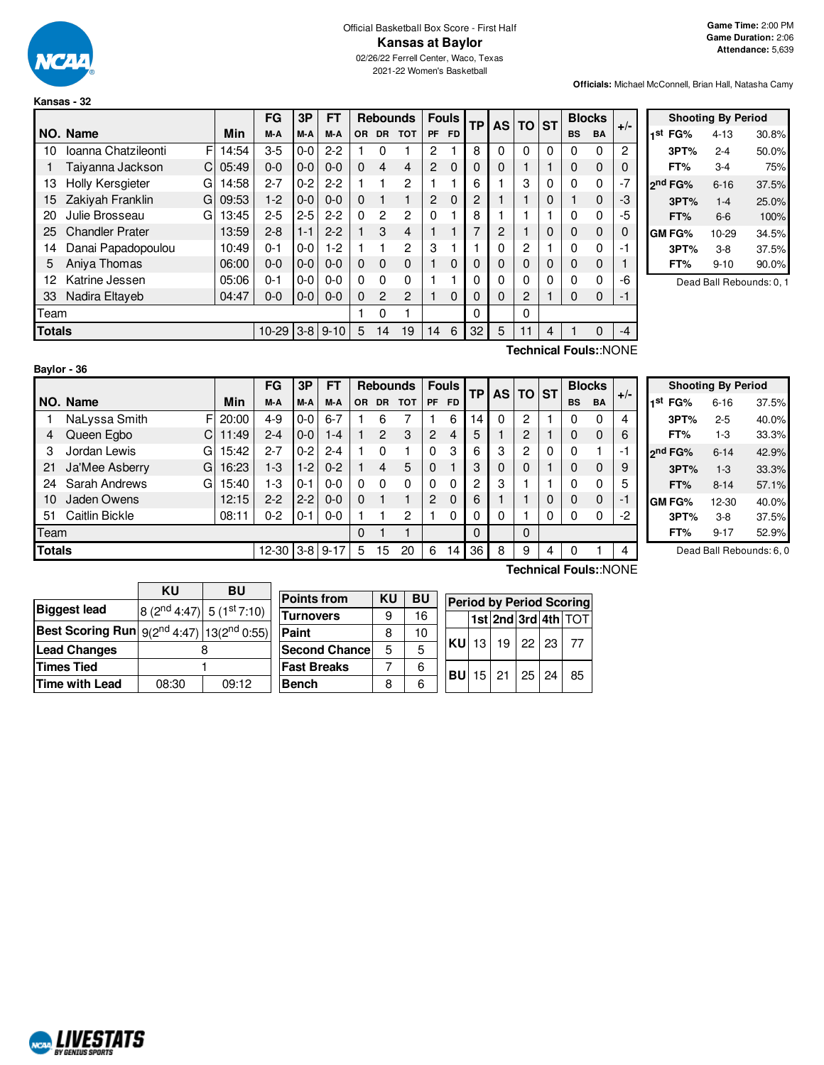Official Basketball Box Score - First Half

# Kansas at Baylor

02/26/22 Ferrell Center, Waco, Texas

2021-22 Women's Basketball

**Game Time:** 2:00 PM
**Game Duration:** 2:06
**Attendance:** 5,639

**Officials:** Michael McConnell, Brian Hall, Natasha Camy

## Kansas - 32

| NO. | Name | | Min | FG M-A | 3P M-A | FT M-A | OR | DR | TOT | PF | FD | TP | AS | TO | ST | BS | BA | +/- |
|---|---|---|---|---|---|---|---|---|---|---|---|---|---|---|---|---|---|---|
| 10 | Ioanna Chatzileonti | F | 14:54 | 3-5 | 0-0 | 2-2 | 1 | 0 | 1 | 2 | 1 | 8 | 0 | 0 | 0 | 0 | 0 | 2 |
| 1 | Taiyanna Jackson | C | 05:49 | 0-0 | 0-0 | 0-0 | 0 | 4 | 4 | 2 | 0 | 0 | 0 | 1 | 1 | 0 | 0 | 0 |
| 13 | Holly Kersgieter | G | 14:58 | 2-7 | 0-2 | 2-2 | 1 | 1 | 2 | 1 | 1 | 6 | 1 | 3 | 0 | 0 | 0 | -7 |
| 15 | Zakiyah Franklin | G | 09:53 | 1-2 | 0-0 | 0-0 | 0 | 1 | 1 | 2 | 0 | 2 | 1 | 1 | 0 | 1 | 0 | -3 |
| 20 | Julie Brosseau | G | 13:45 | 2-5 | 2-5 | 2-2 | 0 | 2 | 2 | 0 | 1 | 8 | 1 | 1 | 1 | 0 | 0 | -5 |
| 25 | Chandler Prater | | 13:59 | 2-8 | 1-1 | 2-2 | 1 | 3 | 4 | 1 | 1 | 7 | 2 | 1 | 0 | 0 | 0 | 0 |
| 14 | Danai Papadopoulou | | 10:49 | 0-1 | 0-0 | 1-2 | 1 | 1 | 2 | 3 | 1 | 1 | 0 | 2 | 1 | 0 | 0 | -1 |
| 5 | Aniya Thomas | | 06:00 | 0-0 | 0-0 | 0-0 | 0 | 0 | 0 | 1 | 0 | 0 | 0 | 0 | 0 | 0 | 0 | 1 |
| 12 | Katrine Jessen | | 05:06 | 0-1 | 0-0 | 0-0 | 0 | 0 | 0 | 1 | 1 | 0 | 0 | 0 | 0 | 0 | 0 | -6 |
| 33 | Nadira Eltayeb | | 04:47 | 0-0 | 0-0 | 0-0 | 0 | 2 | 2 | 1 | 0 | 0 | 0 | 2 | 1 | 0 | 0 | -1 |
| Team | | | | | | | 1 | 0 | 1 | | | 0 | | 0 | | | | |
| **Totals** | | | | 10-29 | 3-8 | 9-10 | 5 | 14 | 19 | 14 | 6 | 32 | 5 | 11 | 4 | 1 | 0 | -4 |

**Technical Fouls:**:NONE

| Shooting By Period | | |
|---|---|---|
| 1st FG% | 4-13 | 30.8% |
| 3PT% | 2-4 | 50.0% |
| FT% | 3-4 | 75% |
| 2nd FG% | 6-16 | 37.5% |
| 3PT% | 1-4 | 25.0% |
| FT% | 6-6 | 100% |
| GM FG% | 10-29 | 34.5% |
| 3PT% | 3-8 | 37.5% |
| FT% | 9-10 | 90.0% |

Dead Ball Rebounds: 0, 1

## Baylor - 36

| NO. | Name | | Min | FG M-A | 3P M-A | FT M-A | OR | DR | TOT | PF | FD | TP | AS | TO | ST | BS | BA | +/- |
|---|---|---|---|---|---|---|---|---|---|---|---|---|---|---|---|---|---|---|
| 1 | NaLyssa Smith | F | 20:00 | 4-9 | 0-0 | 6-7 | 1 | 6 | 7 | 1 | 6 | 14 | 0 | 2 | 1 | 0 | 0 | 4 |
| 4 | Queen Egbo | C | 11:49 | 2-4 | 0-0 | 1-4 | 1 | 2 | 3 | 2 | 4 | 5 | 1 | 2 | 1 | 0 | 0 | 6 |
| 3 | Jordan Lewis | G | 15:42 | 2-7 | 0-2 | 2-4 | 1 | 0 | 1 | 0 | 3 | 6 | 3 | 2 | 0 | 0 | 1 | -1 |
| 21 | Ja'Mee Asberry | G | 16:23 | 1-3 | 1-2 | 0-2 | 1 | 4 | 5 | 0 | 1 | 3 | 0 | 0 | 1 | 0 | 0 | 9 |
| 24 | Sarah Andrews | G | 15:40 | 1-3 | 0-1 | 0-0 | 0 | 0 | 0 | 0 | 0 | 2 | 3 | 1 | 1 | 0 | 0 | 5 |
| 10 | Jaden Owens | | 12:15 | 2-2 | 2-2 | 0-0 | 0 | 1 | 1 | 2 | 0 | 6 | 1 | 1 | 0 | 0 | 0 | -1 |
| 51 | Caitlin Bickle | | 08:11 | 0-2 | 0-1 | 0-0 | 1 | 1 | 2 | 1 | 0 | 0 | 0 | 1 | 0 | 0 | 0 | -2 |
| Team | | | | | | | 0 | 1 | 1 | | | 0 | | 0 | | | | |
| **Totals** | | | | 12-30 | 3-8 | 9-17 | 5 | 15 | 20 | 6 | 14 | 36 | 8 | 9 | 4 | 0 | 1 | 4 |

**Technical Fouls:**:NONE

| Shooting By Period | | |
|---|---|---|
| 1st FG% | 6-16 | 37.5% |
| 3PT% | 2-5 | 40.0% |
| FT% | 1-3 | 33.3% |
| 2nd FG% | 6-14 | 42.9% |
| 3PT% | 1-3 | 33.3% |
| FT% | 8-14 | 57.1% |
| GM FG% | 12-30 | 40.0% |
| 3PT% | 3-8 | 37.5% |
| FT% | 9-17 | 52.9% |

Dead Ball Rebounds: 6, 0

| | KU | BU |
|---|---|---|
| **Biggest lead** | 8 (2nd 4:47) | 5 (1st 7:10) |
| **Best Scoring Run** | 9(2nd 4:47) | 13(2nd 0:55) |
| **Lead Changes** | 8 | |
| **Times Tied** | 1 | |
| **Time with Lead** | 08:30 | 09:12 |

| Points from | KU | BU |
|---|---|---|
| Turnovers | 9 | 16 |
| Paint | 8 | 10 |
| Second Chance | 5 | 5 |
| Fast Breaks | 7 | 6 |
| Bench | 8 | 6 |

| Period by Period Scoring | 1st | 2nd | 3rd | 4th | TOT |
|---|---|---|---|---|---|
| KU | 13 | 19 | 22 | 23 | 77 |
| BU | 15 | 21 | 25 | 24 | 85 |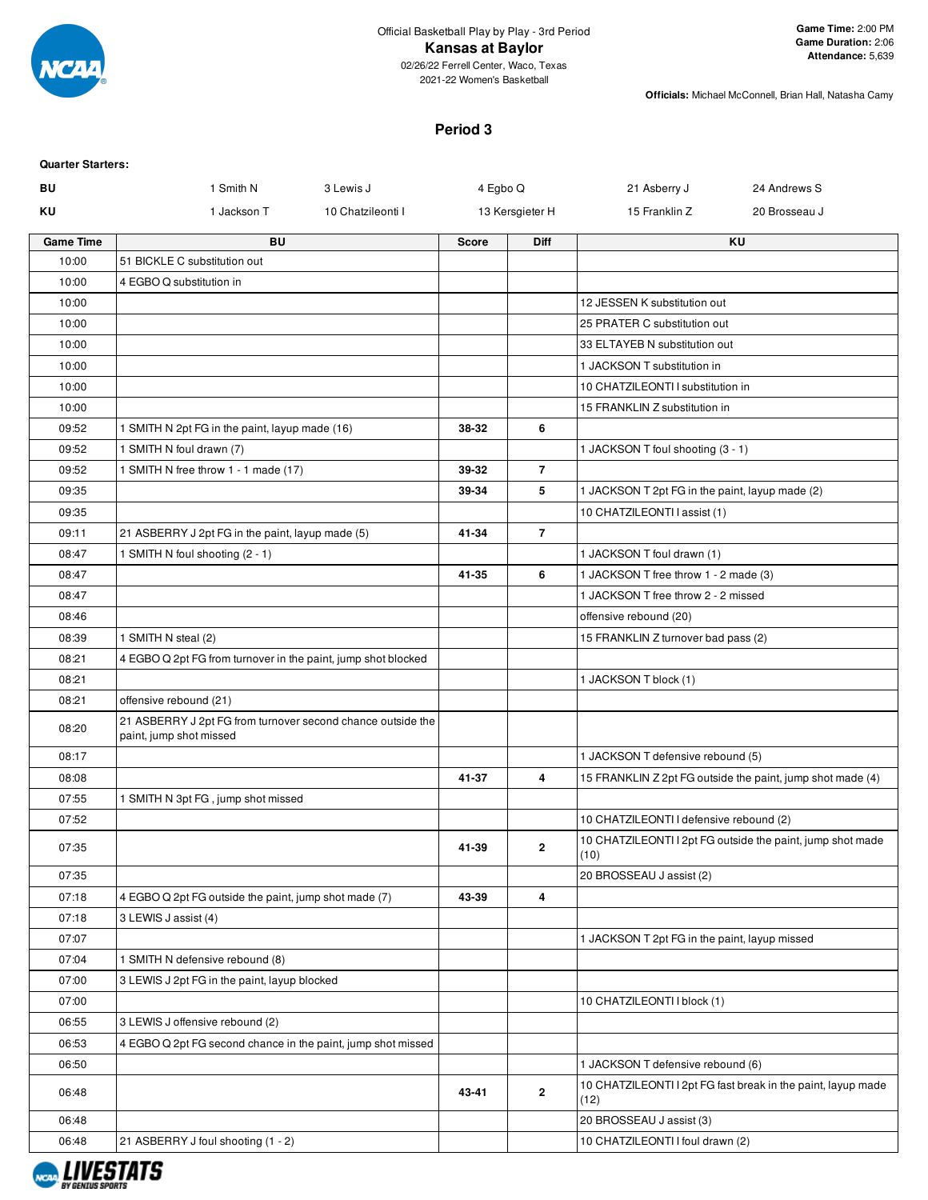Official Basketball Play by Play - 3rd Period

# Kansas at Baylor

02/26/22 Ferrell Center, Waco, Texas
2021-22 Women's Basketball

**Game Time:** 2:00 PM
**Game Duration:** 2:06
**Attendance:** 5,639

**Officials:** Michael McConnell, Brian Hall, Natasha Camy

## Period 3

**Quarter Starters:**

| | | | | | |
|---|---|---|---|---|---|
| **BU** | 1 Smith N | 3 Lewis J | 4 Egbo Q | 21 Asberry J | 24 Andrews S |
| **KU** | 1 Jackson T | 10 Chatzileonti I | 13 Kersgieter H | 15 Franklin Z | 20 Brosseau J |

| Game Time | BU | Score | Diff | KU |
|---|---|---|---|---|
| 10:00 | 51 BICKLE C substitution out | | | |
| 10:00 | 4 EGBO Q substitution in | | | |
| 10:00 | | | | 12 JESSEN K substitution out |
| 10:00 | | | | 25 PRATER C substitution out |
| 10:00 | | | | 33 ELTAYEB N substitution out |
| 10:00 | | | | 1 JACKSON T substitution in |
| 10:00 | | | | 10 CHATZILEONTI I substitution in |
| 10:00 | | | | 15 FRANKLIN Z substitution in |
| 09:52 | 1 SMITH N 2pt FG in the paint, layup made (16) | 38-32 | 6 | |
| 09:52 | 1 SMITH N foul drawn (7) | | | 1 JACKSON T foul shooting (3 - 1) |
| 09:52 | 1 SMITH N free throw 1 - 1 made (17) | 39-32 | 7 | |
| 09:35 | | 39-34 | 5 | 1 JACKSON T 2pt FG in the paint, layup made (2) |
| 09:35 | | | | 10 CHATZILEONTI I assist (1) |
| 09:11 | 21 ASBERRY J 2pt FG in the paint, layup made (5) | 41-34 | 7 | |
| 08:47 | 1 SMITH N foul shooting (2 - 1) | | | 1 JACKSON T foul drawn (1) |
| 08:47 | | 41-35 | 6 | 1 JACKSON T free throw 1 - 2 made (3) |
| 08:47 | | | | 1 JACKSON T free throw 2 - 2 missed |
| 08:46 | | | | offensive rebound (20) |
| 08:39 | 1 SMITH N steal (2) | | | 15 FRANKLIN Z turnover bad pass (2) |
| 08:21 | 4 EGBO Q 2pt FG from turnover in the paint, jump shot blocked | | | |
| 08:21 | | | | 1 JACKSON T block (1) |
| 08:21 | offensive rebound (21) | | | |
| 08:20 | 21 ASBERRY J 2pt FG from turnover second chance outside the paint, jump shot missed | | | |
| 08:17 | | | | 1 JACKSON T defensive rebound (5) |
| 08:08 | | 41-37 | 4 | 15 FRANKLIN Z 2pt FG outside the paint, jump shot made (4) |
| 07:55 | 1 SMITH N 3pt FG , jump shot missed | | | |
| 07:52 | | | | 10 CHATZILEONTI I defensive rebound (2) |
| 07:35 | | 41-39 | 2 | 10 CHATZILEONTI I 2pt FG outside the paint, jump shot made (10) |
| 07:35 | | | | 20 BROSSEAU J assist (2) |
| 07:18 | 4 EGBO Q 2pt FG outside the paint, jump shot made (7) | 43-39 | 4 | |
| 07:18 | 3 LEWIS J assist (4) | | | |
| 07:07 | | | | 1 JACKSON T 2pt FG in the paint, layup missed |
| 07:04 | 1 SMITH N defensive rebound (8) | | | |
| 07:00 | 3 LEWIS J 2pt FG in the paint, layup blocked | | | |
| 07:00 | | | | 10 CHATZILEONTI I block (1) |
| 06:55 | 3 LEWIS J offensive rebound (2) | | | |
| 06:53 | 4 EGBO Q 2pt FG second chance in the paint, jump shot missed | | | |
| 06:50 | | | | 1 JACKSON T defensive rebound (6) |
| 06:48 | | 43-41 | 2 | 10 CHATZILEONTI I 2pt FG fast break in the paint, layup made (12) |
| 06:48 | | | | 20 BROSSEAU J assist (3) |
| 06:48 | 21 ASBERRY J foul shooting (1 - 2) | | | 10 CHATZILEONTI I foul drawn (2) |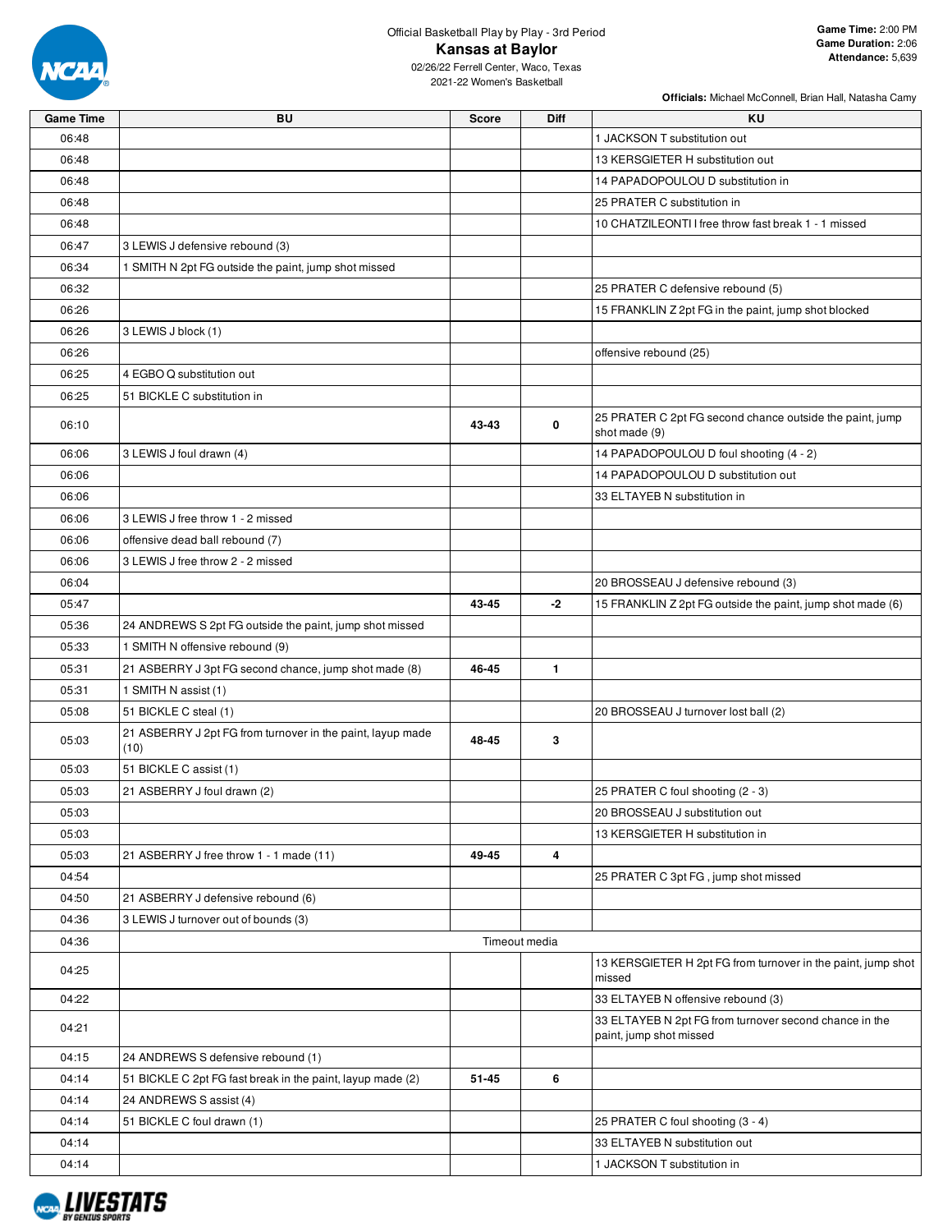Official Basketball Play by Play - 3rd Period

# Kansas at Baylor

02/26/22 Ferrell Center, Waco, Texas

2021-22 Women's Basketball

**Game Time:** 2:00 PM
**Game Duration:** 2:06
**Attendance:** 5,639

**Officials:** Michael McConnell, Brian Hall, Natasha Camy

| Game Time | BU | Score | Diff | KU |
|---|---|---|---|---|
| 06:48 | | | | 1 JACKSON T substitution out |
| 06:48 | | | | 13 KERSGIETER H substitution out |
| 06:48 | | | | 14 PAPADOPOULOU D substitution in |
| 06:48 | | | | 25 PRATER C substitution in |
| 06:48 | | | | 10 CHATZILEONTI I free throw fast break 1 - 1 missed |
| 06:47 | 3 LEWIS J defensive rebound (3) | | | |
| 06:34 | 1 SMITH N 2pt FG outside the paint, jump shot missed | | | |
| 06:32 | | | | 25 PRATER C defensive rebound (5) |
| 06:26 | | | | 15 FRANKLIN Z 2pt FG in the paint, jump shot blocked |
| 06:26 | 3 LEWIS J block (1) | | | |
| 06:26 | | | | offensive rebound (25) |
| 06:25 | 4 EGBO Q substitution out | | | |
| 06:25 | 51 BICKLE C substitution in | | | |
| 06:10 | | 43-43 | 0 | 25 PRATER C 2pt FG second chance outside the paint, jump shot made (9) |
| 06:06 | 3 LEWIS J foul drawn (4) | | | 14 PAPADOPOULOU D foul shooting (4 - 2) |
| 06:06 | | | | 14 PAPADOPOULOU D substitution out |
| 06:06 | | | | 33 ELTAYEB N substitution in |
| 06:06 | 3 LEWIS J free throw 1 - 2 missed | | | |
| 06:06 | offensive dead ball rebound (7) | | | |
| 06:06 | 3 LEWIS J free throw 2 - 2 missed | | | |
| 06:04 | | | | 20 BROSSEAU J defensive rebound (3) |
| 05:47 | | 43-45 | -2 | 15 FRANKLIN Z 2pt FG outside the paint, jump shot made (6) |
| 05:36 | 24 ANDREWS S 2pt FG outside the paint, jump shot missed | | | |
| 05:33 | 1 SMITH N offensive rebound (9) | | | |
| 05:31 | 21 ASBERRY J 3pt FG second chance, jump shot made (8) | 46-45 | 1 | |
| 05:31 | 1 SMITH N assist (1) | | | |
| 05:08 | 51 BICKLE C steal (1) | | | 20 BROSSEAU J turnover lost ball (2) |
| 05:03 | 21 ASBERRY J 2pt FG from turnover in the paint, layup made (10) | 48-45 | 3 | |
| 05:03 | 51 BICKLE C assist (1) | | | |
| 05:03 | 21 ASBERRY J foul drawn (2) | | | 25 PRATER C foul shooting (2 - 3) |
| 05:03 | | | | 20 BROSSEAU J substitution out |
| 05:03 | | | | 13 KERSGIETER H substitution in |
| 05:03 | 21 ASBERRY J free throw 1 - 1 made (11) | 49-45 | 4 | |
| 04:54 | | | | 25 PRATER C 3pt FG , jump shot missed |
| 04:50 | 21 ASBERRY J defensive rebound (6) | | | |
| 04:36 | 3 LEWIS J turnover out of bounds (3) | | | |
| 04:36 | Timeout media | | | |
| 04:25 | | | | 13 KERSGIETER H 2pt FG from turnover in the paint, jump shot missed |
| 04:22 | | | | 33 ELTAYEB N offensive rebound (3) |
| 04:21 | | | | 33 ELTAYEB N 2pt FG from turnover second chance in the paint, jump shot missed |
| 04:15 | 24 ANDREWS S defensive rebound (1) | | | |
| 04:14 | 51 BICKLE C 2pt FG fast break in the paint, layup made (2) | 51-45 | 6 | |
| 04:14 | 24 ANDREWS S assist (4) | | | |
| 04:14 | 51 BICKLE C foul drawn (1) | | | 25 PRATER C foul shooting (3 - 4) |
| 04:14 | | | | 33 ELTAYEB N substitution out |
| 04:14 | | | | 1 JACKSON T substitution in |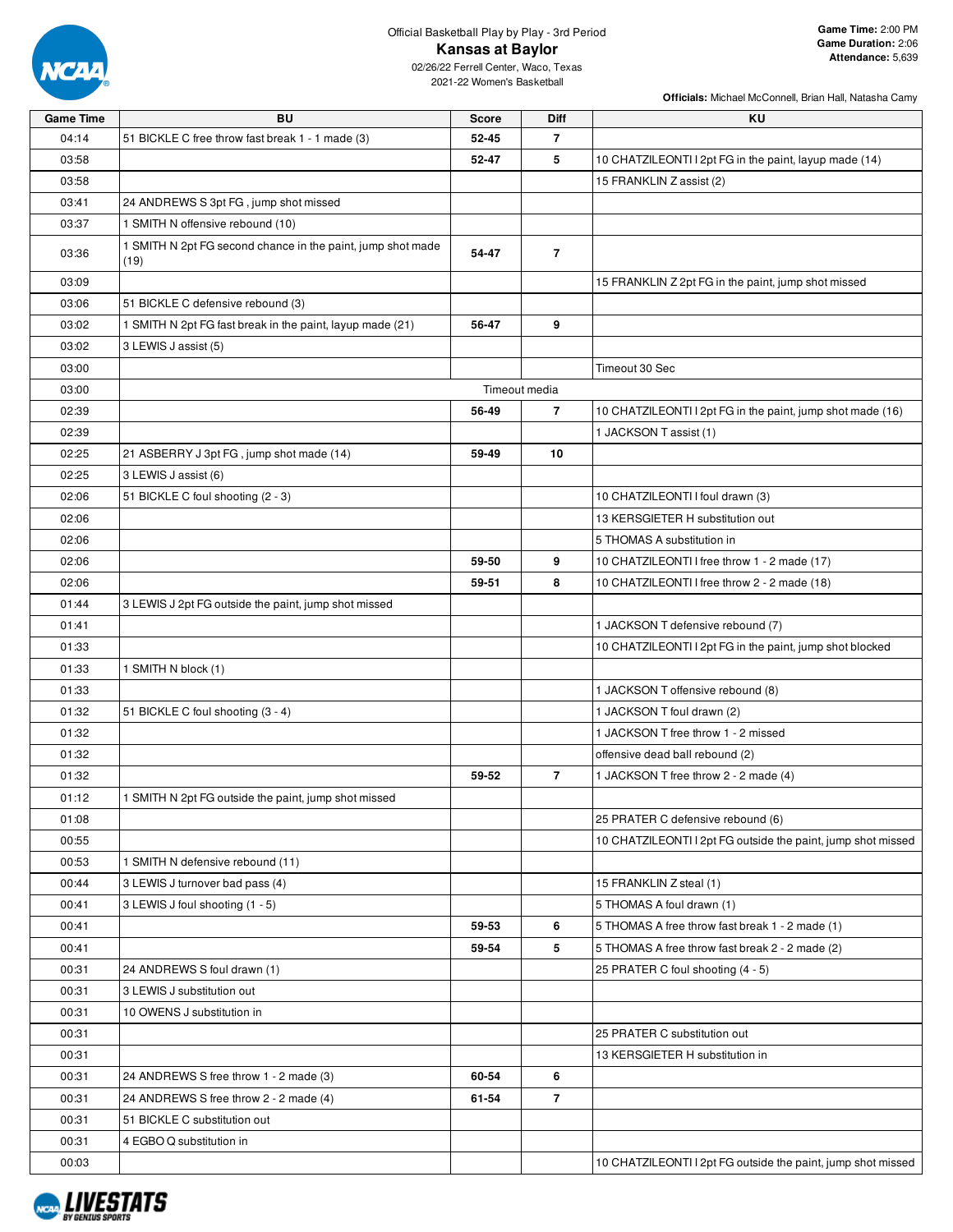Official Basketball Play by Play - 3rd Period

# Kansas at Baylor

02/26/22 Ferrell Center, Waco, Texas
2021-22 Women's Basketball

**Game Time:** 2:00 PM
**Game Duration:** 2:06
**Attendance:** 5,639

**Officials:** Michael McConnell, Brian Hall, Natasha Camy

| Game Time | BU | Score | Diff | KU |
|---|---|---|---|---|
| 04:14 | 51 BICKLE C free throw fast break 1 - 1 made (3) | 52-45 | 7 | |
| 03:58 | | 52-47 | 5 | 10 CHATZILEONTI I 2pt FG in the paint, layup made (14) |
| 03:58 | | | | 15 FRANKLIN Z assist (2) |
| 03:41 | 24 ANDREWS S 3pt FG , jump shot missed | | | |
| 03:37 | 1 SMITH N offensive rebound (10) | | | |
| 03:36 | 1 SMITH N 2pt FG second chance in the paint, jump shot made (19) | 54-47 | 7 | |
| 03:09 | | | | 15 FRANKLIN Z 2pt FG in the paint, jump shot missed |
| 03:06 | 51 BICKLE C defensive rebound (3) | | | |
| 03:02 | 1 SMITH N 2pt FG fast break in the paint, layup made (21) | 56-47 | 9 | |
| 03:02 | 3 LEWIS J assist (5) | | | |
| 03:00 | | | | Timeout 30 Sec |
| 03:00 | | Timeout media | | |
| 02:39 | | 56-49 | 7 | 10 CHATZILEONTI I 2pt FG in the paint, jump shot made (16) |
| 02:39 | | | | 1 JACKSON T assist (1) |
| 02:25 | 21 ASBERRY J 3pt FG , jump shot made (14) | 59-49 | 10 | |
| 02:25 | 3 LEWIS J assist (6) | | | |
| 02:06 | 51 BICKLE C foul shooting (2 - 3) | | | 10 CHATZILEONTI I foul drawn (3) |
| 02:06 | | | | 13 KERSGIETER H substitution out |
| 02:06 | | | | 5 THOMAS A substitution in |
| 02:06 | | 59-50 | 9 | 10 CHATZILEONTI I free throw 1 - 2 made (17) |
| 02:06 | | 59-51 | 8 | 10 CHATZILEONTI I free throw 2 - 2 made (18) |
| 01:44 | 3 LEWIS J 2pt FG outside the paint, jump shot missed | | | |
| 01:41 | | | | 1 JACKSON T defensive rebound (7) |
| 01:33 | | | | 10 CHATZILEONTI I 2pt FG in the paint, jump shot blocked |
| 01:33 | 1 SMITH N block (1) | | | |
| 01:33 | | | | 1 JACKSON T offensive rebound (8) |
| 01:32 | 51 BICKLE C foul shooting (3 - 4) | | | 1 JACKSON T foul drawn (2) |
| 01:32 | | | | 1 JACKSON T free throw 1 - 2 missed |
| 01:32 | | | | offensive dead ball rebound (2) |
| 01:32 | | 59-52 | 7 | 1 JACKSON T free throw 2 - 2 made (4) |
| 01:12 | 1 SMITH N 2pt FG outside the paint, jump shot missed | | | |
| 01:08 | | | | 25 PRATER C defensive rebound (6) |
| 00:55 | | | | 10 CHATZILEONTI I 2pt FG outside the paint, jump shot missed |
| 00:53 | 1 SMITH N defensive rebound (11) | | | |
| 00:44 | 3 LEWIS J turnover bad pass (4) | | | 15 FRANKLIN Z steal (1) |
| 00:41 | 3 LEWIS J foul shooting (1 - 5) | | | 5 THOMAS A foul drawn (1) |
| 00:41 | | 59-53 | 6 | 5 THOMAS A free throw fast break 1 - 2 made (1) |
| 00:41 | | 59-54 | 5 | 5 THOMAS A free throw fast break 2 - 2 made (2) |
| 00:31 | 24 ANDREWS S foul drawn (1) | | | 25 PRATER C foul shooting (4 - 5) |
| 00:31 | 3 LEWIS J substitution out | | | |
| 00:31 | 10 OWENS J substitution in | | | |
| 00:31 | | | | 25 PRATER C substitution out |
| 00:31 | | | | 13 KERSGIETER H substitution in |
| 00:31 | 24 ANDREWS S free throw 1 - 2 made (3) | 60-54 | 6 | |
| 00:31 | 24 ANDREWS S free throw 2 - 2 made (4) | 61-54 | 7 | |
| 00:31 | 51 BICKLE C substitution out | | | |
| 00:31 | 4 EGBO Q substitution in | | | |
| 00:03 | | | | 10 CHATZILEONTI I 2pt FG outside the paint, jump shot missed |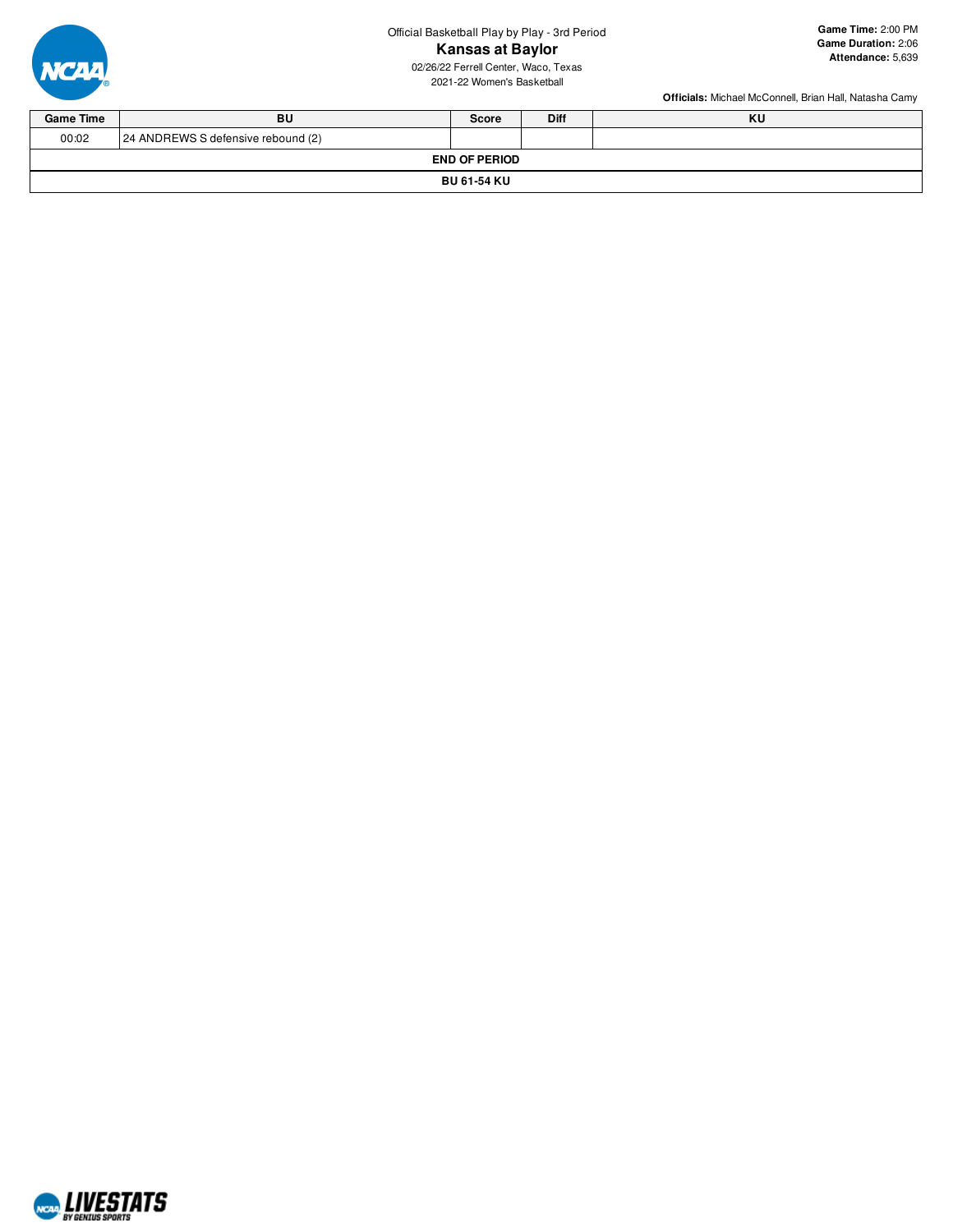Official Basketball Play by Play - 3rd Period

# Kansas at Baylor

02/26/22 Ferrell Center, Waco, Texas

2021-22 Women's Basketball

**Game Time:** 2:00 PM
**Game Duration:** 2:06
**Attendance:** 5,639

**Officials:** Michael McConnell, Brian Hall, Natasha Camy

| Game Time | BU | Score | Diff | KU |
|---|---|---|---|---|
| 00:02 | 24 ANDREWS S defensive rebound (2) | | | |
| **END OF PERIOD** | | | | |
| **BU 61-54 KU** | | | | |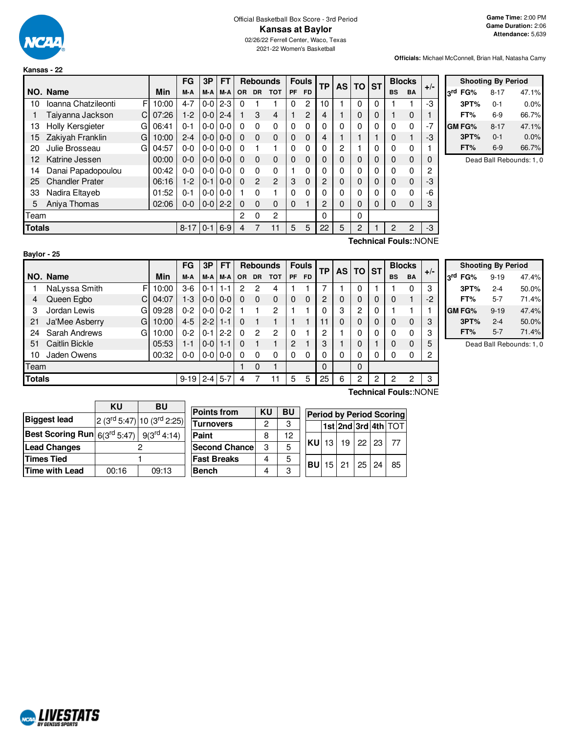Official Basketball Box Score - 3rd Period

# Kansas at Baylor

02/26/22 Ferrell Center, Waco, Texas

2021-22 Women's Basketball

**Game Time:** 2:00 PM
**Game Duration:** 2:06
**Attendance:** 5,639

**Officials:** Michael McConnell, Brian Hall, Natasha Camy

## Kansas - 22

| NO. | Name | | Min | FG M-A | 3P M-A | FT M-A | OR | DR | TOT | PF | FD | TP | AS | TO | ST | BS | BA | +/- |
|---|---|---|---|---|---|---|---|---|---|---|---|---|---|---|---|---|---|---|
| 10 | Ioanna Chatzileonti | F | 10:00 | 4-7 | 0-0 | 2-3 | 0 | 1 | 1 | 0 | 2 | 10 | 1 | 0 | 0 | 1 | 1 | -3 |
| 1 | Taiyanna Jackson | C | 07:26 | 1-2 | 0-0 | 2-4 | 1 | 3 | 4 | 1 | 2 | 4 | 1 | 0 | 0 | 1 | 0 | 1 |
| 13 | Holly Kersgieter | G | 06:41 | 0-1 | 0-0 | 0-0 | 0 | 0 | 0 | 0 | 0 | 0 | 0 | 0 | 0 | 0 | 0 | -7 |
| 15 | Zakiyah Franklin | G | 10:00 | 2-4 | 0-0 | 0-0 | 0 | 0 | 0 | 0 | 0 | 4 | 1 | 1 | 1 | 0 | 1 | -3 |
| 20 | Julie Brosseau | G | 04:57 | 0-0 | 0-0 | 0-0 | 0 | 1 | 1 | 0 | 0 | 0 | 2 | 1 | 0 | 0 | 0 | 1 |
| 12 | Katrine Jessen | | 00:00 | 0-0 | 0-0 | 0-0 | 0 | 0 | 0 | 0 | 0 | 0 | 0 | 0 | 0 | 0 | 0 | 0 |
| 14 | Danai Papadopoulou | | 00:42 | 0-0 | 0-0 | 0-0 | 0 | 0 | 0 | 1 | 0 | 0 | 0 | 0 | 0 | 0 | 0 | 2 |
| 25 | Chandler Prater | | 06:16 | 1-2 | 0-1 | 0-0 | 0 | 2 | 2 | 3 | 0 | 2 | 0 | 0 | 0 | 0 | 0 | -3 |
| 33 | Nadira Eltayeb | | 01:52 | 0-1 | 0-0 | 0-0 | 1 | 0 | 1 | 0 | 0 | 0 | 0 | 0 | 0 | 0 | 0 | -6 |
| 5 | Aniya Thomas | | 02:06 | 0-0 | 0-0 | 2-2 | 0 | 0 | 0 | 0 | 1 | 2 | 0 | 0 | 0 | 0 | 0 | 3 |
| Team | | | | | | | 2 | 0 | 2 | | | 0 | | 0 | | | | |
| **Totals** | | | | 8-17 | 0-1 | 6-9 | 4 | 7 | 11 | 5 | 5 | 22 | 5 | 2 | 1 | 2 | 2 | -3 |

**Technical Fouls:**:NONE

| Shooting By Period | | |
|---|---|---|
| 3rd FG% | 8-17 | 47.1% |
| 3PT% | 0-1 | 0.0% |
| FT% | 6-9 | 66.7% |
| GM FG% | 8-17 | 47.1% |
| 3PT% | 0-1 | 0.0% |
| FT% | 6-9 | 66.7% |

Dead Ball Rebounds: 1, 0

## Baylor - 25

| NO. | Name | | Min | FG M-A | 3P M-A | FT M-A | OR | DR | TOT | PF | FD | TP | AS | TO | ST | BS | BA | +/- |
|---|---|---|---|---|---|---|---|---|---|---|---|---|---|---|---|---|---|---|
| 1 | NaLyssa Smith | F | 10:00 | 3-6 | 0-1 | 1-1 | 2 | 2 | 4 | 1 | 1 | 7 | 1 | 0 | 1 | 1 | 0 | 3 |
| 4 | Queen Egbo | C | 04:07 | 1-3 | 0-0 | 0-0 | 0 | 0 | 0 | 0 | 0 | 2 | 0 | 0 | 0 | 0 | 1 | -2 |
| 3 | Jordan Lewis | G | 09:28 | 0-2 | 0-0 | 0-2 | 1 | 1 | 2 | 1 | 1 | 0 | 3 | 2 | 0 | 1 | 1 | 1 |
| 21 | Ja'Mee Asberry | G | 10:00 | 4-5 | 2-2 | 1-1 | 0 | 1 | 1 | 1 | 1 | 11 | 0 | 0 | 0 | 0 | 0 | 3 |
| 24 | Sarah Andrews | G | 10:00 | 0-2 | 0-1 | 2-2 | 0 | 2 | 2 | 0 | 1 | 2 | 1 | 0 | 0 | 0 | 0 | 3 |
| 51 | Caitlin Bickle | | 05:53 | 1-1 | 0-0 | 1-1 | 0 | 1 | 1 | 2 | 1 | 3 | 1 | 0 | 1 | 0 | 0 | 5 |
| 10 | Jaden Owens | | 00:32 | 0-0 | 0-0 | 0-0 | 0 | 0 | 0 | 0 | 0 | 0 | 0 | 0 | 0 | 0 | 0 | 2 |
| Team | | | | | | | 1 | 0 | 1 | | | 0 | | 0 | | | | |
| **Totals** | | | | 9-19 | 2-4 | 5-7 | 4 | 7 | 11 | 5 | 5 | 25 | 6 | 2 | 2 | 2 | 2 | 3 |

**Technical Fouls:**:NONE

| Shooting By Period | | |
|---|---|---|
| 3rd FG% | 9-19 | 47.4% |
| 3PT% | 2-4 | 50.0% |
| FT% | 5-7 | 71.4% |
| GM FG% | 9-19 | 47.4% |
| 3PT% | 2-4 | 50.0% |
| FT% | 5-7 | 71.4% |

Dead Ball Rebounds: 1, 0

| | KU | BU |
|---|---|---|
| Biggest lead | 2 (3rd 5:47) | 10 (3rd 2:25) |
| Best Scoring Run | 6(3rd 5:47) | 9(3rd 4:14) |
| Lead Changes | 2 | |
| Times Tied | 1 | |
| Time with Lead | 00:16 | 09:13 |

| Points from | KU | BU |
|---|---|---|
| Turnovers | 2 | 3 |
| Paint | 8 | 12 |
| Second Chance | 3 | 5 |
| Fast Breaks | 4 | 5 |
| Bench | 4 | 3 |

| Period by Period Scoring | 1st | 2nd | 3rd | 4th | TOT |
|---|---|---|---|---|---|
| KU | 13 | 19 | 22 | 23 | 77 |
| BU | 15 | 21 | 25 | 24 | 85 |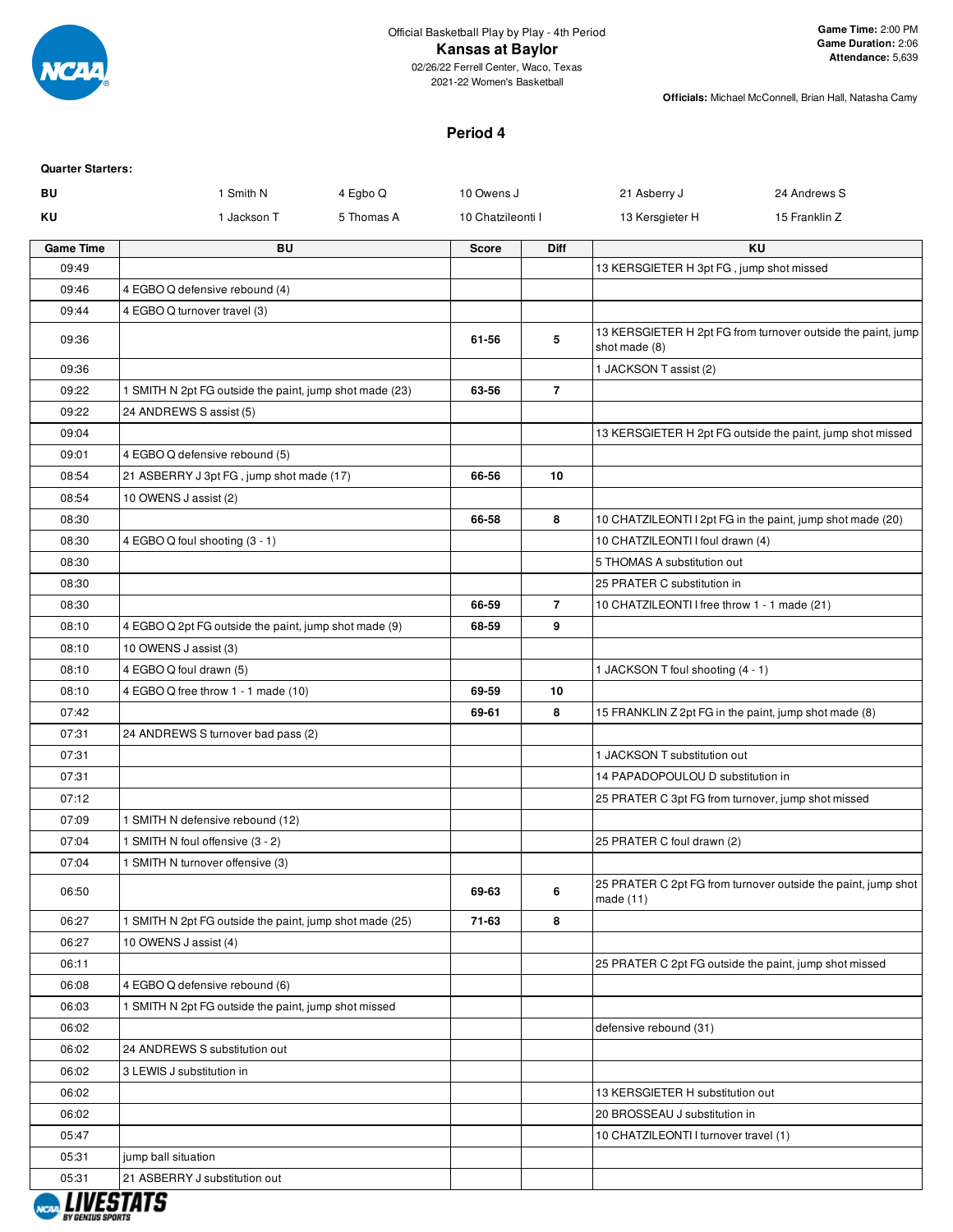Official Basketball Play by Play - 4th Period

# Kansas at Baylor

02/26/22 Ferrell Center, Waco, Texas
2021-22 Women's Basketball

**Game Time:** 2:00 PM
**Game Duration:** 2:06
**Attendance:** 5,639

**Officials:** Michael McConnell, Brian Hall, Natasha Camy

## Period 4

**Quarter Starters:**

| | | | | | |
|---|---|---|---|---|---|
| **BU** | 1 Smith N | 4 Egbo Q | 10 Owens J | 21 Asberry J | 24 Andrews S |
| **KU** | 1 Jackson T | 5 Thomas A | 10 Chatzileonti I | 13 Kersgieter H | 15 Franklin Z |

| Game Time | BU | Score | Diff | KU |
|---|---|---|---|---|
| 09:49 | | | | 13 KERSGIETER H 3pt FG , jump shot missed |
| 09:46 | 4 EGBO Q defensive rebound (4) | | | |
| 09:44 | 4 EGBO Q turnover travel (3) | | | |
| 09:36 | | 61-56 | 5 | 13 KERSGIETER H 2pt FG from turnover outside the paint, jump shot made (8) |
| 09:36 | | | | 1 JACKSON T assist (2) |
| 09:22 | 1 SMITH N 2pt FG outside the paint, jump shot made (23) | 63-56 | 7 | |
| 09:22 | 24 ANDREWS S assist (5) | | | |
| 09:04 | | | | 13 KERSGIETER H 2pt FG outside the paint, jump shot missed |
| 09:01 | 4 EGBO Q defensive rebound (5) | | | |
| 08:54 | 21 ASBERRY J 3pt FG , jump shot made (17) | 66-56 | 10 | |
| 08:54 | 10 OWENS J assist (2) | | | |
| 08:30 | | 66-58 | 8 | 10 CHATZILEONTI I 2pt FG in the paint, jump shot made (20) |
| 08:30 | 4 EGBO Q foul shooting (3 - 1) | | | 10 CHATZILEONTI I foul drawn (4) |
| 08:30 | | | | 5 THOMAS A substitution out |
| 08:30 | | | | 25 PRATER C substitution in |
| 08:30 | | 66-59 | 7 | 10 CHATZILEONTI I free throw 1 - 1 made (21) |
| 08:10 | 4 EGBO Q 2pt FG outside the paint, jump shot made (9) | 68-59 | 9 | |
| 08:10 | 10 OWENS J assist (3) | | | |
| 08:10 | 4 EGBO Q foul drawn (5) | | | 1 JACKSON T foul shooting (4 - 1) |
| 08:10 | 4 EGBO Q free throw 1 - 1 made (10) | 69-59 | 10 | |
| 07:42 | | 69-61 | 8 | 15 FRANKLIN Z 2pt FG in the paint, jump shot made (8) |
| 07:31 | 24 ANDREWS S turnover bad pass (2) | | | |
| 07:31 | | | | 1 JACKSON T substitution out |
| 07:31 | | | | 14 PAPADOPOULOU D substitution in |
| 07:12 | | | | 25 PRATER C 3pt FG from turnover, jump shot missed |
| 07:09 | 1 SMITH N defensive rebound (12) | | | |
| 07:04 | 1 SMITH N foul offensive (3 - 2) | | | 25 PRATER C foul drawn (2) |
| 07:04 | 1 SMITH N turnover offensive (3) | | | |
| 06:50 | | 69-63 | 6 | 25 PRATER C 2pt FG from turnover outside the paint, jump shot made (11) |
| 06:27 | 1 SMITH N 2pt FG outside the paint, jump shot made (25) | 71-63 | 8 | |
| 06:27 | 10 OWENS J assist (4) | | | |
| 06:11 | | | | 25 PRATER C 2pt FG outside the paint, jump shot missed |
| 06:08 | 4 EGBO Q defensive rebound (6) | | | |
| 06:03 | 1 SMITH N 2pt FG outside the paint, jump shot missed | | | |
| 06:02 | | | | defensive rebound (31) |
| 06:02 | 24 ANDREWS S substitution out | | | |
| 06:02 | 3 LEWIS J substitution in | | | |
| 06:02 | | | | 13 KERSGIETER H substitution out |
| 06:02 | | | | 20 BROSSEAU J substitution in |
| 05:47 | | | | 10 CHATZILEONTI I turnover travel (1) |
| 05:31 | jump ball situation | | | |
| 05:31 | 21 ASBERRY J substitution out | | | |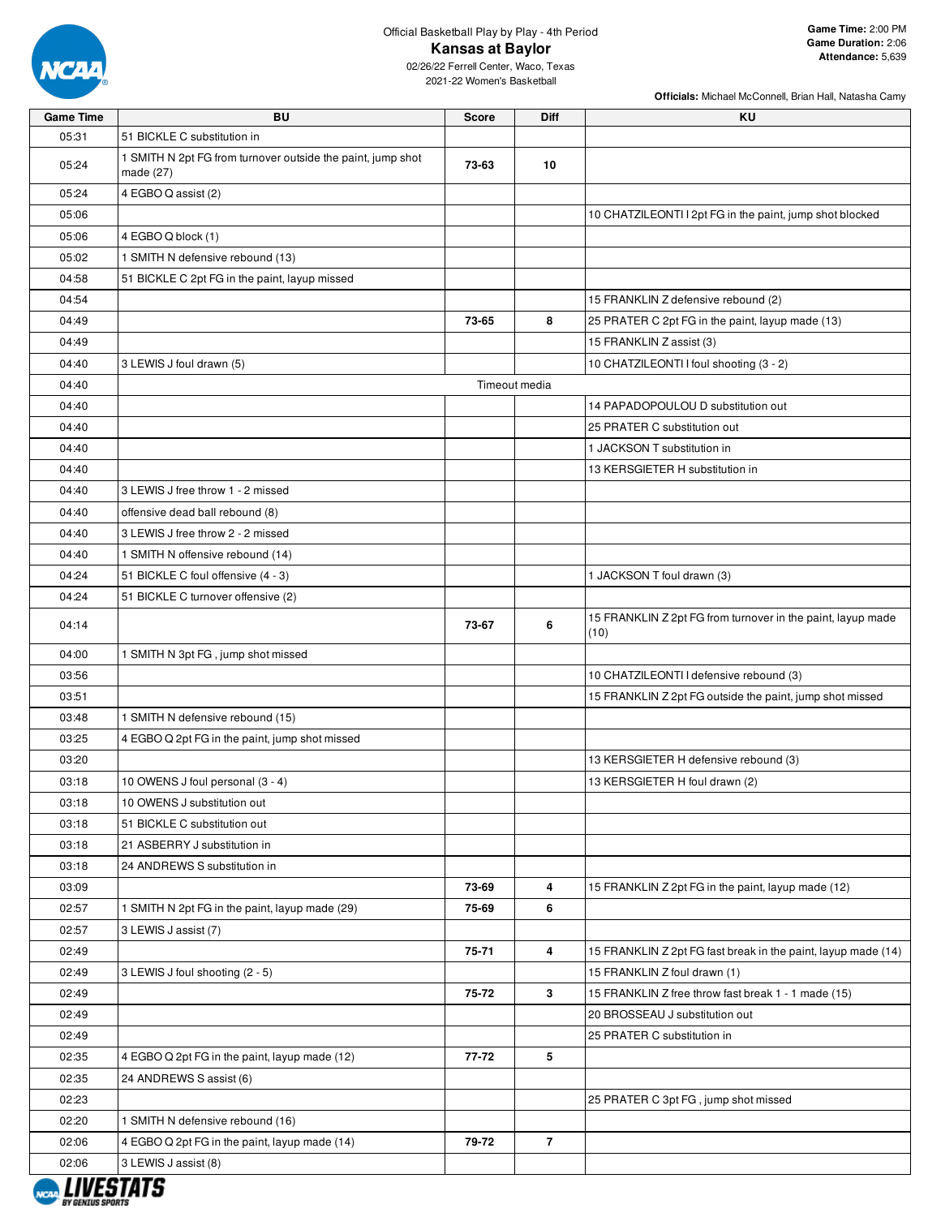Official Basketball Play by Play - 4th Period

# Kansas at Baylor

02/26/22 Ferrell Center, Waco, Texas
2021-22 Women's Basketball

**Game Time:** 2:00 PM
**Game Duration:** 2:06
**Attendance:** 5,639

**Officials:** Michael McConnell, Brian Hall, Natasha Camy

| Game Time | BU | Score | Diff | KU |
|---|---|---|---|---|
| 05:31 | 51 BICKLE C substitution in | | | |
| 05:24 | 1 SMITH N 2pt FG from turnover outside the paint, jump shot made (27) | 73-63 | 10 | |
| 05:24 | 4 EGBO Q assist (2) | | | |
| 05:06 | | | | 10 CHATZILEONTI I 2pt FG in the paint, jump shot blocked |
| 05:06 | 4 EGBO Q block (1) | | | |
| 05:02 | 1 SMITH N defensive rebound (13) | | | |
| 04:58 | 51 BICKLE C 2pt FG in the paint, layup missed | | | |
| 04:54 | | | | 15 FRANKLIN Z defensive rebound (2) |
| 04:49 | | 73-65 | 8 | 25 PRATER C 2pt FG in the paint, layup made (13) |
| 04:49 | | | | 15 FRANKLIN Z assist (3) |
| 04:40 | 3 LEWIS J foul drawn (5) | | | 10 CHATZILEONTI I foul shooting (3 - 2) |
| 04:40 | | Timeout media | | |
| 04:40 | | | | 14 PAPADOPOULOU D substitution out |
| 04:40 | | | | 25 PRATER C substitution out |
| 04:40 | | | | 1 JACKSON T substitution in |
| 04:40 | | | | 13 KERSGIETER H substitution in |
| 04:40 | 3 LEWIS J free throw 1 - 2 missed | | | |
| 04:40 | offensive dead ball rebound (8) | | | |
| 04:40 | 3 LEWIS J free throw 2 - 2 missed | | | |
| 04:40 | 1 SMITH N offensive rebound (14) | | | |
| 04:24 | 51 BICKLE C foul offensive (4 - 3) | | | 1 JACKSON T foul drawn (3) |
| 04:24 | 51 BICKLE C turnover offensive (2) | | | |
| 04:14 | | 73-67 | 6 | 15 FRANKLIN Z 2pt FG from turnover in the paint, layup made (10) |
| 04:00 | 1 SMITH N 3pt FG , jump shot missed | | | |
| 03:56 | | | | 10 CHATZILEONTI I defensive rebound (3) |
| 03:51 | | | | 15 FRANKLIN Z 2pt FG outside the paint, jump shot missed |
| 03:48 | 1 SMITH N defensive rebound (15) | | | |
| 03:25 | 4 EGBO Q 2pt FG in the paint, jump shot missed | | | |
| 03:20 | | | | 13 KERSGIETER H defensive rebound (3) |
| 03:18 | 10 OWENS J foul personal (3 - 4) | | | 13 KERSGIETER H foul drawn (2) |
| 03:18 | 10 OWENS J substitution out | | | |
| 03:18 | 51 BICKLE C substitution out | | | |
| 03:18 | 21 ASBERRY J substitution in | | | |
| 03:18 | 24 ANDREWS S substitution in | | | |
| 03:09 | | 73-69 | 4 | 15 FRANKLIN Z 2pt FG in the paint, layup made (12) |
| 02:57 | 1 SMITH N 2pt FG in the paint, layup made (29) | 75-69 | 6 | |
| 02:57 | 3 LEWIS J assist (7) | | | |
| 02:49 | | 75-71 | 4 | 15 FRANKLIN Z 2pt FG fast break in the paint, layup made (14) |
| 02:49 | 3 LEWIS J foul shooting (2 - 5) | | | 15 FRANKLIN Z foul drawn (1) |
| 02:49 | | 75-72 | 3 | 15 FRANKLIN Z free throw fast break 1 - 1 made (15) |
| 02:49 | | | | 20 BROSSEAU J substitution out |
| 02:49 | | | | 25 PRATER C substitution in |
| 02:35 | 4 EGBO Q 2pt FG in the paint, layup made (12) | 77-72 | 5 | |
| 02:35 | 24 ANDREWS S assist (6) | | | |
| 02:23 | | | | 25 PRATER C 3pt FG , jump shot missed |
| 02:20 | 1 SMITH N defensive rebound (16) | | | |
| 02:06 | 4 EGBO Q 2pt FG in the paint, layup made (14) | 79-72 | 7 | |
| 02:06 | 3 LEWIS J assist (8) | | | |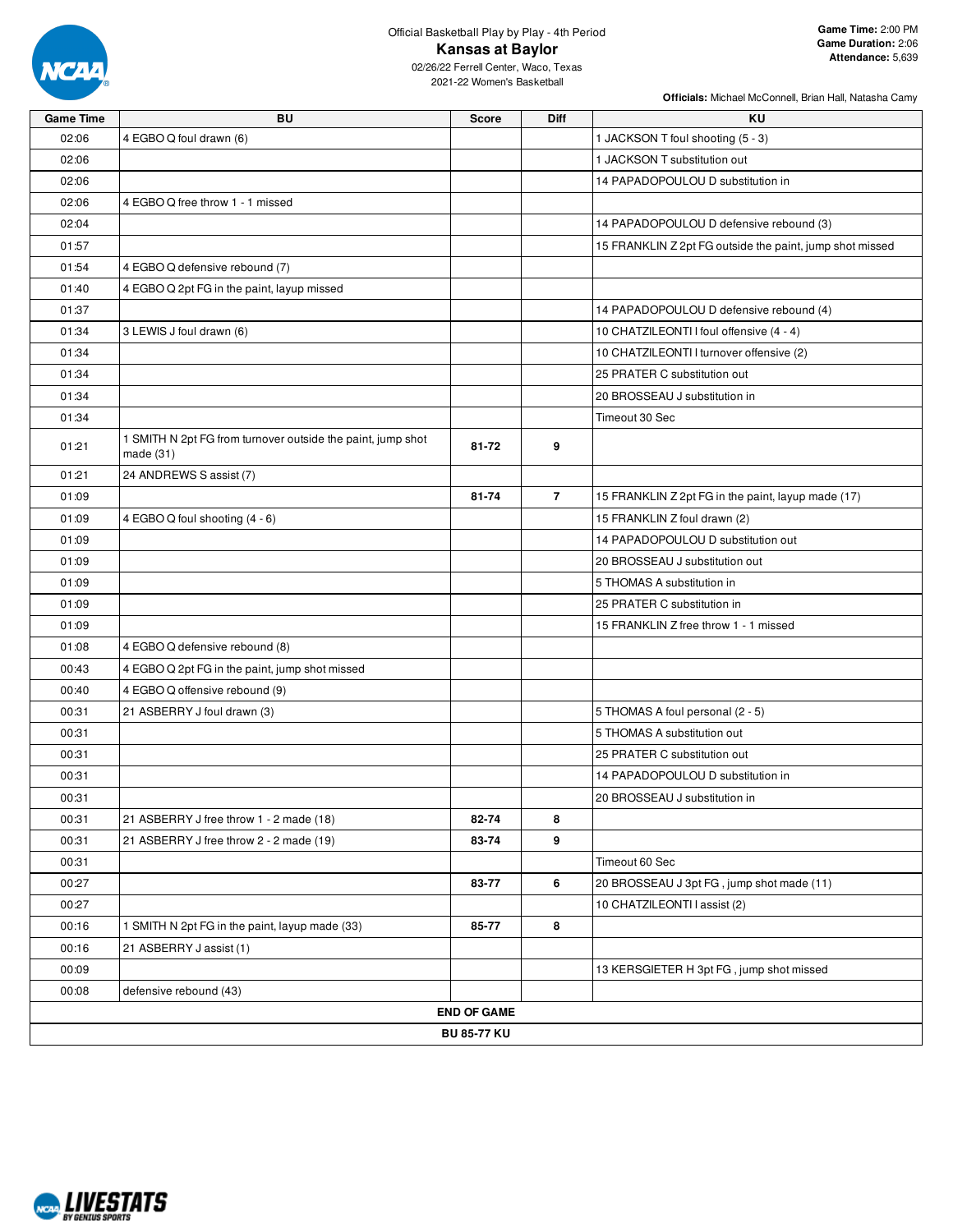Official Basketball Play by Play - 4th Period

# Kansas at Baylor

02/26/22 Ferrell Center, Waco, Texas
2021-22 Women's Basketball

**Game Time:** 2:00 PM
**Game Duration:** 2:06
**Attendance:** 5,639

**Officials:** Michael McConnell, Brian Hall, Natasha Camy

| Game Time | BU | Score | Diff | KU |
|---|---|---|---|---|
| 02:06 | 4 EGBO Q foul drawn (6) | | | 1 JACKSON T foul shooting (5 - 3) |
| 02:06 | | | | 1 JACKSON T substitution out |
| 02:06 | | | | 14 PAPADOPOULOU D substitution in |
| 02:06 | 4 EGBO Q free throw 1 - 1 missed | | | |
| 02:04 | | | | 14 PAPADOPOULOU D defensive rebound (3) |
| 01:57 | | | | 15 FRANKLIN Z 2pt FG outside the paint, jump shot missed |
| 01:54 | 4 EGBO Q defensive rebound (7) | | | |
| 01:40 | 4 EGBO Q 2pt FG in the paint, layup missed | | | |
| 01:37 | | | | 14 PAPADOPOULOU D defensive rebound (4) |
| 01:34 | 3 LEWIS J foul drawn (6) | | | 10 CHATZILEONTI I foul offensive (4 - 4) |
| 01:34 | | | | 10 CHATZILEONTI I turnover offensive (2) |
| 01:34 | | | | 25 PRATER C substitution out |
| 01:34 | | | | 20 BROSSEAU J substitution in |
| 01:34 | | | | Timeout 30 Sec |
| 01:21 | 1 SMITH N 2pt FG from turnover outside the paint, jump shot made (31) | 81-72 | 9 | |
| 01:21 | 24 ANDREWS S assist (7) | | | |
| 01:09 | | 81-74 | 7 | 15 FRANKLIN Z 2pt FG in the paint, layup made (17) |
| 01:09 | 4 EGBO Q foul shooting (4 - 6) | | | 15 FRANKLIN Z foul drawn (2) |
| 01:09 | | | | 14 PAPADOPOULOU D substitution out |
| 01:09 | | | | 20 BROSSEAU J substitution out |
| 01:09 | | | | 5 THOMAS A substitution in |
| 01:09 | | | | 25 PRATER C substitution in |
| 01:09 | | | | 15 FRANKLIN Z free throw 1 - 1 missed |
| 01:08 | 4 EGBO Q defensive rebound (8) | | | |
| 00:43 | 4 EGBO Q 2pt FG in the paint, jump shot missed | | | |
| 00:40 | 4 EGBO Q offensive rebound (9) | | | |
| 00:31 | 21 ASBERRY J foul drawn (3) | | | 5 THOMAS A foul personal (2 - 5) |
| 00:31 | | | | 5 THOMAS A substitution out |
| 00:31 | | | | 25 PRATER C substitution out |
| 00:31 | | | | 14 PAPADOPOULOU D substitution in |
| 00:31 | | | | 20 BROSSEAU J substitution in |
| 00:31 | 21 ASBERRY J free throw 1 - 2 made (18) | 82-74 | 8 | |
| 00:31 | 21 ASBERRY J free throw 2 - 2 made (19) | 83-74 | 9 | |
| 00:31 | | | | Timeout 60 Sec |
| 00:27 | | 83-77 | 6 | 20 BROSSEAU J 3pt FG , jump shot made (11) |
| 00:27 | | | | 10 CHATZILEONTI I assist (2) |
| 00:16 | 1 SMITH N 2pt FG in the paint, layup made (33) | 85-77 | 8 | |
| 00:16 | 21 ASBERRY J assist (1) | | | |
| 00:09 | | | | 13 KERSGIETER H 3pt FG , jump shot missed |
| 00:08 | defensive rebound (43) | | | |
| | | **END OF GAME** | | |
| | | **BU 85-77 KU** | | |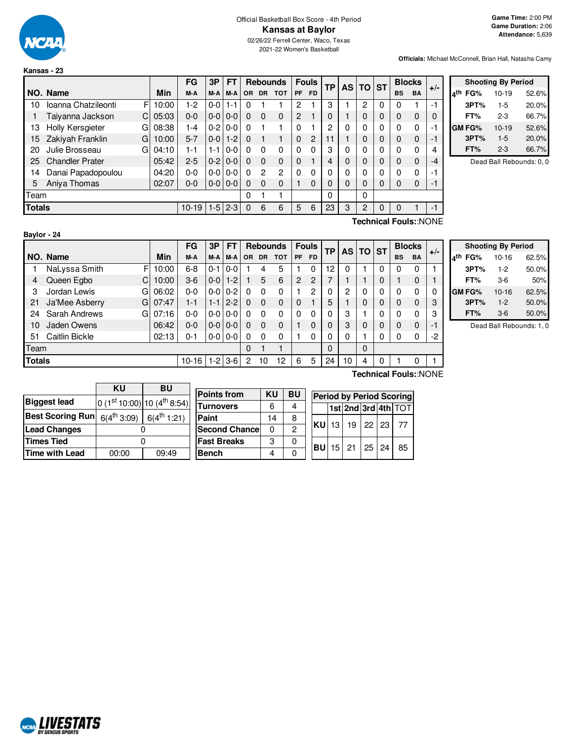Official Basketball Box Score - 4th Period

# Kansas at Baylor

02/26/22 Ferrell Center, Waco, Texas
2021-22 Women's Basketball

**Game Time:** 2:00 PM
**Game Duration:** 2:06
**Attendance:** 5,639

**Officials:** Michael McConnell, Brian Hall, Natasha Camy

## Kansas - 23

| NO. | Name | | Min | FG M-A | 3P M-A | FT M-A | OR | DR | TOT | PF | FD | TP | AS | TO | ST | BS | BA | +/- |
|---|---|---|---|---|---|---|---|---|---|---|---|---|---|---|---|---|---|---|
| 10 | Ioanna Chatzileonti | F | 10:00 | 1-2 | 0-0 | 1-1 | 0 | 1 | 1 | 2 | 1 | 3 | 1 | 2 | 0 | 0 | 1 | -1 |
| 1 | Taiyanna Jackson | C | 05:03 | 0-0 | 0-0 | 0-0 | 0 | 0 | 0 | 2 | 1 | 0 | 1 | 0 | 0 | 0 | 0 | 0 |
| 13 | Holly Kersgieter | G | 08:38 | 1-4 | 0-2 | 0-0 | 0 | 1 | 1 | 0 | 1 | 2 | 0 | 0 | 0 | 0 | 0 | -1 |
| 15 | Zakiyah Franklin | G | 10:00 | 5-7 | 0-0 | 1-2 | 0 | 1 | 1 | 0 | 2 | 11 | 1 | 0 | 0 | 0 | 0 | -1 |
| 20 | Julie Brosseau | G | 04:10 | 1-1 | 1-1 | 0-0 | 0 | 0 | 0 | 0 | 0 | 3 | 0 | 0 | 0 | 0 | 0 | 4 |
| 25 | Chandler Prater | | 05:42 | 2-5 | 0-2 | 0-0 | 0 | 0 | 0 | 0 | 1 | 4 | 0 | 0 | 0 | 0 | 0 | -4 |
| 14 | Danai Papadopoulou | | 04:20 | 0-0 | 0-0 | 0-0 | 0 | 2 | 2 | 0 | 0 | 0 | 0 | 0 | 0 | 0 | 0 | -1 |
| 5 | Aniya Thomas | | 02:07 | 0-0 | 0-0 | 0-0 | 0 | 0 | 0 | 1 | 0 | 0 | 0 | 0 | 0 | 0 | 0 | -1 |
| | Team | | | | | | 0 | 1 | 1 | | | 0 | | 0 | | | | |
| | **Totals** | | | 10-19 | 1-5 | 2-3 | 0 | 6 | 6 | 5 | 6 | 23 | 3 | 2 | 0 | 0 | 1 | -1 |

**Technical Fouls:**:NONE

| Shooting By Period | | |
|---|---|---|
| 4th FG% | 10-19 | 52.6% |
| 3PT% | 1-5 | 20.0% |
| FT% | 2-3 | 66.7% |
| GM FG% | 10-19 | 52.6% |
| 3PT% | 1-5 | 20.0% |
| FT% | 2-3 | 66.7% |

Dead Ball Rebounds: 0, 0

## Baylor - 24

| NO. | Name | | Min | FG M-A | 3P M-A | FT M-A | OR | DR | TOT | PF | FD | TP | AS | TO | ST | BS | BA | +/- |
|---|---|---|---|---|---|---|---|---|---|---|---|---|---|---|---|---|---|---|
| 1 | NaLyssa Smith | F | 10:00 | 6-8 | 0-1 | 0-0 | 1 | 4 | 5 | 1 | 0 | 12 | 0 | 1 | 0 | 0 | 0 | 1 |
| 4 | Queen Egbo | C | 10:00 | 3-6 | 0-0 | 1-2 | 1 | 5 | 6 | 2 | 2 | 7 | 1 | 1 | 0 | 1 | 0 | 1 |
| 3 | Jordan Lewis | G | 06:02 | 0-0 | 0-0 | 0-2 | 0 | 0 | 0 | 1 | 2 | 0 | 2 | 0 | 0 | 0 | 0 | 0 |
| 21 | Ja'Mee Asberry | G | 07:47 | 1-1 | 1-1 | 2-2 | 0 | 0 | 0 | 0 | 1 | 5 | 1 | 0 | 0 | 0 | 0 | 3 |
| 24 | Sarah Andrews | G | 07:16 | 0-0 | 0-0 | 0-0 | 0 | 0 | 0 | 0 | 0 | 0 | 3 | 1 | 0 | 0 | 0 | 3 |
| 10 | Jaden Owens | | 06:42 | 0-0 | 0-0 | 0-0 | 0 | 0 | 0 | 1 | 0 | 0 | 3 | 0 | 0 | 0 | 0 | -1 |
| 51 | Caitlin Bickle | | 02:13 | 0-1 | 0-0 | 0-0 | 0 | 0 | 0 | 1 | 0 | 0 | 0 | 1 | 0 | 0 | 0 | -2 |
| | Team | | | | | | 0 | 1 | 1 | | | 0 | | 0 | | | | |
| | **Totals** | | | 10-16 | 1-2 | 3-6 | 2 | 10 | 12 | 6 | 5 | 24 | 10 | 4 | 0 | 1 | 0 | 1 |

**Technical Fouls:**:NONE

| Shooting By Period | | |
|---|---|---|
| 4th FG% | 10-16 | 62.5% |
| 3PT% | 1-2 | 50.0% |
| FT% | 3-6 | 50% |
| GM FG% | 10-16 | 62.5% |
| 3PT% | 1-2 | 50.0% |
| FT% | 3-6 | 50.0% |

Dead Ball Rebounds: 1, 0

| | KU | BU |
|---|---|---|
| **Biggest lead** | 0 (1st 10:00) | 10 (4th 8:54) |
| **Best Scoring Run** | 6(4th 3:09) | 6(4th 1:21) |
| **Lead Changes** | 0 | |
| **Times Tied** | 0 | |
| **Time with Lead** | 00:00 | 09:49 |

| Points from | KU | BU |
|---|---|---|
| Turnovers | 6 | 4 |
| Paint | 14 | 8 |
| Second Chance | 0 | 2 |
| Fast Breaks | 3 | 0 |
| Bench | 4 | 0 |

| Period by Period Scoring | 1st | 2nd | 3rd | 4th | TOT |
|---|---|---|---|---|---|
| KU | 13 | 19 | 22 | 23 | 77 |
| BU | 15 | 21 | 25 | 24 | 85 |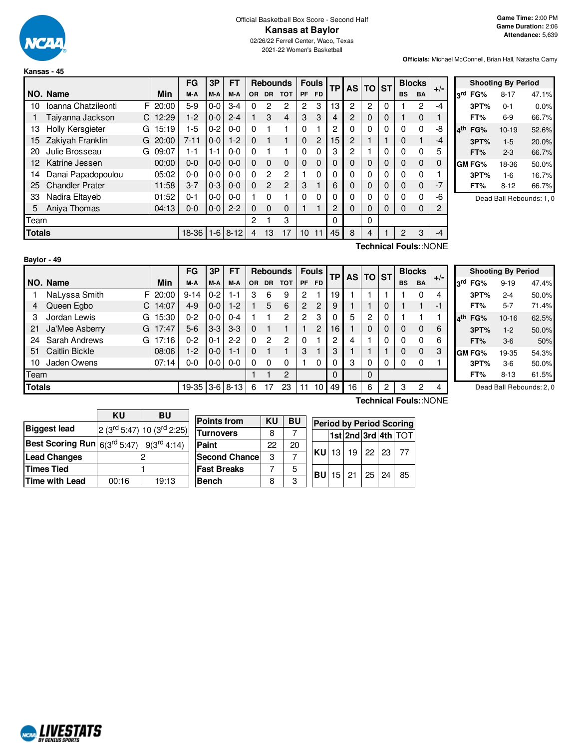Official Basketball Box Score - Second Half

# Kansas at Baylor

02/26/22 Ferrell Center, Waco, Texas

2021-22 Women's Basketball

**Game Time:** 2:00 PM
**Game Duration:** 2:06
**Attendance:** 5,639

**Officials:** Michael McConnell, Brian Hall, Natasha Camy

## Kansas - 45

| NO. | Name | | Min | FG M-A | 3P M-A | FT M-A | OR | DR | TOT | PF | FD | TP | AS | TO | ST | BS | BA | +/- |
|---|---|---|---|---|---|---|---|---|---|---|---|---|---|---|---|---|---|---|
| 10 | Ioanna Chatzileonti | F | 20:00 | 5-9 | 0-0 | 3-4 | 0 | 2 | 2 | 2 | 3 | 13 | 2 | 2 | 0 | 1 | 2 | -4 |
| 1 | Taiyanna Jackson | C | 12:29 | 1-2 | 0-0 | 2-4 | 1 | 3 | 4 | 3 | 3 | 4 | 2 | 0 | 0 | 1 | 0 | 1 |
| 13 | Holly Kersgieter | G | 15:19 | 1-5 | 0-2 | 0-0 | 0 | 1 | 1 | 0 | 1 | 2 | 0 | 0 | 0 | 0 | 0 | -8 |
| 15 | Zakiyah Franklin | G | 20:00 | 7-11 | 0-0 | 1-2 | 0 | 1 | 1 | 0 | 2 | 15 | 2 | 1 | 1 | 0 | 1 | -4 |
| 20 | Julie Brosseau | G | 09:07 | 1-1 | 1-1 | 0-0 | 0 | 1 | 1 | 0 | 0 | 3 | 2 | 1 | 0 | 0 | 0 | 5 |
| 12 | Katrine Jessen | | 00:00 | 0-0 | 0-0 | 0-0 | 0 | 0 | 0 | 0 | 0 | 0 | 0 | 0 | 0 | 0 | 0 | 0 |
| 14 | Danai Papadopoulou | | 05:02 | 0-0 | 0-0 | 0-0 | 0 | 2 | 2 | 1 | 0 | 0 | 0 | 0 | 0 | 0 | 0 | 1 |
| 25 | Chandler Prater | | 11:58 | 3-7 | 0-3 | 0-0 | 0 | 2 | 2 | 3 | 1 | 6 | 0 | 0 | 0 | 0 | 0 | -7 |
| 33 | Nadira Eltayeb | | 01:52 | 0-1 | 0-0 | 0-0 | 1 | 0 | 1 | 0 | 0 | 0 | 0 | 0 | 0 | 0 | 0 | -6 |
| 5 | Aniya Thomas | | 04:13 | 0-0 | 0-0 | 2-2 | 0 | 0 | 0 | 1 | 1 | 2 | 0 | 0 | 0 | 0 | 0 | 2 |
| | Team | | | | | | 2 | 1 | 3 | | | 0 | | 0 | | | | |
| | **Totals** | | | 18-36 | 1-6 | 8-12 | 4 | 13 | 17 | 10 | 11 | 45 | 8 | 4 | 1 | 2 | 3 | -4 |

Technical Fouls::NONE

| Shooting By Period | | |
|---|---|---|
| 3rd FG% | 8-17 | 47.1% |
| 3PT% | 0-1 | 0.0% |
| FT% | 6-9 | 66.7% |
| 4th FG% | 10-19 | 52.6% |
| 3PT% | 1-5 | 20.0% |
| FT% | 2-3 | 66.7% |
| GM FG% | 18-36 | 50.0% |
| 3PT% | 1-6 | 16.7% |
| FT% | 8-12 | 66.7% |

Dead Ball Rebounds: 1, 0

## Baylor - 49

| NO. | Name | | Min | FG M-A | 3P M-A | FT M-A | OR | DR | TOT | PF | FD | TP | AS | TO | ST | BS | BA | +/- |
|---|---|---|---|---|---|---|---|---|---|---|---|---|---|---|---|---|---|---|
| 1 | NaLyssa Smith | F | 20:00 | 9-14 | 0-2 | 1-1 | 3 | 6 | 9 | 2 | 1 | 19 | 1 | 1 | 1 | 1 | 0 | 4 |
| 4 | Queen Egbo | C | 14:07 | 4-9 | 0-0 | 1-2 | 1 | 5 | 6 | 2 | 2 | 9 | 1 | 1 | 0 | 1 | 1 | -1 |
| 3 | Jordan Lewis | G | 15:30 | 0-2 | 0-0 | 0-4 | 1 | 1 | 2 | 2 | 3 | 0 | 5 | 2 | 0 | 1 | 1 | 1 |
| 21 | Ja'Mee Asberry | G | 17:47 | 5-6 | 3-3 | 3-3 | 0 | 1 | 1 | 1 | 2 | 16 | 1 | 0 | 0 | 0 | 0 | 6 |
| 24 | Sarah Andrews | G | 17:16 | 0-2 | 0-1 | 2-2 | 0 | 2 | 2 | 0 | 1 | 2 | 4 | 1 | 0 | 0 | 0 | 6 |
| 51 | Caitlin Bickle | | 08:06 | 1-2 | 0-0 | 1-1 | 0 | 1 | 1 | 3 | 1 | 3 | 1 | 1 | 1 | 0 | 0 | 3 |
| 10 | Jaden Owens | | 07:14 | 0-0 | 0-0 | 0-0 | 0 | 0 | 0 | 1 | 0 | 0 | 3 | 0 | 0 | 0 | 0 | 1 |
| | Team | | | | | | 1 | 1 | 2 | | | 0 | | 0 | | | | |
| | **Totals** | | | 19-35 | 3-6 | 8-13 | 6 | 17 | 23 | 11 | 10 | 49 | 16 | 6 | 2 | 3 | 2 | 4 |

Technical Fouls::NONE

| Shooting By Period | | |
|---|---|---|
| 3rd FG% | 9-19 | 47.4% |
| 3PT% | 2-4 | 50.0% |
| FT% | 5-7 | 71.4% |
| 4th FG% | 10-16 | 62.5% |
| 3PT% | 1-2 | 50.0% |
| FT% | 3-6 | 50% |
| GM FG% | 19-35 | 54.3% |
| 3PT% | 3-6 | 50.0% |
| FT% | 8-13 | 61.5% |

Dead Ball Rebounds: 2, 0

| | KU | BU |
|---|---|---|
| Biggest lead | 2 (3rd 5:47) | 10 (3rd 2:25) |
| Best Scoring Run | 6(3rd 5:47) | 9(3rd 4:14) |
| Lead Changes | 2 | |
| Times Tied | 1 | |
| Time with Lead | 00:16 | 19:13 |

| Points from | KU | BU |
|---|---|---|
| Turnovers | 8 | 7 |
| Paint | 22 | 20 |
| Second Chance | 3 | 7 |
| Fast Breaks | 7 | 5 |
| Bench | 8 | 3 |

| Period by Period Scoring | 1st | 2nd | 3rd | 4th | TOT |
|---|---|---|---|---|---|
| KU | 13 | 19 | 22 | 23 | 77 |
| BU | 15 | 21 | 25 | 24 | 85 |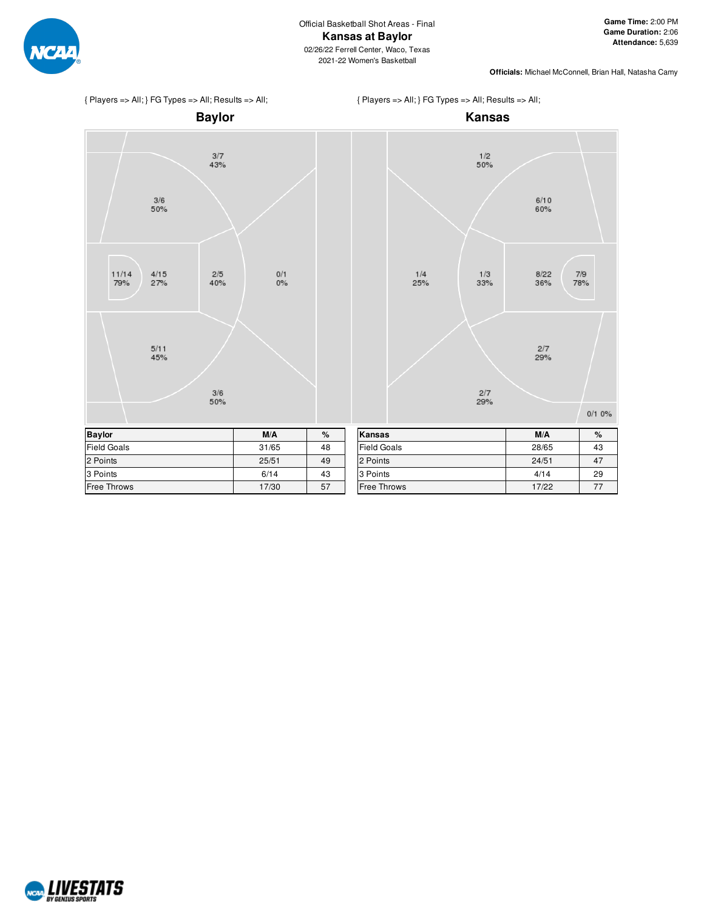Official Basketball Shot Areas - Final

# Kansas at Baylor

02/26/22 Ferrell Center, Waco, Texas
2021-22 Women's Basketball

**Game Time:** 2:00 PM
**Game Duration:** 2:06
**Attendance:** 5,639

**Officials:** Michael McConnell, Brian Hall, Natasha Camy

{ Players => All; } FG Types => All; Results => All;

## Baylor

3/7 43%
3/6 50%
11/14 79%
4/15 27%
2/5 40%
0/1 0%
5/11 45%
3/6 50%

| Baylor | M/A | % |
|---|---|---|
| Field Goals | 31/65 | 48 |
| 2 Points | 25/51 | 49 |
| 3 Points | 6/14 | 43 |
| Free Throws | 17/30 | 57 |

{ Players => All; } FG Types => All; Results => All;

## Kansas

1/2 50%
6/10 60%
1/4 25%
1/3 33%
8/22 36%
7/9 78%
2/7 29%
2/7 29%
0/1 0%

| Kansas | M/A | % |
|---|---|---|
| Field Goals | 28/65 | 43 |
| 2 Points | 24/51 | 47 |
| 3 Points | 4/14 | 29 |
| Free Throws | 17/22 | 77 |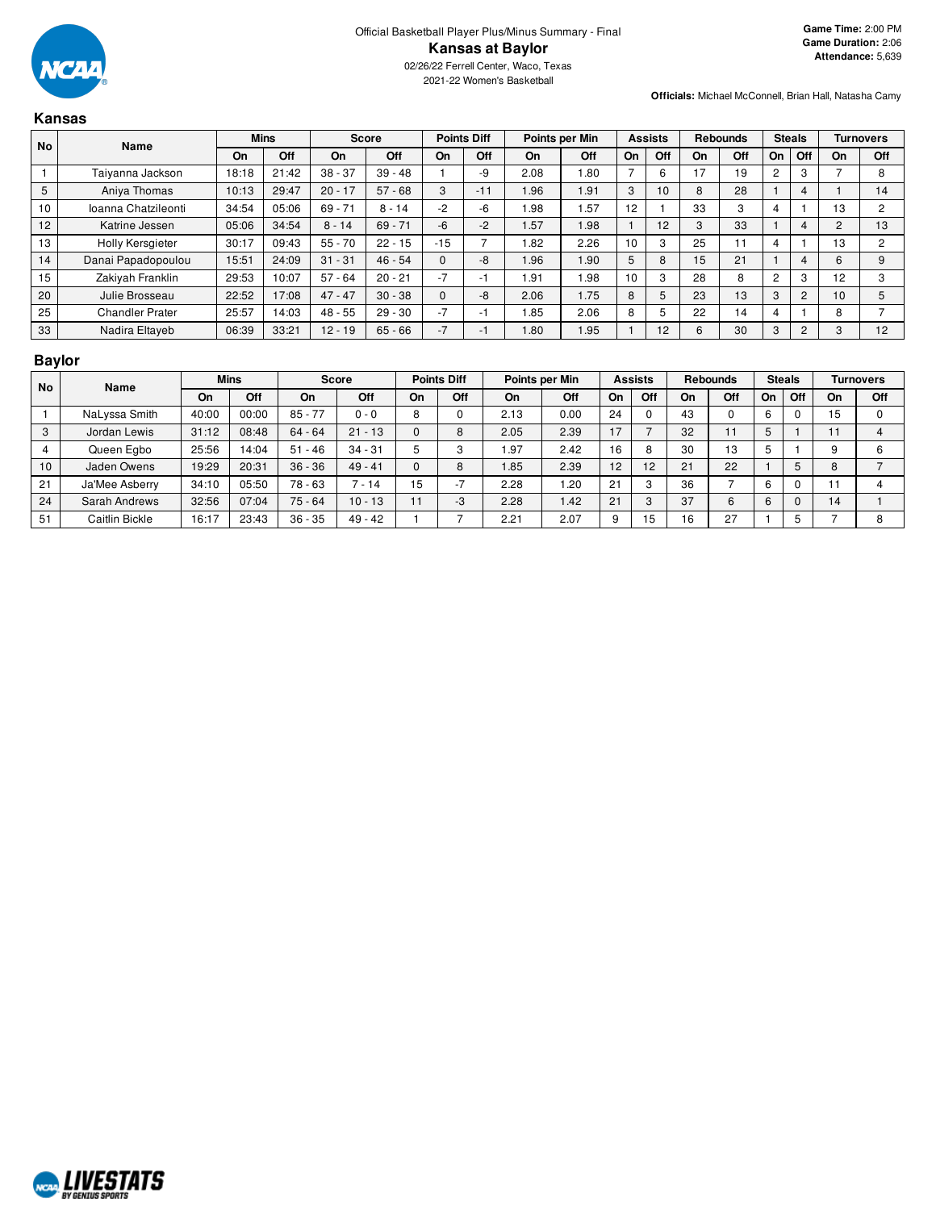Official Basketball Player Plus/Minus Summary - Final

# Kansas at Baylor

02/26/22 Ferrell Center, Waco, Texas
2021-22 Women's Basketball

**Game Time:** 2:00 PM
**Game Duration:** 2:06
**Attendance:** 5,639

**Officials:** Michael McConnell, Brian Hall, Natasha Camy

## Kansas

| No | Name | Mins | | Score | | Points Diff | | Points per Min | | Assists | | Rebounds | | Steals | | Turnovers | |
|---|---|---|---|---|---|---|---|---|---|---|---|---|---|---|---|---|---|
| | | On | Off | On | Off | On | Off | On | Off | On | Off | On | Off | On | Off | On | Off |
| 1 | Taiyanna Jackson | 18:18 | 21:42 | 38 - 37 | 39 - 48 | 1 | -9 | 2.08 | 1.80 | 7 | 6 | 17 | 19 | 2 | 3 | 7 | 8 |
| 5 | Aniya Thomas | 10:13 | 29:47 | 20 - 17 | 57 - 68 | 3 | -11 | 1.96 | 1.91 | 3 | 10 | 8 | 28 | 1 | 4 | 1 | 14 |
| 10 | Ioanna Chatzileonti | 34:54 | 05:06 | 69 - 71 | 8 - 14 | -2 | -6 | 1.98 | 1.57 | 12 | 1 | 33 | 3 | 4 | 1 | 13 | 2 |
| 12 | Katrine Jessen | 05:06 | 34:54 | 8 - 14 | 69 - 71 | -6 | -2 | 1.57 | 1.98 | 1 | 12 | 3 | 33 | 1 | 4 | 2 | 13 |
| 13 | Holly Kersgieter | 30:17 | 09:43 | 55 - 70 | 22 - 15 | -15 | 7 | 1.82 | 2.26 | 10 | 3 | 25 | 11 | 4 | 1 | 13 | 2 |
| 14 | Danai Papadopoulou | 15:51 | 24:09 | 31 - 31 | 46 - 54 | 0 | -8 | 1.96 | 1.90 | 5 | 8 | 15 | 21 | 1 | 4 | 6 | 9 |
| 15 | Zakiyah Franklin | 29:53 | 10:07 | 57 - 64 | 20 - 21 | -7 | -1 | 1.91 | 1.98 | 10 | 3 | 28 | 8 | 2 | 3 | 12 | 3 |
| 20 | Julie Brosseau | 22:52 | 17:08 | 47 - 47 | 30 - 38 | 0 | -8 | 2.06 | 1.75 | 8 | 5 | 23 | 13 | 3 | 2 | 10 | 5 |
| 25 | Chandler Prater | 25:57 | 14:03 | 48 - 55 | 29 - 30 | -7 | -1 | 1.85 | 2.06 | 8 | 5 | 22 | 14 | 4 | 1 | 8 | 7 |
| 33 | Nadira Eltayeb | 06:39 | 33:21 | 12 - 19 | 65 - 66 | -7 | -1 | 1.80 | 1.95 | 1 | 12 | 6 | 30 | 3 | 2 | 3 | 12 |

## Baylor

| No | Name | Mins | | Score | | Points Diff | | Points per Min | | Assists | | Rebounds | | Steals | | Turnovers | |
|---|---|---|---|---|---|---|---|---|---|---|---|---|---|---|---|---|---|
| | | On | Off | On | Off | On | Off | On | Off | On | Off | On | Off | On | Off | On | Off |
| 1 | NaLyssa Smith | 40:00 | 00:00 | 85 - 77 | 0 - 0 | 8 | 0 | 2.13 | 0.00 | 24 | 0 | 43 | 0 | 6 | 0 | 15 | 0 |
| 3 | Jordan Lewis | 31:12 | 08:48 | 64 - 64 | 21 - 13 | 0 | 8 | 2.05 | 2.39 | 17 | 7 | 32 | 11 | 5 | 1 | 11 | 4 |
| 4 | Queen Egbo | 25:56 | 14:04 | 51 - 46 | 34 - 31 | 5 | 3 | 1.97 | 2.42 | 16 | 8 | 30 | 13 | 5 | 1 | 9 | 6 |
| 10 | Jaden Owens | 19:29 | 20:31 | 36 - 36 | 49 - 41 | 0 | 8 | 1.85 | 2.39 | 12 | 12 | 21 | 22 | 1 | 5 | 8 | 7 |
| 21 | Ja'Mee Asberry | 34:10 | 05:50 | 78 - 63 | 7 - 14 | 15 | -7 | 2.28 | 1.20 | 21 | 3 | 36 | 7 | 6 | 0 | 11 | 4 |
| 24 | Sarah Andrews | 32:56 | 07:04 | 75 - 64 | 10 - 13 | 11 | -3 | 2.28 | 1.42 | 21 | 3 | 37 | 6 | 6 | 0 | 14 | 1 |
| 51 | Caitlin Bickle | 16:17 | 23:43 | 36 - 35 | 49 - 42 | 1 | 7 | 2.21 | 2.07 | 9 | 15 | 16 | 27 | 1 | 5 | 7 | 8 |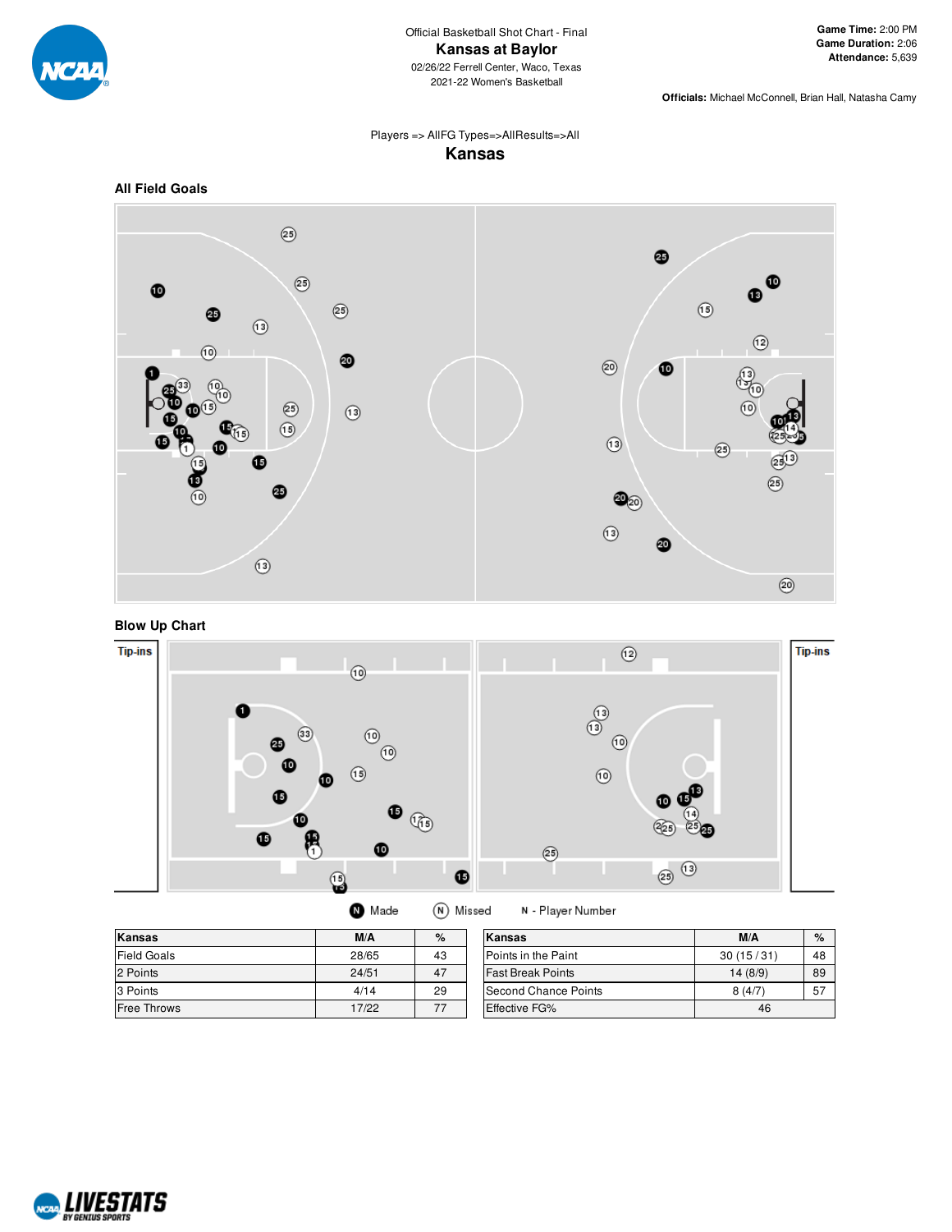Official Basketball Shot Chart - Final

# Kansas at Baylor

02/26/22 Ferrell Center, Waco, Texas

2021-22 Women's Basketball

**Game Time:** 2:00 PM
**Game Duration:** 2:06
**Attendance:** 5,639

**Officials:** Michael McConnell, Brian Hall, Natasha Camy

Players => AllFG Types=>AllResults=>All

## Kansas

### All Field Goals

### Blow Up Chart

Tip-ins

Tip-ins

Made   Missed   N - Player Number

| Kansas | M/A | % |
|---|---|---|
| Field Goals | 28/65 | 43 |
| 2 Points | 24/51 | 47 |
| 3 Points | 4/14 | 29 |
| Free Throws | 17/22 | 77 |

| Kansas | M/A | % |
|---|---|---|
| Points in the Paint | 30 (15 / 31) | 48 |
| Fast Break Points | 14 (8/9) | 89 |
| Second Chance Points | 8 (4/7) | 57 |
| Effective FG% | 46 | |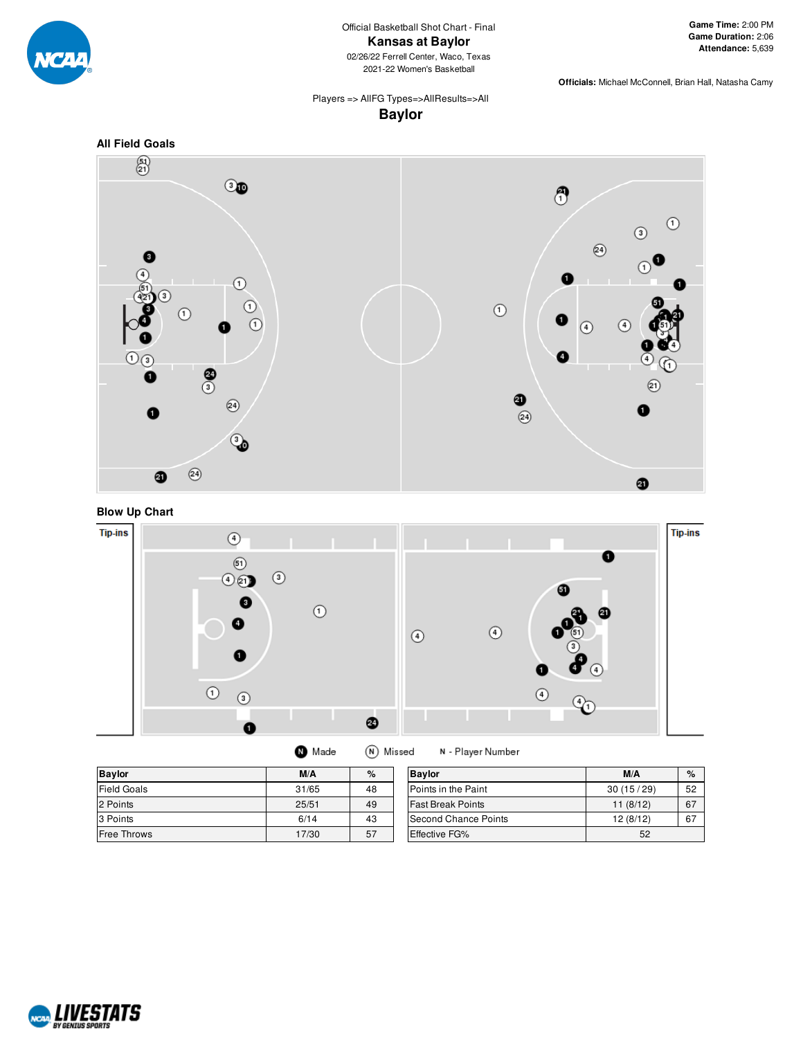Official Basketball Shot Chart - Final

# Kansas at Baylor

02/26/22 Ferrell Center, Waco, Texas
2021-22 Women's Basketball

**Game Time:** 2:00 PM
**Game Duration:** 2:06
**Attendance:** 5,639

**Officials:** Michael McConnell, Brian Hall, Natasha Camy

Players => AllFG Types=>AllResults=>All

## Baylor

### All Field Goals

### Blow Up Chart

Tip-ins

Tip-ins

Made  Missed  N - Player Number

| Baylor | M/A | % |
|---|---|---|
| Field Goals | 31/65 | 48 |
| 2 Points | 25/51 | 49 |
| 3 Points | 6/14 | 43 |
| Free Throws | 17/30 | 57 |

| Baylor | M/A | % |
|---|---|---|
| Points in the Paint | 30 (15 / 29) | 52 |
| Fast Break Points | 11 (8/12) | 67 |
| Second Chance Points | 12 (8/12) | 67 |
| Effective FG% | 52 | |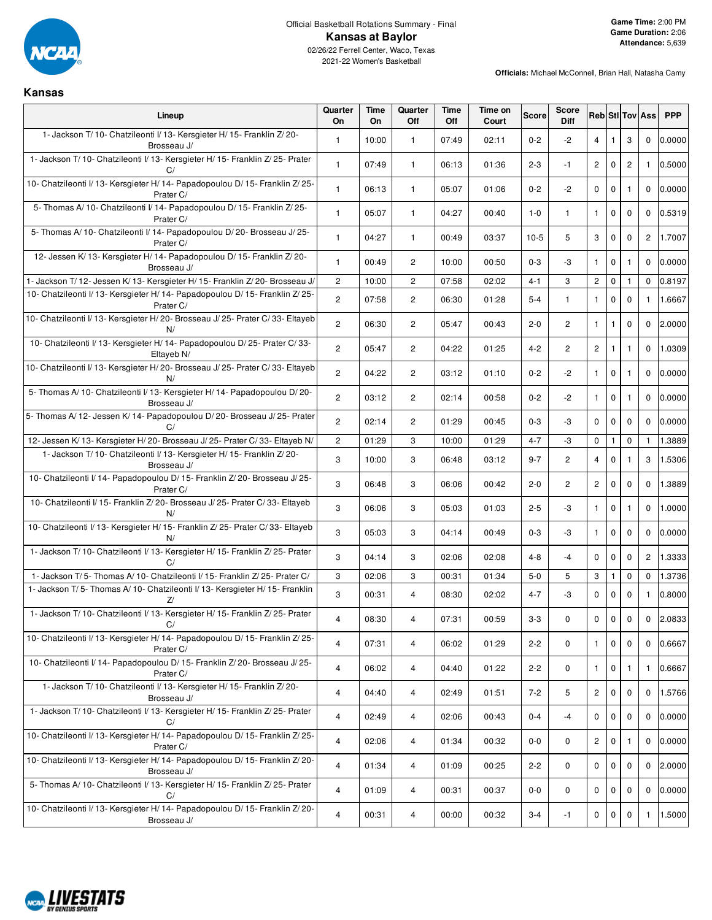Official Basketball Rotations Summary - Final

# Kansas at Baylor

02/26/22 Ferrell Center, Waco, Texas
2021-22 Women's Basketball

**Game Time:** 2:00 PM
**Game Duration:** 2:06
**Attendance:** 5,639

**Officials:** Michael McConnell, Brian Hall, Natasha Camy

## Kansas

| Lineup | Quarter On | Time On | Quarter Off | Time Off | Time on Court | Score | Score Diff | Reb | Stl | Tov | Ass | PPP |
|---|---|---|---|---|---|---|---|---|---|---|---|---|
| 1- Jackson T/ 10- Chatzileonti I/ 13- Kersgieter H/ 15- Franklin Z/ 20- Brosseau J/ | 1 | 10:00 | 1 | 07:49 | 02:11 | 0-2 | -2 | 4 | 1 | 3 | 0 | 0.0000 |
| 1- Jackson T/ 10- Chatzileonti I/ 13- Kersgieter H/ 15- Franklin Z/ 25- Prater C/ | 1 | 07:49 | 1 | 06:13 | 01:36 | 2-3 | -1 | 2 | 0 | 2 | 1 | 0.5000 |
| 10- Chatzileonti I/ 13- Kersgieter H/ 14- Papadopoulou D/ 15- Franklin Z/ 25- Prater C/ | 1 | 06:13 | 1 | 05:07 | 01:06 | 0-2 | -2 | 0 | 0 | 1 | 0 | 0.0000 |
| 5- Thomas A/ 10- Chatzileonti I/ 14- Papadopoulou D/ 15- Franklin Z/ 25- Prater C/ | 1 | 05:07 | 1 | 04:27 | 00:40 | 1-0 | 1 | 1 | 0 | 0 | 0 | 0.5319 |
| 5- Thomas A/ 10- Chatzileonti I/ 14- Papadopoulou D/ 20- Brosseau J/ 25- Prater C/ | 1 | 04:27 | 1 | 00:49 | 03:37 | 10-5 | 5 | 3 | 0 | 0 | 2 | 1.7007 |
| 12- Jessen K/ 13- Kersgieter H/ 14- Papadopoulou D/ 15- Franklin Z/ 20- Brosseau J/ | 1 | 00:49 | 2 | 10:00 | 00:50 | 0-3 | -3 | 1 | 0 | 1 | 0 | 0.0000 |
| 1- Jackson T/ 12- Jessen K/ 13- Kersgieter H/ 15- Franklin Z/ 20- Brosseau J/ | 2 | 10:00 | 2 | 07:58 | 02:02 | 4-1 | 3 | 2 | 0 | 1 | 0 | 0.8197 |
| 10- Chatzileonti I/ 13- Kersgieter H/ 14- Papadopoulou D/ 15- Franklin Z/ 25- Prater C/ | 2 | 07:58 | 2 | 06:30 | 01:28 | 5-4 | 1 | 1 | 0 | 0 | 1 | 1.6667 |
| 10- Chatzileonti I/ 13- Kersgieter H/ 20- Brosseau J/ 25- Prater C/ 33- Eltayeb N/ | 2 | 06:30 | 2 | 05:47 | 00:43 | 2-0 | 2 | 1 | 1 | 0 | 0 | 2.0000 |
| 10- Chatzileonti I/ 13- Kersgieter H/ 14- Papadopoulou D/ 25- Prater C/ 33- Eltayeb N/ | 2 | 05:47 | 2 | 04:22 | 01:25 | 4-2 | 2 | 2 | 1 | 1 | 0 | 1.0309 |
| 10- Chatzileonti I/ 13- Kersgieter H/ 20- Brosseau J/ 25- Prater C/ 33- Eltayeb N/ | 2 | 04:22 | 2 | 03:12 | 01:10 | 0-2 | -2 | 1 | 0 | 1 | 0 | 0.0000 |
| 5- Thomas A/ 10- Chatzileonti I/ 13- Kersgieter H/ 14- Papadopoulou D/ 20- Brosseau J/ | 2 | 03:12 | 2 | 02:14 | 00:58 | 0-2 | -2 | 1 | 0 | 1 | 0 | 0.0000 |
| 5- Thomas A/ 12- Jessen K/ 14- Papadopoulou D/ 20- Brosseau J/ 25- Prater C/ | 2 | 02:14 | 2 | 01:29 | 00:45 | 0-3 | -3 | 0 | 0 | 0 | 0 | 0.0000 |
| 12- Jessen K/ 13- Kersgieter H/ 20- Brosseau J/ 25- Prater C/ 33- Eltayeb N/ | 2 | 01:29 | 3 | 10:00 | 01:29 | 4-7 | -3 | 0 | 1 | 0 | 1 | 1.3889 |
| 1- Jackson T/ 10- Chatzileonti I/ 13- Kersgieter H/ 15- Franklin Z/ 20- Brosseau J/ | 3 | 10:00 | 3 | 06:48 | 03:12 | 9-7 | 2 | 4 | 0 | 1 | 3 | 1.5306 |
| 10- Chatzileonti I/ 14- Papadopoulou D/ 15- Franklin Z/ 20- Brosseau J/ 25- Prater C/ | 3 | 06:48 | 3 | 06:06 | 00:42 | 2-0 | 2 | 2 | 0 | 0 | 0 | 1.3889 |
| 10- Chatzileonti I/ 15- Franklin Z/ 20- Brosseau J/ 25- Prater C/ 33- Eltayeb N/ | 3 | 06:06 | 3 | 05:03 | 01:03 | 2-5 | -3 | 1 | 0 | 1 | 0 | 1.0000 |
| 10- Chatzileonti I/ 13- Kersgieter H/ 15- Franklin Z/ 25- Prater C/ 33- Eltayeb N/ | 3 | 05:03 | 3 | 04:14 | 00:49 | 0-3 | -3 | 1 | 0 | 0 | 0 | 0.0000 |
| 1- Jackson T/ 10- Chatzileonti I/ 13- Kersgieter H/ 15- Franklin Z/ 25- Prater C/ | 3 | 04:14 | 3 | 02:06 | 02:08 | 4-8 | -4 | 0 | 0 | 0 | 2 | 1.3333 |
| 1- Jackson T/ 5- Thomas A/ 10- Chatzileonti I/ 15- Franklin Z/ 25- Prater C/ | 3 | 02:06 | 3 | 00:31 | 01:34 | 5-0 | 5 | 3 | 1 | 0 | 0 | 1.3736 |
| 1- Jackson T/ 5- Thomas A/ 10- Chatzileonti I/ 13- Kersgieter H/ 15- Franklin Z/ | 3 | 00:31 | 4 | 08:30 | 02:02 | 4-7 | -3 | 0 | 0 | 0 | 1 | 0.8000 |
| 1- Jackson T/ 10- Chatzileonti I/ 13- Kersgieter H/ 15- Franklin Z/ 25- Prater C/ | 4 | 08:30 | 4 | 07:31 | 00:59 | 3-3 | 0 | 0 | 0 | 0 | 0 | 2.0833 |
| 10- Chatzileonti I/ 13- Kersgieter H/ 14- Papadopoulou D/ 15- Franklin Z/ 25- Prater C/ | 4 | 07:31 | 4 | 06:02 | 01:29 | 2-2 | 0 | 1 | 0 | 0 | 0 | 0.6667 |
| 10- Chatzileonti I/ 14- Papadopoulou D/ 15- Franklin Z/ 20- Brosseau J/ 25- Prater C/ | 4 | 06:02 | 4 | 04:40 | 01:22 | 2-2 | 0 | 1 | 0 | 1 | 1 | 0.6667 |
| 1- Jackson T/ 10- Chatzileonti I/ 13- Kersgieter H/ 15- Franklin Z/ 20- Brosseau J/ | 4 | 04:40 | 4 | 02:49 | 01:51 | 7-2 | 5 | 2 | 0 | 0 | 0 | 1.5766 |
| 1- Jackson T/ 10- Chatzileonti I/ 13- Kersgieter H/ 15- Franklin Z/ 25- Prater C/ | 4 | 02:49 | 4 | 02:06 | 00:43 | 0-4 | -4 | 0 | 0 | 0 | 0 | 0.0000 |
| 10- Chatzileonti I/ 13- Kersgieter H/ 14- Papadopoulou D/ 15- Franklin Z/ 25- Prater C/ | 4 | 02:06 | 4 | 01:34 | 00:32 | 0-0 | 0 | 2 | 0 | 1 | 0 | 0.0000 |
| 10- Chatzileonti I/ 13- Kersgieter H/ 14- Papadopoulou D/ 15- Franklin Z/ 20- Brosseau J/ | 4 | 01:34 | 4 | 01:09 | 00:25 | 2-2 | 0 | 0 | 0 | 0 | 0 | 2.0000 |
| 5- Thomas A/ 10- Chatzileonti I/ 13- Kersgieter H/ 15- Franklin Z/ 25- Prater C/ | 4 | 01:09 | 4 | 00:31 | 00:37 | 0-0 | 0 | 0 | 0 | 0 | 0 | 0.0000 |
| 10- Chatzileonti I/ 13- Kersgieter H/ 14- Papadopoulou D/ 15- Franklin Z/ 20- Brosseau J/ | 4 | 00:31 | 4 | 00:00 | 00:32 | 3-4 | -1 | 0 | 0 | 0 | 1 | 1.5000 |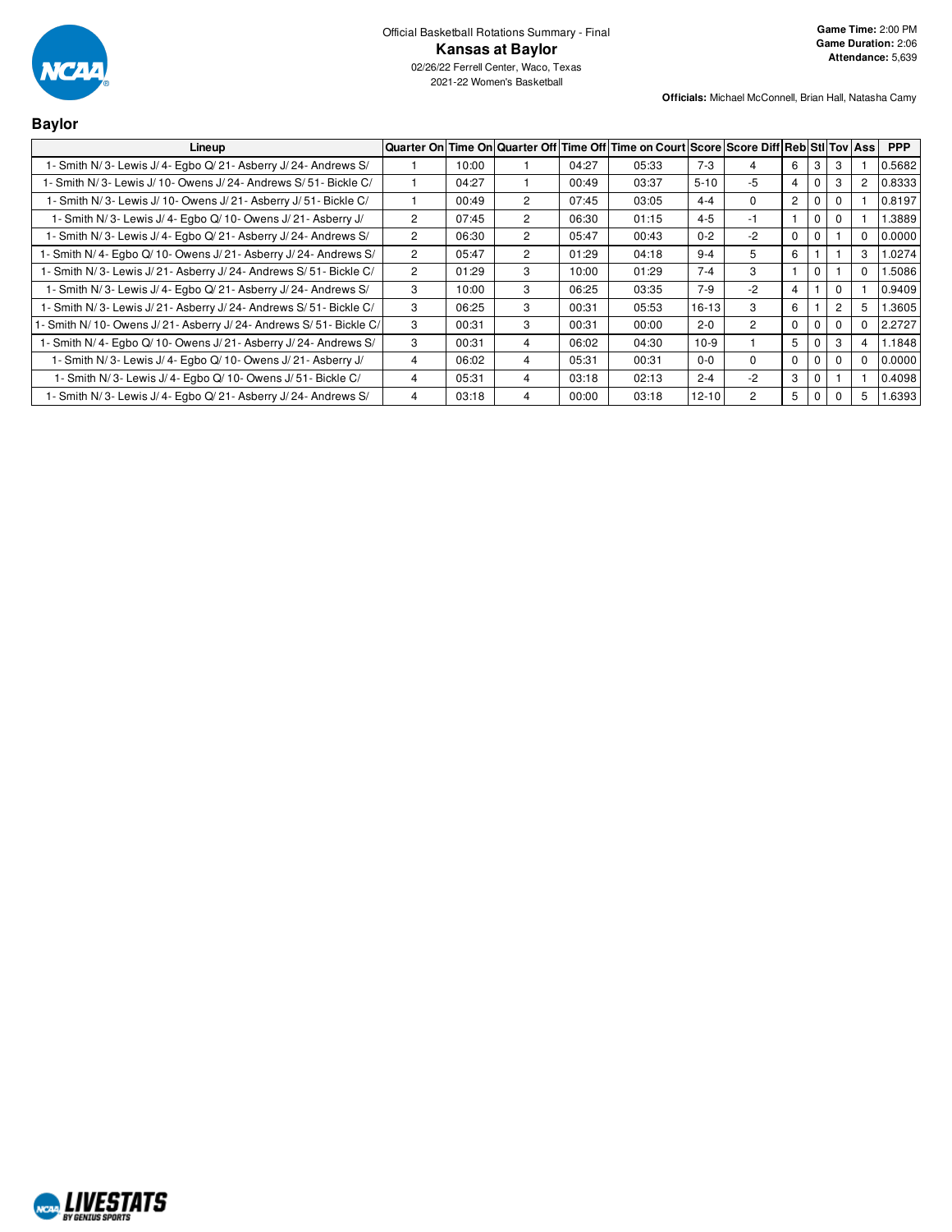Official Basketball Rotations Summary - Final

# Kansas at Baylor

02/26/22 Ferrell Center, Waco, Texas
2021-22 Women's Basketball

**Game Time:** 2:00 PM
**Game Duration:** 2:06
**Attendance:** 5,639

**Officials:** Michael McConnell, Brian Hall, Natasha Camy

## Baylor

| Lineup | Quarter On | Time On | Quarter Off | Time Off | Time on Court | Score | Score Diff | Reb | Stl | Tov | Ass | PPP |
|---|---|---|---|---|---|---|---|---|---|---|---|---|
| 1- Smith N/ 3- Lewis J/ 4- Egbo Q/ 21- Asberry J/ 24- Andrews S/ | 1 | 10:00 | 1 | 04:27 | 05:33 | 7-3 | 4 | 6 | 3 | 3 | 1 | 0.5682 |
| 1- Smith N/ 3- Lewis J/ 10- Owens J/ 24- Andrews S/ 51- Bickle C/ | 1 | 04:27 | 1 | 00:49 | 03:37 | 5-10 | -5 | 4 | 0 | 3 | 2 | 0.8333 |
| 1- Smith N/ 3- Lewis J/ 10- Owens J/ 21- Asberry J/ 51- Bickle C/ | 1 | 00:49 | 2 | 07:45 | 03:05 | 4-4 | 0 | 2 | 0 | 0 | 1 | 0.8197 |
| 1- Smith N/ 3- Lewis J/ 4- Egbo Q/ 10- Owens J/ 21- Asberry J/ | 2 | 07:45 | 2 | 06:30 | 01:15 | 4-5 | -1 | 1 | 0 | 0 | 1 | 1.3889 |
| 1- Smith N/ 3- Lewis J/ 4- Egbo Q/ 21- Asberry J/ 24- Andrews S/ | 2 | 06:30 | 2 | 05:47 | 00:43 | 0-2 | -2 | 0 | 0 | 1 | 0 | 0.0000 |
| 1- Smith N/ 4- Egbo Q/ 10- Owens J/ 21- Asberry J/ 24- Andrews S/ | 2 | 05:47 | 2 | 01:29 | 04:18 | 9-4 | 5 | 6 | 1 | 1 | 3 | 1.0274 |
| 1- Smith N/ 3- Lewis J/ 21- Asberry J/ 24- Andrews S/ 51- Bickle C/ | 2 | 01:29 | 3 | 10:00 | 01:29 | 7-4 | 3 | 1 | 0 | 1 | 0 | 1.5086 |
| 1- Smith N/ 3- Lewis J/ 4- Egbo Q/ 21- Asberry J/ 24- Andrews S/ | 3 | 10:00 | 3 | 06:25 | 03:35 | 7-9 | -2 | 4 | 1 | 0 | 1 | 0.9409 |
| 1- Smith N/ 3- Lewis J/ 21- Asberry J/ 24- Andrews S/ 51- Bickle C/ | 3 | 06:25 | 3 | 00:31 | 05:53 | 16-13 | 3 | 6 | 1 | 2 | 5 | 1.3605 |
| 1- Smith N/ 10- Owens J/ 21- Asberry J/ 24- Andrews S/ 51- Bickle C/ | 3 | 00:31 | 3 | 00:31 | 00:00 | 2-0 | 2 | 0 | 0 | 0 | 0 | 2.2727 |
| 1- Smith N/ 4- Egbo Q/ 10- Owens J/ 21- Asberry J/ 24- Andrews S/ | 3 | 00:31 | 4 | 06:02 | 04:30 | 10-9 | 1 | 5 | 0 | 3 | 4 | 1.1848 |
| 1- Smith N/ 3- Lewis J/ 4- Egbo Q/ 10- Owens J/ 21- Asberry J/ | 4 | 06:02 | 4 | 05:31 | 00:31 | 0-0 | 0 | 0 | 0 | 0 | 0 | 0.0000 |
| 1- Smith N/ 3- Lewis J/ 4- Egbo Q/ 10- Owens J/ 51- Bickle C/ | 4 | 05:31 | 4 | 03:18 | 02:13 | 2-4 | -2 | 3 | 0 | 1 | 1 | 0.4098 |
| 1- Smith N/ 3- Lewis J/ 4- Egbo Q/ 21- Asberry J/ 24- Andrews S/ | 4 | 03:18 | 4 | 00:00 | 03:18 | 12-10 | 2 | 5 | 0 | 0 | 5 | 1.6393 |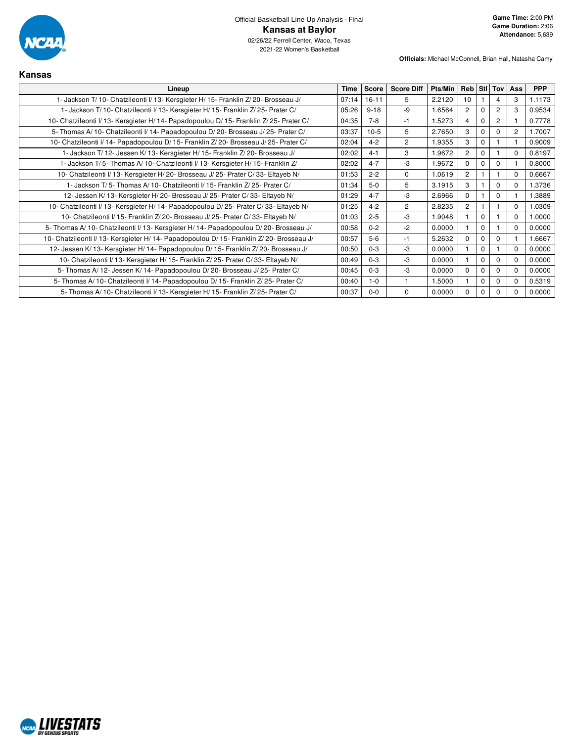Official Basketball Line Up Analysis - Final

# Kansas at Baylor

02/26/22 Ferrell Center, Waco, Texas
2021-22 Women's Basketball

**Game Time:** 2:00 PM
**Game Duration:** 2:06
**Attendance:** 5,639

**Officials:** Michael McConnell, Brian Hall, Natasha Camy

## Kansas

| Lineup | Time | Score | Score Diff | Pts/Min | Reb | Stl | Tov | Ass | PPP |
|---|---|---|---|---|---|---|---|---|---|
| 1- Jackson T/ 10- Chatzileonti I/ 13- Kersgieter H/ 15- Franklin Z/ 20- Brosseau J/ | 07:14 | 16-11 | 5 | 2.2120 | 10 | 1 | 4 | 3 | 1.1173 |
| 1- Jackson T/ 10- Chatzileonti I/ 13- Kersgieter H/ 15- Franklin Z/ 25- Prater C/ | 05:26 | 9-18 | -9 | 1.6564 | 2 | 0 | 2 | 3 | 0.9534 |
| 10- Chatzileonti I/ 13- Kersgieter H/ 14- Papadopoulou D/ 15- Franklin Z/ 25- Prater C/ | 04:35 | 7-8 | -1 | 1.5273 | 4 | 0 | 2 | 1 | 0.7778 |
| 5- Thomas A/ 10- Chatzileonti I/ 14- Papadopoulou D/ 20- Brosseau J/ 25- Prater C/ | 03:37 | 10-5 | 5 | 2.7650 | 3 | 0 | 0 | 2 | 1.7007 |
| 10- Chatzileonti I/ 14- Papadopoulou D/ 15- Franklin Z/ 20- Brosseau J/ 25- Prater C/ | 02:04 | 4-2 | 2 | 1.9355 | 3 | 0 | 1 | 1 | 0.9009 |
| 1- Jackson T/ 12- Jessen K/ 13- Kersgieter H/ 15- Franklin Z/ 20- Brosseau J/ | 02:02 | 4-1 | 3 | 1.9672 | 2 | 0 | 1 | 0 | 0.8197 |
| 1- Jackson T/ 5- Thomas A/ 10- Chatzileonti I/ 13- Kersgieter H/ 15- Franklin Z/ | 02:02 | 4-7 | -3 | 1.9672 | 0 | 0 | 0 | 1 | 0.8000 |
| 10- Chatzileonti I/ 13- Kersgieter H/ 20- Brosseau J/ 25- Prater C/ 33- Eltayeb N/ | 01:53 | 2-2 | 0 | 1.0619 | 2 | 1 | 1 | 0 | 0.6667 |
| 1- Jackson T/ 5- Thomas A/ 10- Chatzileonti I/ 15- Franklin Z/ 25- Prater C/ | 01:34 | 5-0 | 5 | 3.1915 | 3 | 1 | 0 | 0 | 1.3736 |
| 12- Jessen K/ 13- Kersgieter H/ 20- Brosseau J/ 25- Prater C/ 33- Eltayeb N/ | 01:29 | 4-7 | -3 | 2.6966 | 0 | 1 | 0 | 1 | 1.3889 |
| 10- Chatzileonti I/ 13- Kersgieter H/ 14- Papadopoulou D/ 25- Prater C/ 33- Eltayeb N/ | 01:25 | 4-2 | 2 | 2.8235 | 2 | 1 | 1 | 0 | 1.0309 |
| 10- Chatzileonti I/ 15- Franklin Z/ 20- Brosseau J/ 25- Prater C/ 33- Eltayeb N/ | 01:03 | 2-5 | -3 | 1.9048 | 1 | 0 | 1 | 0 | 1.0000 |
| 5- Thomas A/ 10- Chatzileonti I/ 13- Kersgieter H/ 14- Papadopoulou D/ 20- Brosseau J/ | 00:58 | 0-2 | -2 | 0.0000 | 1 | 0 | 1 | 0 | 0.0000 |
| 10- Chatzileonti I/ 13- Kersgieter H/ 14- Papadopoulou D/ 15- Franklin Z/ 20- Brosseau J/ | 00:57 | 5-6 | -1 | 5.2632 | 0 | 0 | 0 | 1 | 1.6667 |
| 12- Jessen K/ 13- Kersgieter H/ 14- Papadopoulou D/ 15- Franklin Z/ 20- Brosseau J/ | 00:50 | 0-3 | -3 | 0.0000 | 1 | 0 | 1 | 0 | 0.0000 |
| 10- Chatzileonti I/ 13- Kersgieter H/ 15- Franklin Z/ 25- Prater C/ 33- Eltayeb N/ | 00:49 | 0-3 | -3 | 0.0000 | 1 | 0 | 0 | 0 | 0.0000 |
| 5- Thomas A/ 12- Jessen K/ 14- Papadopoulou D/ 20- Brosseau J/ 25- Prater C/ | 00:45 | 0-3 | -3 | 0.0000 | 0 | 0 | 0 | 0 | 0.0000 |
| 5- Thomas A/ 10- Chatzileonti I/ 14- Papadopoulou D/ 15- Franklin Z/ 25- Prater C/ | 00:40 | 1-0 | 1 | 1.5000 | 1 | 0 | 0 | 0 | 0.5319 |
| 5- Thomas A/ 10- Chatzileonti I/ 13- Kersgieter H/ 15- Franklin Z/ 25- Prater C/ | 00:37 | 0-0 | 0 | 0.0000 | 0 | 0 | 0 | 0 | 0.0000 |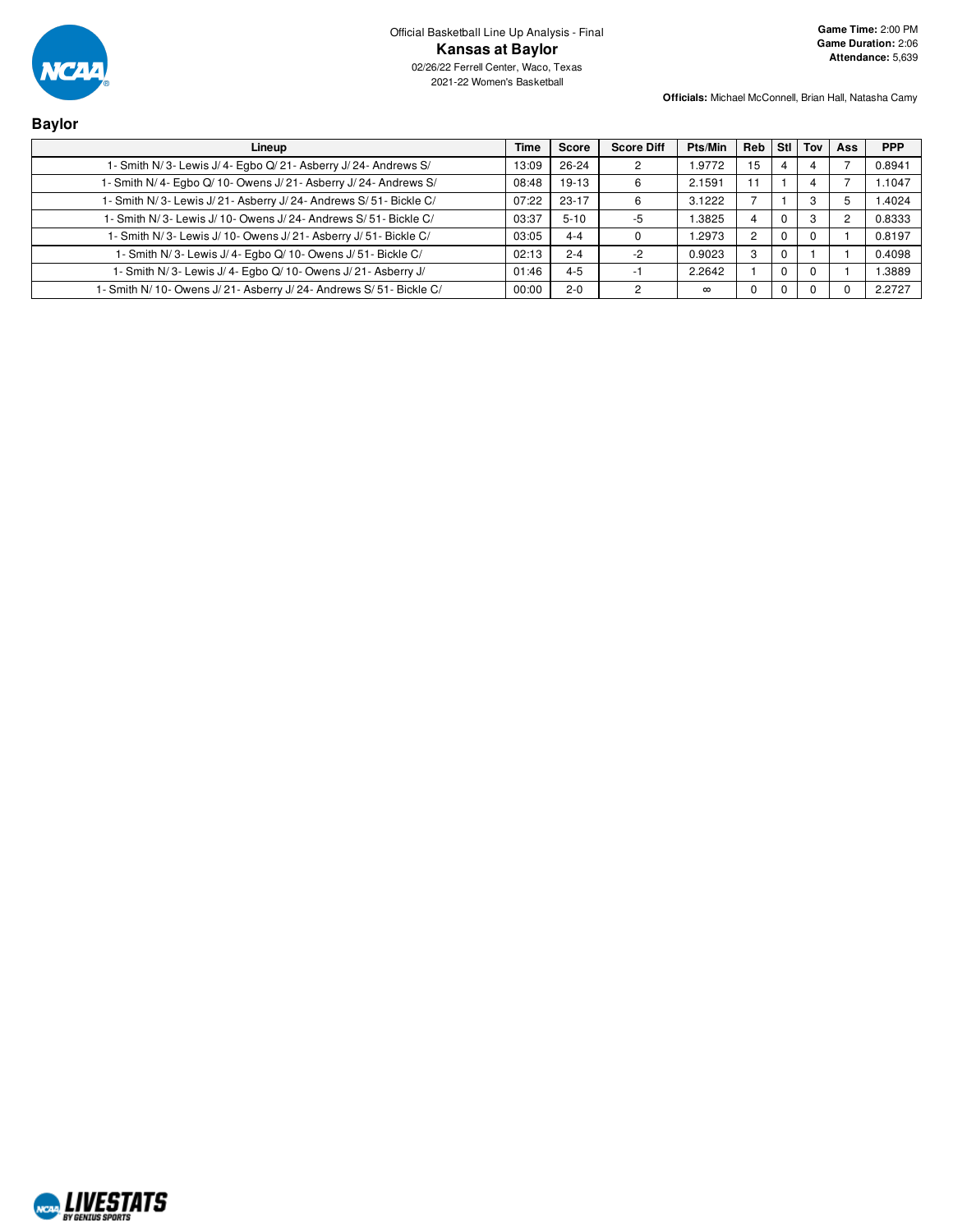Official Basketball Line Up Analysis - Final

# Kansas at Baylor

02/26/22 Ferrell Center, Waco, Texas
2021-22 Women's Basketball

**Game Time:** 2:00 PM
**Game Duration:** 2:06
**Attendance:** 5,639

**Officials:** Michael McConnell, Brian Hall, Natasha Camy

## Baylor

| Lineup | Time | Score | Score Diff | Pts/Min | Reb | Stl | Tov | Ass | PPP |
|---|---|---|---|---|---|---|---|---|---|
| 1- Smith N/ 3- Lewis J/ 4- Egbo Q/ 21- Asberry J/ 24- Andrews S/ | 13:09 | 26-24 | 2 | 1.9772 | 15 | 4 | 4 | 7 | 0.8941 |
| 1- Smith N/ 4- Egbo Q/ 10- Owens J/ 21- Asberry J/ 24- Andrews S/ | 08:48 | 19-13 | 6 | 2.1591 | 11 | 1 | 4 | 7 | 1.1047 |
| 1- Smith N/ 3- Lewis J/ 21- Asberry J/ 24- Andrews S/ 51- Bickle C/ | 07:22 | 23-17 | 6 | 3.1222 | 7 | 1 | 3 | 5 | 1.4024 |
| 1- Smith N/ 3- Lewis J/ 10- Owens J/ 24- Andrews S/ 51- Bickle C/ | 03:37 | 5-10 | -5 | 1.3825 | 4 | 0 | 3 | 2 | 0.8333 |
| 1- Smith N/ 3- Lewis J/ 10- Owens J/ 21- Asberry J/ 51- Bickle C/ | 03:05 | 4-4 | 0 | 1.2973 | 2 | 0 | 0 | 1 | 0.8197 |
| 1- Smith N/ 3- Lewis J/ 4- Egbo Q/ 10- Owens J/ 51- Bickle C/ | 02:13 | 2-4 | -2 | 0.9023 | 3 | 0 | 1 | 1 | 0.4098 |
| 1- Smith N/ 3- Lewis J/ 4- Egbo Q/ 10- Owens J/ 21- Asberry J/ | 01:46 | 4-5 | -1 | 2.2642 | 1 | 0 | 0 | 1 | 1.3889 |
| 1- Smith N/ 10- Owens J/ 21- Asberry J/ 24- Andrews S/ 51- Bickle C/ | 00:00 | 2-0 | 2 | ∞ | 0 | 0 | 0 | 0 | 2.2727 |